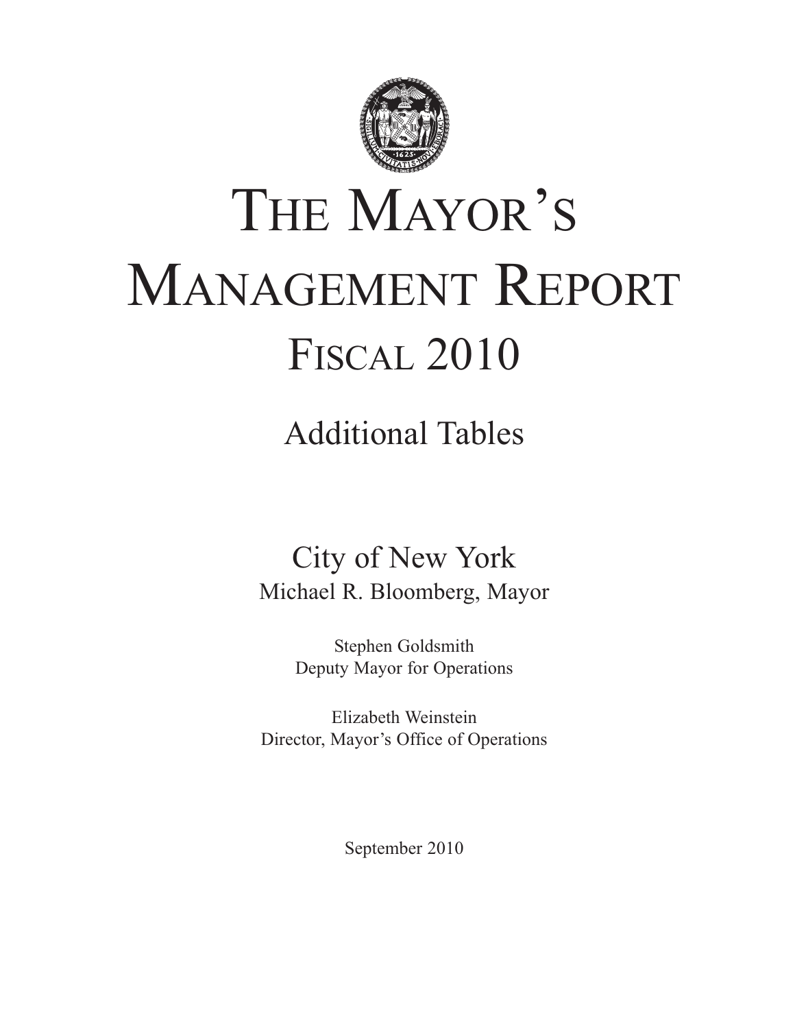# The Mayor's Management Report

## Fiscal 2010

### Additional Tables

City of New York

Michael R. Bloomberg, Mayor

Stephen Goldsmith
Deputy Mayor for Operations

Elizabeth Weinstein
Director, Mayor's Office of Operations

September 2010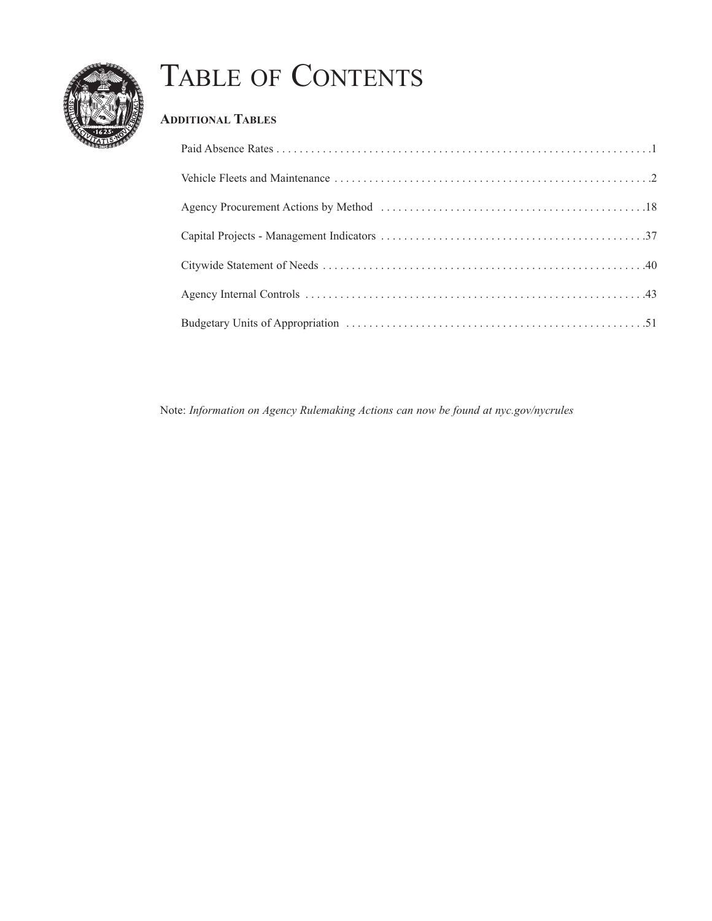# Table of Contents

## Additional Tables

| Section | Page |
| --- | --- |
| Paid Absence Rates | 1 |
| Vehicle Fleets and Maintenance | 2 |
| Agency Procurement Actions by Method | 18 |
| Capital Projects - Management Indicators | 37 |
| Citywide Statement of Needs | 40 |
| Agency Internal Controls | 43 |
| Budgetary Units of Appropriation | 51 |

Note: *Information on Agency Rulemaking Actions can now be found at nyc.gov/nycrules*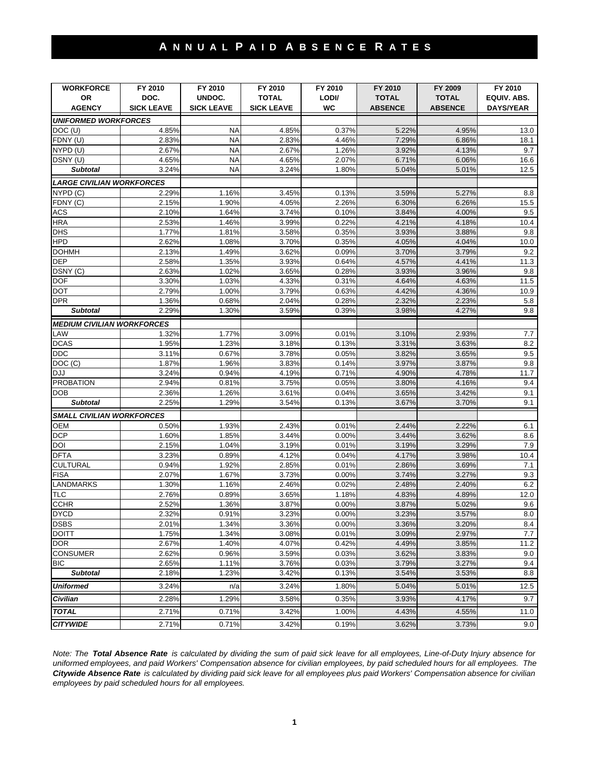# ANNUAL PAID ABSENCE RATES

| WORKFORCE OR AGENCY | FY 2010 DOC. SICK LEAVE | FY 2010 UNDOC. SICK LEAVE | FY 2010 TOTAL SICK LEAVE | FY 2010 LODI/ WC | FY 2010 TOTAL ABSENCE | FY 2009 TOTAL ABSENCE | FY 2010 EQUIV. ABS. DAYS/YEAR |
|---|---|---|---|---|---|---|---|
| ***UNIFORMED WORKFORCES*** | | | | | | | |
| DOC (U) | 4.85% | NA | 4.85% | 0.37% | 5.22% | 4.95% | 13.0 |
| FDNY (U) | 2.83% | NA | 2.83% | 4.46% | 7.29% | 6.86% | 18.1 |
| NYPD (U) | 2.67% | NA | 2.67% | 1.26% | 3.92% | 4.13% | 9.7 |
| DSNY (U) | 4.65% | NA | 4.65% | 2.07% | 6.71% | 6.06% | 16.6 |
| ***Subtotal*** | 3.24% | NA | 3.24% | 1.80% | 5.04% | 5.01% | 12.5 |
| ***LARGE CIVILIAN WORKFORCES*** | | | | | | | |
| NYPD (C) | 2.29% | 1.16% | 3.45% | 0.13% | 3.59% | 5.27% | 8.8 |
| FDNY (C) | 2.15% | 1.90% | 4.05% | 2.26% | 6.30% | 6.26% | 15.5 |
| ACS | 2.10% | 1.64% | 3.74% | 0.10% | 3.84% | 4.00% | 9.5 |
| HRA | 2.53% | 1.46% | 3.99% | 0.22% | 4.21% | 4.18% | 10.4 |
| DHS | 1.77% | 1.81% | 3.58% | 0.35% | 3.93% | 3.88% | 9.8 |
| HPD | 2.62% | 1.08% | 3.70% | 0.35% | 4.05% | 4.04% | 10.0 |
| DOHMH | 2.13% | 1.49% | 3.62% | 0.09% | 3.70% | 3.79% | 9.2 |
| DEP | 2.58% | 1.35% | 3.93% | 0.64% | 4.57% | 4.41% | 11.3 |
| DSNY (C) | 2.63% | 1.02% | 3.65% | 0.28% | 3.93% | 3.96% | 9.8 |
| DOF | 3.30% | 1.03% | 4.33% | 0.31% | 4.64% | 4.63% | 11.5 |
| DOT | 2.79% | 1.00% | 3.79% | 0.63% | 4.42% | 4.36% | 10.9 |
| DPR | 1.36% | 0.68% | 2.04% | 0.28% | 2.32% | 2.23% | 5.8 |
| ***Subtotal*** | 2.29% | 1.30% | 3.59% | 0.39% | 3.98% | 4.27% | 9.8 |
| ***MEDIUM CIVILIAN WORKFORCES*** | | | | | | | |
| LAW | 1.32% | 1.77% | 3.09% | 0.01% | 3.10% | 2.93% | 7.7 |
| DCAS | 1.95% | 1.23% | 3.18% | 0.13% | 3.31% | 3.63% | 8.2 |
| DDC | 3.11% | 0.67% | 3.78% | 0.05% | 3.82% | 3.65% | 9.5 |
| DOC (C) | 1.87% | 1.96% | 3.83% | 0.14% | 3.97% | 3.87% | 9.8 |
| DJJ | 3.24% | 0.94% | 4.19% | 0.71% | 4.90% | 4.78% | 11.7 |
| PROBATION | 2.94% | 0.81% | 3.75% | 0.05% | 3.80% | 4.16% | 9.4 |
| DOB | 2.36% | 1.26% | 3.61% | 0.04% | 3.65% | 3.42% | 9.1 |
| ***Subtotal*** | 2.25% | 1.29% | 3.54% | 0.13% | 3.67% | 3.70% | 9.1 |
| ***SMALL CIVILIAN WORKFORCES*** | | | | | | | |
| OEM | 0.50% | 1.93% | 2.43% | 0.01% | 2.44% | 2.22% | 6.1 |
| DCP | 1.60% | 1.85% | 3.44% | 0.00% | 3.44% | 3.62% | 8.6 |
| DOI | 2.15% | 1.04% | 3.19% | 0.01% | 3.19% | 3.29% | 7.9 |
| DFTA | 3.23% | 0.89% | 4.12% | 0.04% | 4.17% | 3.98% | 10.4 |
| CULTURAL | 0.94% | 1.92% | 2.85% | 0.01% | 2.86% | 3.69% | 7.1 |
| FISA | 2.07% | 1.67% | 3.73% | 0.00% | 3.74% | 3.27% | 9.3 |
| LANDMARKS | 1.30% | 1.16% | 2.46% | 0.02% | 2.48% | 2.40% | 6.2 |
| TLC | 2.76% | 0.89% | 3.65% | 1.18% | 4.83% | 4.89% | 12.0 |
| CCHR | 2.52% | 1.36% | 3.87% | 0.00% | 3.87% | 5.02% | 9.6 |
| DYCD | 2.32% | 0.91% | 3.23% | 0.00% | 3.23% | 3.57% | 8.0 |
| DSBS | 2.01% | 1.34% | 3.36% | 0.00% | 3.36% | 3.20% | 8.4 |
| DOITT | 1.75% | 1.34% | 3.08% | 0.01% | 3.09% | 2.97% | 7.7 |
| DOR | 2.67% | 1.40% | 4.07% | 0.42% | 4.49% | 3.85% | 11.2 |
| CONSUMER | 2.62% | 0.96% | 3.59% | 0.03% | 3.62% | 3.83% | 9.0 |
| BIC | 2.65% | 1.11% | 3.76% | 0.03% | 3.79% | 3.27% | 9.4 |
| ***Subtotal*** | 2.18% | 1.23% | 3.42% | 0.13% | 3.54% | 3.53% | 8.8 |
| ***Uniformed*** | 3.24% | n/a | 3.24% | 1.80% | 5.04% | 5.01% | 12.5 |
| ***Civilian*** | 2.28% | 1.29% | 3.58% | 0.35% | 3.93% | 4.17% | 9.7 |
| ***TOTAL*** | 2.71% | 0.71% | 3.42% | 1.00% | 4.43% | 4.55% | 11.0 |
| ***CITYWIDE*** | 2.71% | 0.71% | 3.42% | 0.19% | 3.62% | 3.73% | 9.0 |

*Note: The* ***Total Absence Rate*** *is calculated by dividing the sum of paid sick leave for all employees, Line-of-Duty Injury absence for uniformed employees, and paid Workers' Compensation absence for civilian employees, by paid scheduled hours for all employees. The* ***Citywide Absence Rate*** *is calculated by dividing paid sick leave for all employees plus paid Workers' Compensation absence for civilian employees by paid scheduled hours for all employees.*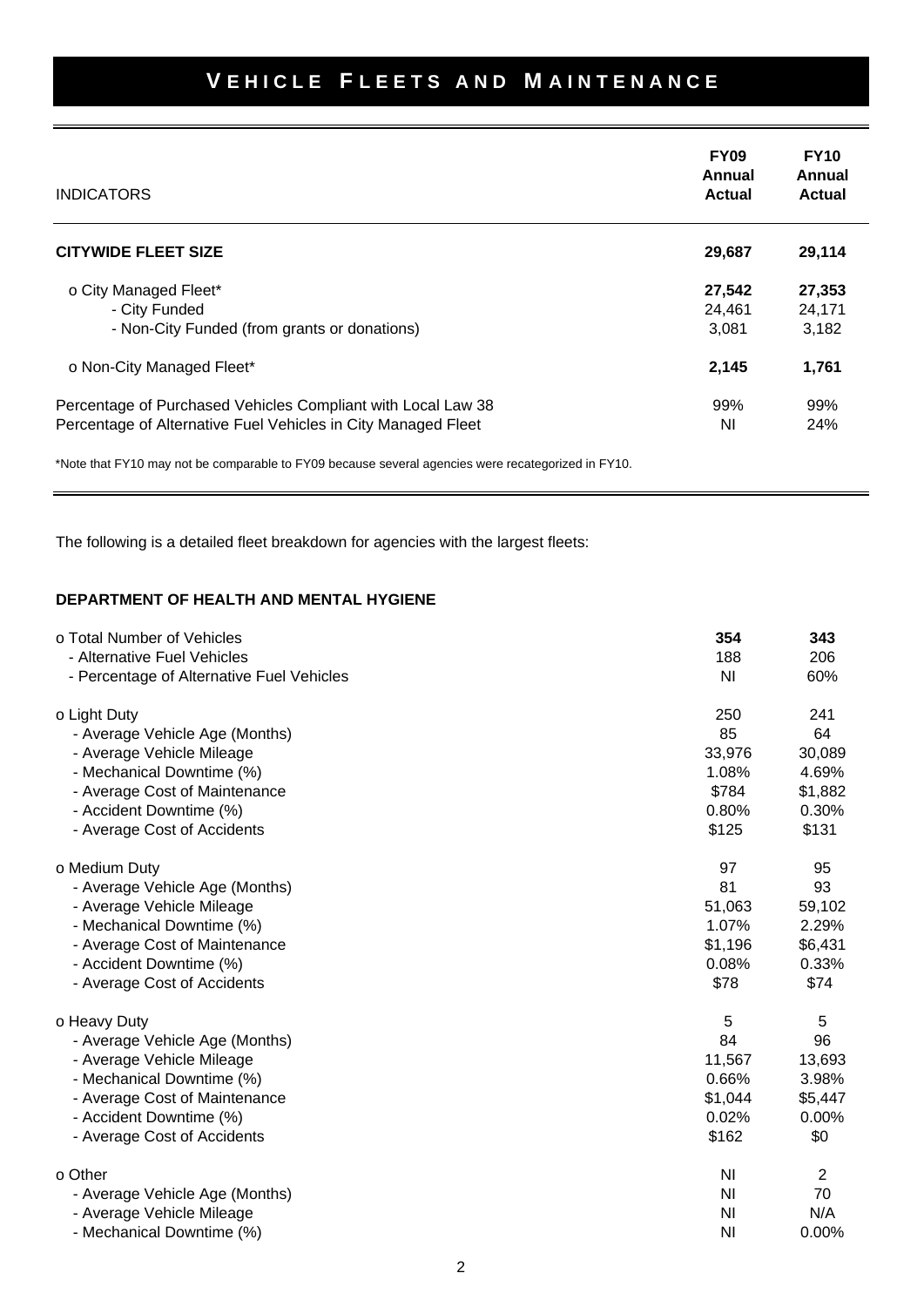# Vehicle Fleets and Maintenance

| INDICATORS | FY09 Annual Actual | FY10 Annual Actual |
|---|---|---|
| **CITYWIDE FLEET SIZE** | **29,687** | **29,114** |
| o City Managed Fleet* | **27,542** | **27,353** |
| - City Funded | 24,461 | 24,171 |
| - Non-City Funded (from grants or donations) | 3,081 | 3,182 |
| o Non-City Managed Fleet* | **2,145** | **1,761** |
| Percentage of Purchased Vehicles Compliant with Local Law 38 | 99% | 99% |
| Percentage of Alternative Fuel Vehicles in City Managed Fleet | NI | 24% |

*Note that FY10 may not be comparable to FY09 because several agencies were recategorized in FY10.

The following is a detailed fleet breakdown for agencies with the largest fleets:

**DEPARTMENT OF HEALTH AND MENTAL HYGIENE**

| | FY09 | FY10 |
|---|---|---|
| o Total Number of Vehicles | **354** | **343** |
| - Alternative Fuel Vehicles | 188 | 206 |
| - Percentage of Alternative Fuel Vehicles | NI | 60% |
| o Light Duty | 250 | 241 |
| - Average Vehicle Age (Months) | 85 | 64 |
| - Average Vehicle Mileage | 33,976 | 30,089 |
| - Mechanical Downtime (%) | 1.08% | 4.69% |
| - Average Cost of Maintenance | $784 | $1,882 |
| - Accident Downtime (%) | 0.80% | 0.30% |
| - Average Cost of Accidents | $125 | $131 |
| o Medium Duty | 97 | 95 |
| - Average Vehicle Age (Months) | 81 | 93 |
| - Average Vehicle Mileage | 51,063 | 59,102 |
| - Mechanical Downtime (%) | 1.07% | 2.29% |
| - Average Cost of Maintenance | $1,196 | $6,431 |
| - Accident Downtime (%) | 0.08% | 0.33% |
| - Average Cost of Accidents | $78 | $74 |
| o Heavy Duty | 5 | 5 |
| - Average Vehicle Age (Months) | 84 | 96 |
| - Average Vehicle Mileage | 11,567 | 13,693 |
| - Mechanical Downtime (%) | 0.66% | 3.98% |
| - Average Cost of Maintenance | $1,044 | $5,447 |
| - Accident Downtime (%) | 0.02% | 0.00% |
| - Average Cost of Accidents | $162 | $0 |
| o Other | NI | 2 |
| - Average Vehicle Age (Months) | NI | 70 |
| - Average Vehicle Mileage | NI | N/A |
| - Mechanical Downtime (%) | NI | 0.00% |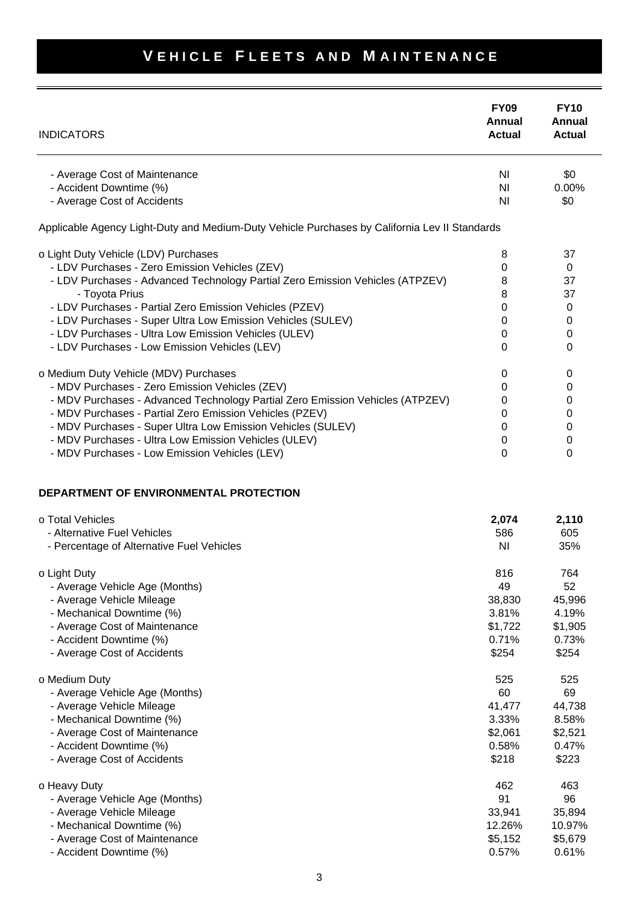# Vehicle Fleets and Maintenance

| INDICATORS | FY09 Annual Actual | FY10 Annual Actual |
|---|---|---|
| - Average Cost of Maintenance | NI | $0 |
| - Accident Downtime (%) | NI | 0.00% |
| - Average Cost of Accidents | NI | $0 |
| Applicable Agency Light-Duty and Medium-Duty Vehicle Purchases by California Lev II Standards | | |
| o Light Duty Vehicle (LDV) Purchases | 8 | 37 |
| - LDV Purchases - Zero Emission Vehicles (ZEV) | 0 | 0 |
| - LDV Purchases - Advanced Technology Partial Zero Emission Vehicles (ATPZEV) | 8 | 37 |
| - Toyota Prius | 8 | 37 |
| - LDV Purchases - Partial Zero Emission Vehicles (PZEV) | 0 | 0 |
| - LDV Purchases - Super Ultra Low Emission Vehicles (SULEV) | 0 | 0 |
| - LDV Purchases - Ultra Low Emission Vehicles (ULEV) | 0 | 0 |
| - LDV Purchases - Low Emission Vehicles (LEV) | 0 | 0 |
| o Medium Duty Vehicle (MDV) Purchases | 0 | 0 |
| - MDV Purchases - Zero Emission Vehicles (ZEV) | 0 | 0 |
| - MDV Purchases - Advanced Technology Partial Zero Emission Vehicles (ATPZEV) | 0 | 0 |
| - MDV Purchases - Partial Zero Emission Vehicles (PZEV) | 0 | 0 |
| - MDV Purchases - Super Ultra Low Emission Vehicles (SULEV) | 0 | 0 |
| - MDV Purchases - Ultra Low Emission Vehicles (ULEV) | 0 | 0 |
| - MDV Purchases - Low Emission Vehicles (LEV) | 0 | 0 |
| **DEPARTMENT OF ENVIRONMENTAL PROTECTION** | | |
| o Total Vehicles | **2,074** | **2,110** |
| - Alternative Fuel Vehicles | 586 | 605 |
| - Percentage of Alternative Fuel Vehicles | NI | 35% |
| o Light Duty | 816 | 764 |
| - Average Vehicle Age (Months) | 49 | 52 |
| - Average Vehicle Mileage | 38,830 | 45,996 |
| - Mechanical Downtime (%) | 3.81% | 4.19% |
| - Average Cost of Maintenance | $1,722 | $1,905 |
| - Accident Downtime (%) | 0.71% | 0.73% |
| - Average Cost of Accidents | $254 | $254 |
| o Medium Duty | 525 | 525 |
| - Average Vehicle Age (Months) | 60 | 69 |
| - Average Vehicle Mileage | 41,477 | 44,738 |
| - Mechanical Downtime (%) | 3.33% | 8.58% |
| - Average Cost of Maintenance | $2,061 | $2,521 |
| - Accident Downtime (%) | 0.58% | 0.47% |
| - Average Cost of Accidents | $218 | $223 |
| o Heavy Duty | 462 | 463 |
| - Average Vehicle Age (Months) | 91 | 96 |
| - Average Vehicle Mileage | 33,941 | 35,894 |
| - Mechanical Downtime (%) | 12.26% | 10.97% |
| - Average Cost of Maintenance | $5,152 | $5,679 |
| - Accident Downtime (%) | 0.57% | 0.61% |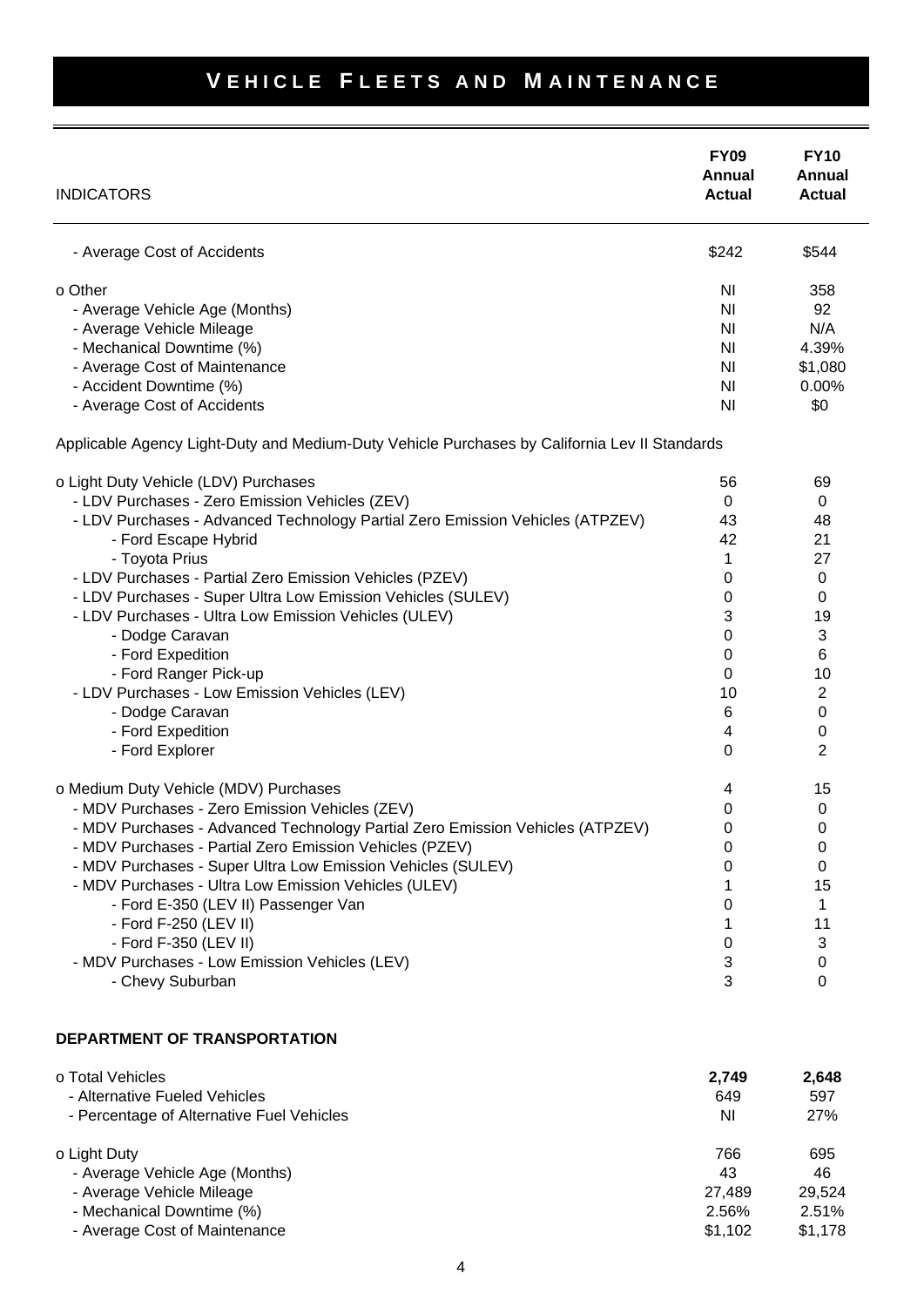# VEHICLE FLEETS AND MAINTENANCE

| INDICATORS | FY09 Annual Actual | FY10 Annual Actual |
|---|---|---|
| - Average Cost of Accidents | $242 | $544 |
| o Other | NI | 358 |
| - Average Vehicle Age (Months) | NI | 92 |
| - Average Vehicle Mileage | NI | N/A |
| - Mechanical Downtime (%) | NI | 4.39% |
| - Average Cost of Maintenance | NI | $1,080 |
| - Accident Downtime (%) | NI | 0.00% |
| - Average Cost of Accidents | NI | $0 |
| Applicable Agency Light-Duty and Medium-Duty Vehicle Purchases by California Lev II Standards | | |
| o Light Duty Vehicle (LDV) Purchases | 56 | 69 |
| - LDV Purchases - Zero Emission Vehicles (ZEV) | 0 | 0 |
| - LDV Purchases - Advanced Technology Partial Zero Emission Vehicles (ATPZEV) | 43 | 48 |
| - Ford Escape Hybrid | 42 | 21 |
| - Toyota Prius | 1 | 27 |
| - LDV Purchases - Partial Zero Emission Vehicles (PZEV) | 0 | 0 |
| - LDV Purchases - Super Ultra Low Emission Vehicles (SULEV) | 0 | 0 |
| - LDV Purchases - Ultra Low Emission Vehicles (ULEV) | 3 | 19 |
| - Dodge Caravan | 0 | 3 |
| - Ford Expedition | 0 | 6 |
| - Ford Ranger Pick-up | 0 | 10 |
| - LDV Purchases - Low Emission Vehicles (LEV) | 10 | 2 |
| - Dodge Caravan | 6 | 0 |
| - Ford Expedition | 4 | 0 |
| - Ford Explorer | 0 | 2 |
| o Medium Duty Vehicle (MDV) Purchases | 4 | 15 |
| - MDV Purchases - Zero Emission Vehicles (ZEV) | 0 | 0 |
| - MDV Purchases - Advanced Technology Partial Zero Emission Vehicles (ATPZEV) | 0 | 0 |
| - MDV Purchases - Partial Zero Emission Vehicles (PZEV) | 0 | 0 |
| - MDV Purchases - Super Ultra Low Emission Vehicles (SULEV) | 0 | 0 |
| - MDV Purchases - Ultra Low Emission Vehicles (ULEV) | 1 | 15 |
| - Ford E-350 (LEV II) Passenger Van | 0 | 1 |
| - Ford F-250 (LEV II) | 1 | 11 |
| - Ford F-350 (LEV II) | 0 | 3 |
| - MDV Purchases - Low Emission Vehicles (LEV) | 3 | 0 |
| - Chevy Suburban | 3 | 0 |
| **DEPARTMENT OF TRANSPORTATION** | | |
| o Total Vehicles | **2,749** | **2,648** |
| - Alternative Fueled Vehicles | 649 | 597 |
| - Percentage of Alternative Fuel Vehicles | NI | 27% |
| o Light Duty | 766 | 695 |
| - Average Vehicle Age (Months) | 43 | 46 |
| - Average Vehicle Mileage | 27,489 | 29,524 |
| - Mechanical Downtime (%) | 2.56% | 2.51% |
| - Average Cost of Maintenance | $1,102 | $1,178 |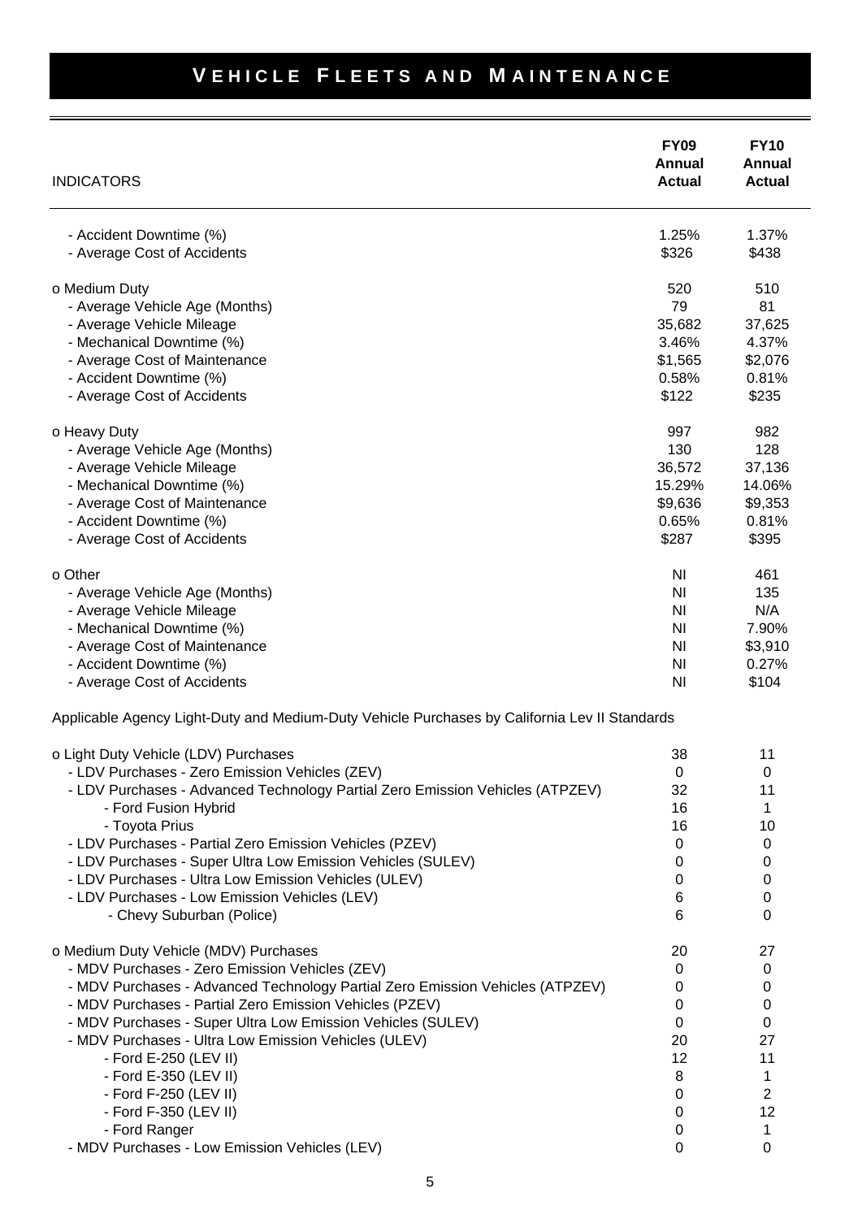# VEHICLE FLEETS AND MAINTENANCE

| INDICATORS | FY09 Annual Actual | FY10 Annual Actual |
|---|---|---|
| - Accident Downtime (%) | 1.25% | 1.37% |
| - Average Cost of Accidents | $326 | $438 |
| | | |
| o Medium Duty | 520 | 510 |
| - Average Vehicle Age (Months) | 79 | 81 |
| - Average Vehicle Mileage | 35,682 | 37,625 |
| - Mechanical Downtime (%) | 3.46% | 4.37% |
| - Average Cost of Maintenance | $1,565 | $2,076 |
| - Accident Downtime (%) | 0.58% | 0.81% |
| - Average Cost of Accidents | $122 | $235 |
| | | |
| o Heavy Duty | 997 | 982 |
| - Average Vehicle Age (Months) | 130 | 128 |
| - Average Vehicle Mileage | 36,572 | 37,136 |
| - Mechanical Downtime (%) | 15.29% | 14.06% |
| - Average Cost of Maintenance | $9,636 | $9,353 |
| - Accident Downtime (%) | 0.65% | 0.81% |
| - Average Cost of Accidents | $287 | $395 |
| | | |
| o Other | NI | 461 |
| - Average Vehicle Age (Months) | NI | 135 |
| - Average Vehicle Mileage | NI | N/A |
| - Mechanical Downtime (%) | NI | 7.90% |
| - Average Cost of Maintenance | NI | $3,910 |
| - Accident Downtime (%) | NI | 0.27% |
| - Average Cost of Accidents | NI | $104 |
| | | |
| Applicable Agency Light-Duty and Medium-Duty Vehicle Purchases by California Lev II Standards | | |
| | | |
| o Light Duty Vehicle (LDV) Purchases | 38 | 11 |
| - LDV Purchases - Zero Emission Vehicles (ZEV) | 0 | 0 |
| - LDV Purchases - Advanced Technology Partial Zero Emission Vehicles (ATPZEV) | 32 | 11 |
| - Ford Fusion Hybrid | 16 | 1 |
| - Toyota Prius | 16 | 10 |
| - LDV Purchases - Partial Zero Emission Vehicles (PZEV) | 0 | 0 |
| - LDV Purchases - Super Ultra Low Emission Vehicles (SULEV) | 0 | 0 |
| - LDV Purchases - Ultra Low Emission Vehicles (ULEV) | 0 | 0 |
| - LDV Purchases - Low Emission Vehicles (LEV) | 6 | 0 |
| - Chevy Suburban (Police) | 6 | 0 |
| | | |
| o Medium Duty Vehicle (MDV) Purchases | 20 | 27 |
| - MDV Purchases - Zero Emission Vehicles (ZEV) | 0 | 0 |
| - MDV Purchases - Advanced Technology Partial Zero Emission Vehicles (ATPZEV) | 0 | 0 |
| - MDV Purchases - Partial Zero Emission Vehicles (PZEV) | 0 | 0 |
| - MDV Purchases - Super Ultra Low Emission Vehicles (SULEV) | 0 | 0 |
| - MDV Purchases - Ultra Low Emission Vehicles (ULEV) | 20 | 27 |
| - Ford E-250 (LEV II) | 12 | 11 |
| - Ford E-350 (LEV II) | 8 | 1 |
| - Ford F-250 (LEV II) | 0 | 2 |
| - Ford F-350 (LEV II) | 0 | 12 |
| - Ford Ranger | 0 | 1 |
| - MDV Purchases - Low Emission Vehicles (LEV) | 0 | 0 |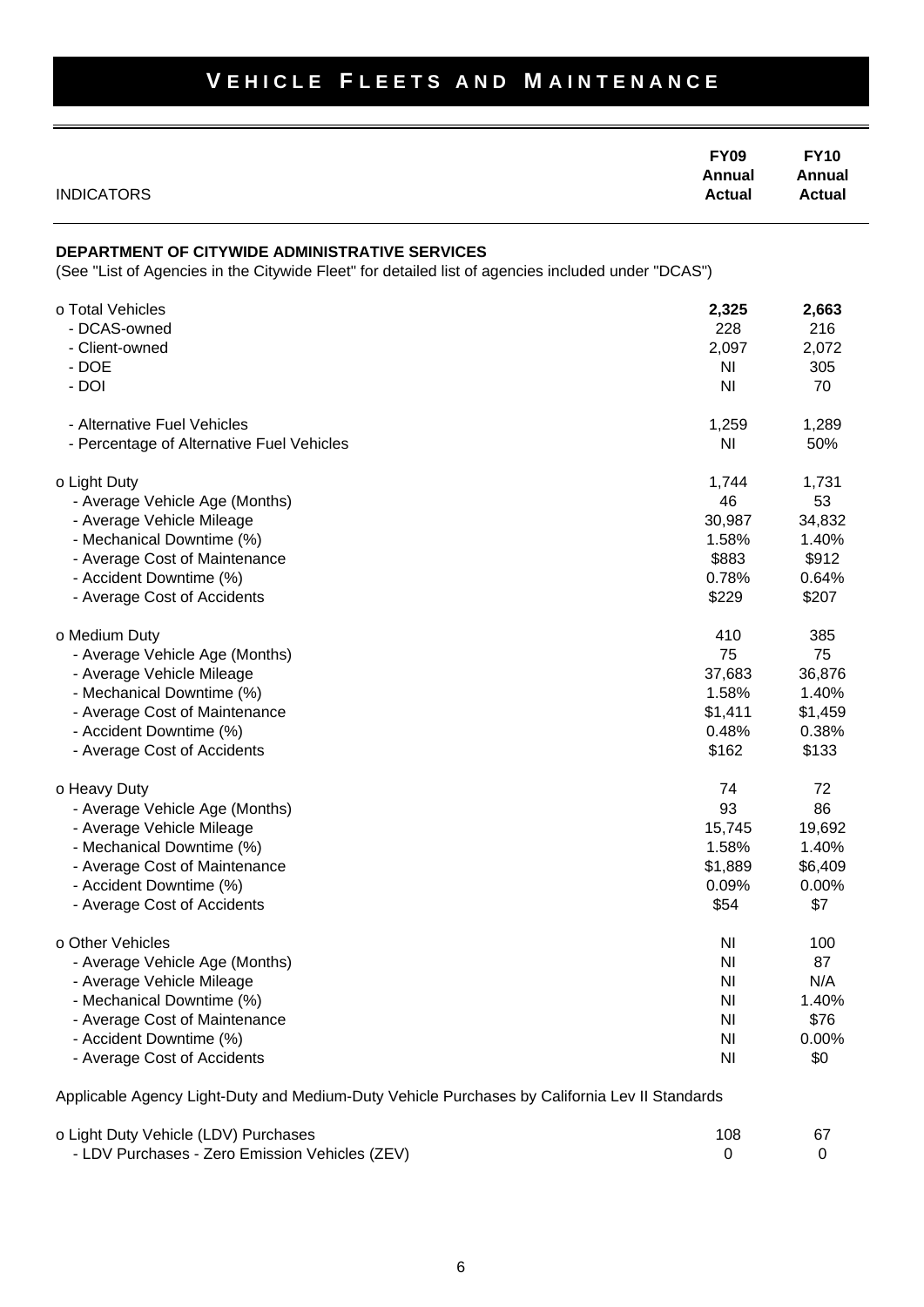# VEHICLE FLEETS AND MAINTENANCE

| INDICATORS | FY09 Annual Actual | FY10 Annual Actual |
|---|---|---|
| **DEPARTMENT OF CITYWIDE ADMINISTRATIVE SERVICES** | | |
| (See "List of Agencies in the Citywide Fleet" for detailed list of agencies included under "DCAS") | | |
| o Total Vehicles | **2,325** | **2,663** |
| - DCAS-owned | 228 | 216 |
| - Client-owned | 2,097 | 2,072 |
| - DOE | NI | 305 |
| - DOI | NI | 70 |
| - Alternative Fuel Vehicles | 1,259 | 1,289 |
| - Percentage of Alternative Fuel Vehicles | NI | 50% |
| o Light Duty | 1,744 | 1,731 |
| - Average Vehicle Age (Months) | 46 | 53 |
| - Average Vehicle Mileage | 30,987 | 34,832 |
| - Mechanical Downtime (%) | 1.58% | 1.40% |
| - Average Cost of Maintenance | $883 | $912 |
| - Accident Downtime (%) | 0.78% | 0.64% |
| - Average Cost of Accidents | $229 | $207 |
| o Medium Duty | 410 | 385 |
| - Average Vehicle Age (Months) | 75 | 75 |
| - Average Vehicle Mileage | 37,683 | 36,876 |
| - Mechanical Downtime (%) | 1.58% | 1.40% |
| - Average Cost of Maintenance | $1,411 | $1,459 |
| - Accident Downtime (%) | 0.48% | 0.38% |
| - Average Cost of Accidents | $162 | $133 |
| o Heavy Duty | 74 | 72 |
| - Average Vehicle Age (Months) | 93 | 86 |
| - Average Vehicle Mileage | 15,745 | 19,692 |
| - Mechanical Downtime (%) | 1.58% | 1.40% |
| - Average Cost of Maintenance | $1,889 | $6,409 |
| - Accident Downtime (%) | 0.09% | 0.00% |
| - Average Cost of Accidents | $54 | $7 |
| o Other Vehicles | NI | 100 |
| - Average Vehicle Age (Months) | NI | 87 |
| - Average Vehicle Mileage | NI | N/A |
| - Mechanical Downtime (%) | NI | 1.40% |
| - Average Cost of Maintenance | NI | $76 |
| - Accident Downtime (%) | NI | 0.00% |
| - Average Cost of Accidents | NI | $0 |
| Applicable Agency Light-Duty and Medium-Duty Vehicle Purchases by California Lev II Standards | | |
| o Light Duty Vehicle (LDV) Purchases | 108 | 67 |
| - LDV Purchases - Zero Emission Vehicles (ZEV) | 0 | 0 |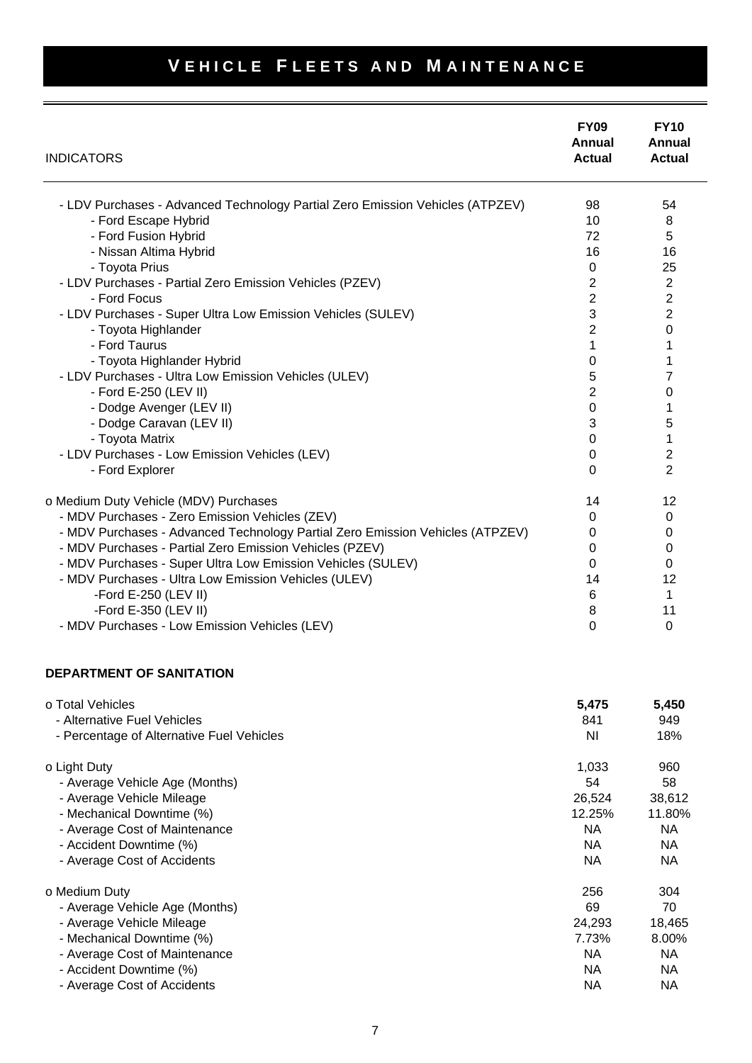# VEHICLE FLEETS AND MAINTENANCE

| INDICATORS | FY09 Annual Actual | FY10 Annual Actual |
|---|---|---|
| - LDV Purchases - Advanced Technology Partial Zero Emission Vehicles (ATPZEV) | 98 | 54 |
| - Ford Escape Hybrid | 10 | 8 |
| - Ford Fusion Hybrid | 72 | 5 |
| - Nissan Altima Hybrid | 16 | 16 |
| - Toyota Prius | 0 | 25 |
| - LDV Purchases - Partial Zero Emission Vehicles (PZEV) | 2 | 2 |
| - Ford Focus | 2 | 2 |
| - LDV Purchases - Super Ultra Low Emission Vehicles (SULEV) | 3 | 2 |
| - Toyota Highlander | 2 | 0 |
| - Ford Taurus | 1 | 1 |
| - Toyota Highlander Hybrid | 0 | 1 |
| - LDV Purchases - Ultra Low Emission Vehicles (ULEV) | 5 | 7 |
| - Ford E-250 (LEV II) | 2 | 0 |
| - Dodge Avenger (LEV II) | 0 | 1 |
| - Dodge Caravan (LEV II) | 3 | 5 |
| - Toyota Matrix | 0 | 1 |
| - LDV Purchases - Low Emission Vehicles (LEV) | 0 | 2 |
| - Ford Explorer | 0 | 2 |
| o Medium Duty Vehicle (MDV) Purchases | 14 | 12 |
| - MDV Purchases - Zero Emission Vehicles (ZEV) | 0 | 0 |
| - MDV Purchases - Advanced Technology Partial Zero Emission Vehicles (ATPZEV) | 0 | 0 |
| - MDV Purchases - Partial Zero Emission Vehicles (PZEV) | 0 | 0 |
| - MDV Purchases - Super Ultra Low Emission Vehicles (SULEV) | 0 | 0 |
| - MDV Purchases - Ultra Low Emission Vehicles (ULEV) | 14 | 12 |
| -Ford E-250 (LEV II) | 6 | 1 |
| -Ford E-350 (LEV II) | 8 | 11 |
| - MDV Purchases - Low Emission Vehicles (LEV) | 0 | 0 |
| **DEPARTMENT OF SANITATION** | | |
| o Total Vehicles | **5,475** | **5,450** |
| - Alternative Fuel Vehicles | 841 | 949 |
| - Percentage of Alternative Fuel Vehicles | NI | 18% |
| o Light Duty | 1,033 | 960 |
| - Average Vehicle Age (Months) | 54 | 58 |
| - Average Vehicle Mileage | 26,524 | 38,612 |
| - Mechanical Downtime (%) | 12.25% | 11.80% |
| - Average Cost of Maintenance | NA | NA |
| - Accident Downtime (%) | NA | NA |
| - Average Cost of Accidents | NA | NA |
| o Medium Duty | 256 | 304 |
| - Average Vehicle Age (Months) | 69 | 70 |
| - Average Vehicle Mileage | 24,293 | 18,465 |
| - Mechanical Downtime (%) | 7.73% | 8.00% |
| - Average Cost of Maintenance | NA | NA |
| - Accident Downtime (%) | NA | NA |
| - Average Cost of Accidents | NA | NA |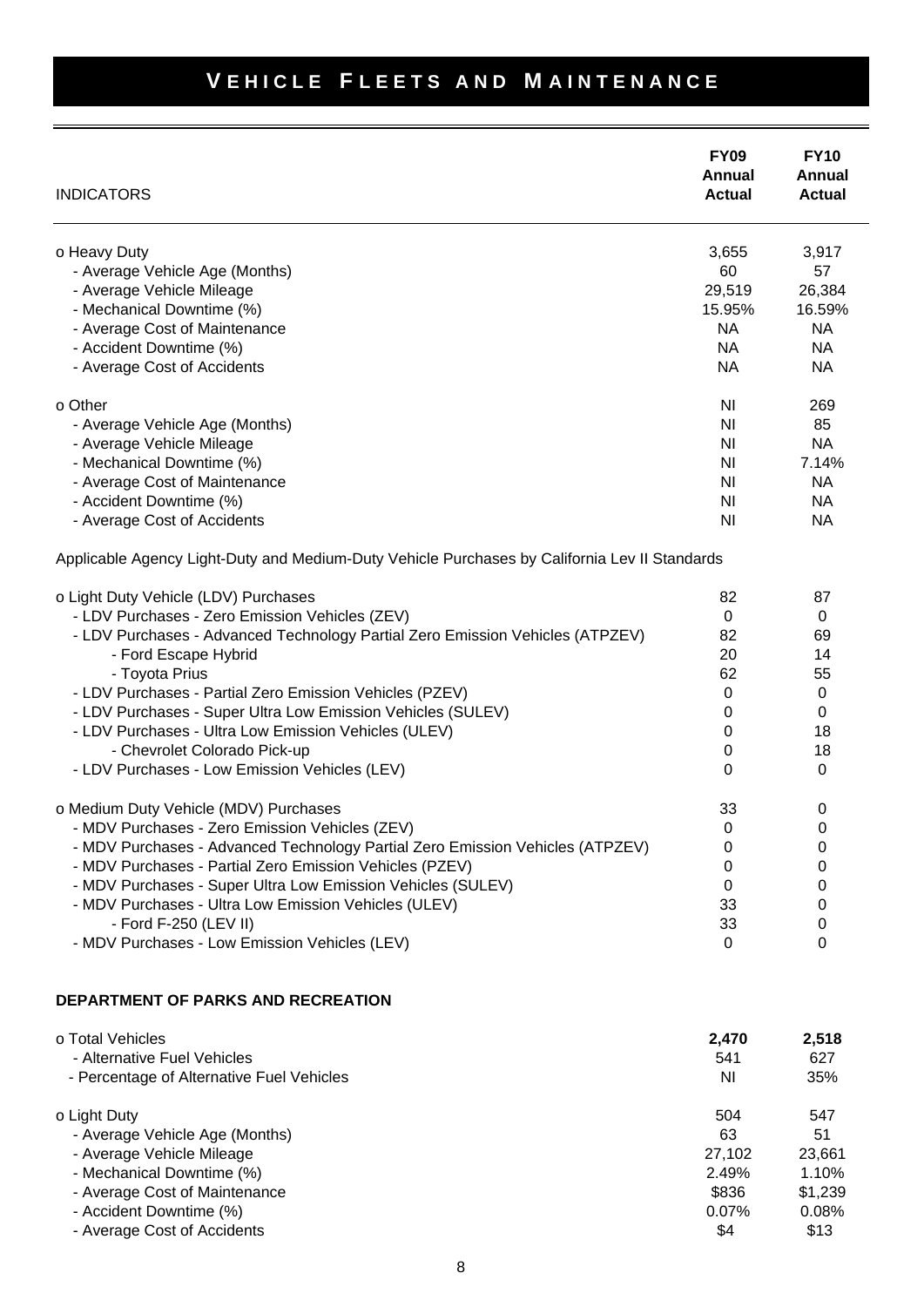# VEHICLE FLEETS AND MAINTENANCE

| INDICATORS | FY09 Annual Actual | FY10 Annual Actual |
|---|---|---|
| o Heavy Duty | 3,655 | 3,917 |
| - Average Vehicle Age (Months) | 60 | 57 |
| - Average Vehicle Mileage | 29,519 | 26,384 |
| - Mechanical Downtime (%) | 15.95% | 16.59% |
| - Average Cost of Maintenance | NA | NA |
| - Accident Downtime (%) | NA | NA |
| - Average Cost of Accidents | NA | NA |
| | | |
| o Other | NI | 269 |
| - Average Vehicle Age (Months) | NI | 85 |
| - Average Vehicle Mileage | NI | NA |
| - Mechanical Downtime (%) | NI | 7.14% |
| - Average Cost of Maintenance | NI | NA |
| - Accident Downtime (%) | NI | NA |
| - Average Cost of Accidents | NI | NA |
| | | |
| Applicable Agency Light-Duty and Medium-Duty Vehicle Purchases by California Lev II Standards | | |
| | | |
| o Light Duty Vehicle (LDV) Purchases | 82 | 87 |
| - LDV Purchases - Zero Emission Vehicles (ZEV) | 0 | 0 |
| - LDV Purchases - Advanced Technology Partial Zero Emission Vehicles (ATPZEV) | 82 | 69 |
| - Ford Escape Hybrid | 20 | 14 |
| - Toyota Prius | 62 | 55 |
| - LDV Purchases - Partial Zero Emission Vehicles (PZEV) | 0 | 0 |
| - LDV Purchases - Super Ultra Low Emission Vehicles (SULEV) | 0 | 0 |
| - LDV Purchases - Ultra Low Emission Vehicles (ULEV) | 0 | 18 |
| - Chevrolet Colorado Pick-up | 0 | 18 |
| - LDV Purchases - Low Emission Vehicles (LEV) | 0 | 0 |
| | | |
| o Medium Duty Vehicle (MDV) Purchases | 33 | 0 |
| - MDV Purchases - Zero Emission Vehicles (ZEV) | 0 | 0 |
| - MDV Purchases - Advanced Technology Partial Zero Emission Vehicles (ATPZEV) | 0 | 0 |
| - MDV Purchases - Partial Zero Emission Vehicles (PZEV) | 0 | 0 |
| - MDV Purchases - Super Ultra Low Emission Vehicles (SULEV) | 0 | 0 |
| - MDV Purchases - Ultra Low Emission Vehicles (ULEV) | 33 | 0 |
| - Ford F-250 (LEV II) | 33 | 0 |
| - MDV Purchases - Low Emission Vehicles (LEV) | 0 | 0 |
| | | |
| **DEPARTMENT OF PARKS AND RECREATION** | | |
| | | |
| o Total Vehicles | **2,470** | **2,518** |
| - Alternative Fuel Vehicles | 541 | 627 |
| - Percentage of Alternative Fuel Vehicles | NI | 35% |
| | | |
| o Light Duty | 504 | 547 |
| - Average Vehicle Age (Months) | 63 | 51 |
| - Average Vehicle Mileage | 27,102 | 23,661 |
| - Mechanical Downtime (%) | 2.49% | 1.10% |
| - Average Cost of Maintenance | $836 | $1,239 |
| - Accident Downtime (%) | 0.07% | 0.08% |
| - Average Cost of Accidents | $4 | $13 |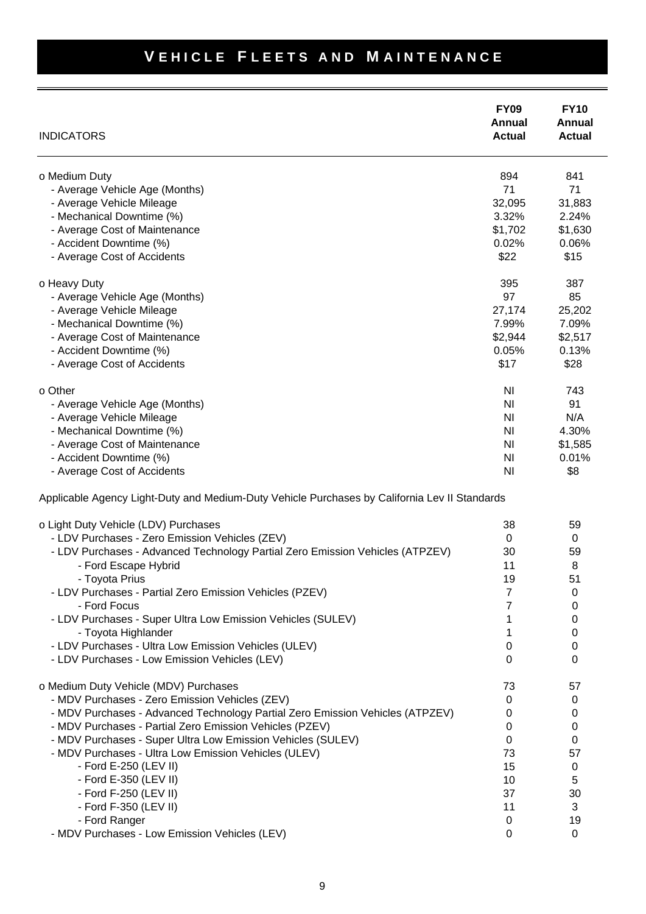# Vehicle Fleets and Maintenance

| INDICATORS | FY09 Annual Actual | FY10 Annual Actual |
|---|---|---|
| o Medium Duty | 894 | 841 |
| - Average Vehicle Age (Months) | 71 | 71 |
| - Average Vehicle Mileage | 32,095 | 31,883 |
| - Mechanical Downtime (%) | 3.32% | 2.24% |
| - Average Cost of Maintenance | $1,702 | $1,630 |
| - Accident Downtime (%) | 0.02% | 0.06% |
| - Average Cost of Accidents | $22 | $15 |
| o Heavy Duty | 395 | 387 |
| - Average Vehicle Age (Months) | 97 | 85 |
| - Average Vehicle Mileage | 27,174 | 25,202 |
| - Mechanical Downtime (%) | 7.99% | 7.09% |
| - Average Cost of Maintenance | $2,944 | $2,517 |
| - Accident Downtime (%) | 0.05% | 0.13% |
| - Average Cost of Accidents | $17 | $28 |
| o Other | NI | 743 |
| - Average Vehicle Age (Months) | NI | 91 |
| - Average Vehicle Mileage | NI | N/A |
| - Mechanical Downtime (%) | NI | 4.30% |
| - Average Cost of Maintenance | NI | $1,585 |
| - Accident Downtime (%) | NI | 0.01% |
| - Average Cost of Accidents | NI | $8 |
| Applicable Agency Light-Duty and Medium-Duty Vehicle Purchases by California Lev II Standards | | |
| o Light Duty Vehicle (LDV) Purchases | 38 | 59 |
| - LDV Purchases - Zero Emission Vehicles (ZEV) | 0 | 0 |
| - LDV Purchases - Advanced Technology Partial Zero Emission Vehicles (ATPZEV) | 30 | 59 |
| - Ford Escape Hybrid | 11 | 8 |
| - Toyota Prius | 19 | 51 |
| - LDV Purchases - Partial Zero Emission Vehicles (PZEV) | 7 | 0 |
| - Ford Focus | 7 | 0 |
| - LDV Purchases - Super Ultra Low Emission Vehicles (SULEV) | 1 | 0 |
| - Toyota Highlander | 1 | 0 |
| - LDV Purchases - Ultra Low Emission Vehicles (ULEV) | 0 | 0 |
| - LDV Purchases - Low Emission Vehicles (LEV) | 0 | 0 |
| o Medium Duty Vehicle (MDV) Purchases | 73 | 57 |
| - MDV Purchases - Zero Emission Vehicles (ZEV) | 0 | 0 |
| - MDV Purchases - Advanced Technology Partial Zero Emission Vehicles (ATPZEV) | 0 | 0 |
| - MDV Purchases - Partial Zero Emission Vehicles (PZEV) | 0 | 0 |
| - MDV Purchases - Super Ultra Low Emission Vehicles (SULEV) | 0 | 0 |
| - MDV Purchases - Ultra Low Emission Vehicles (ULEV) | 73 | 57 |
| - Ford E-250 (LEV II) | 15 | 0 |
| - Ford E-350 (LEV II) | 10 | 5 |
| - Ford F-250 (LEV II) | 37 | 30 |
| - Ford F-350 (LEV II) | 11 | 3 |
| - Ford Ranger | 0 | 19 |
| - MDV Purchases - Low Emission Vehicles (LEV) | 0 | 0 |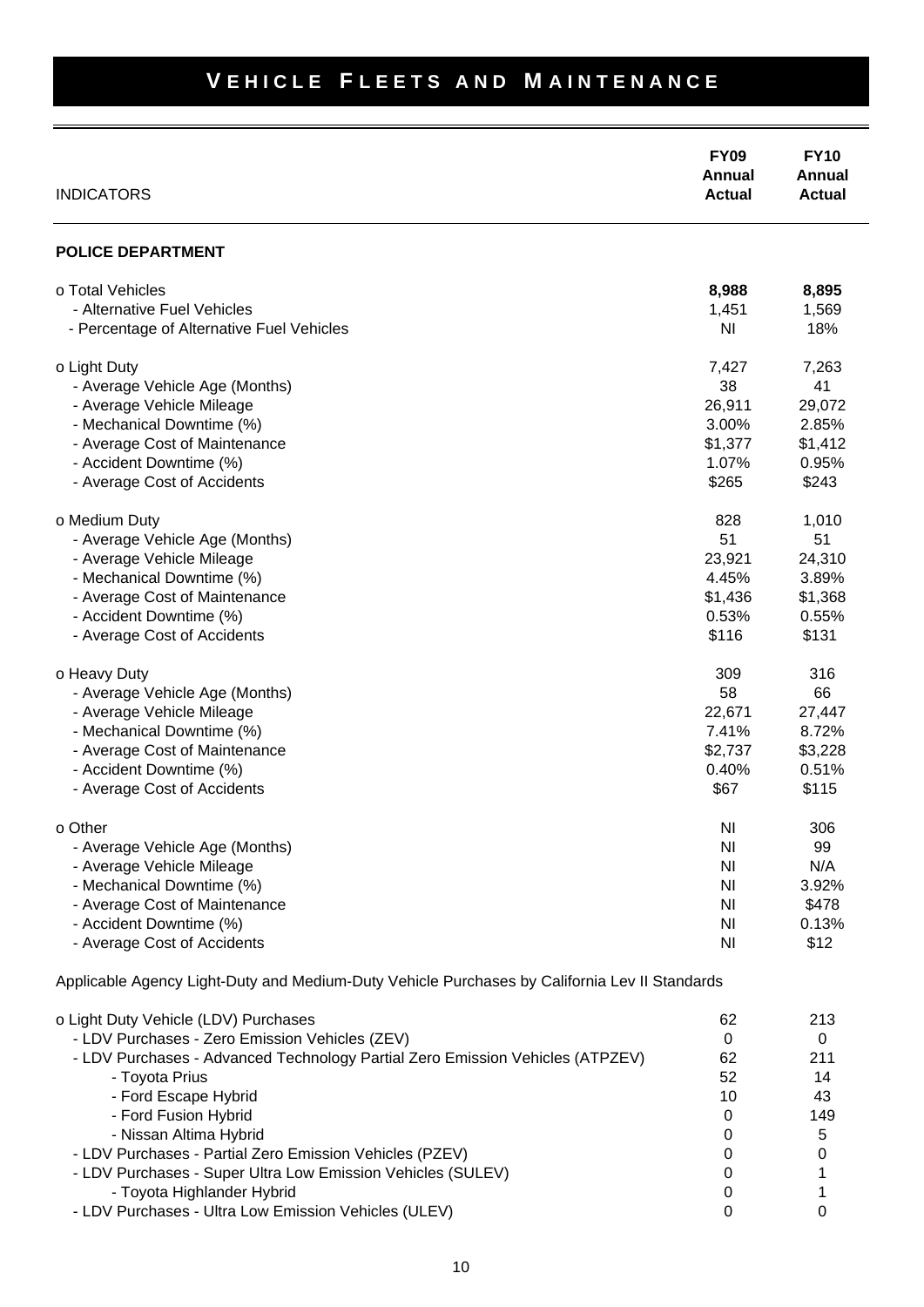# VEHICLE FLEETS AND MAINTENANCE

| INDICATORS | FY09 Annual Actual | FY10 Annual Actual |
|---|---|---|
| **POLICE DEPARTMENT** | | |
| o Total Vehicles | **8,988** | **8,895** |
| - Alternative Fuel Vehicles | 1,451 | 1,569 |
| - Percentage of Alternative Fuel Vehicles | NI | 18% |
| o Light Duty | 7,427 | 7,263 |
| - Average Vehicle Age (Months) | 38 | 41 |
| - Average Vehicle Mileage | 26,911 | 29,072 |
| - Mechanical Downtime (%) | 3.00% | 2.85% |
| - Average Cost of Maintenance | $1,377 | $1,412 |
| - Accident Downtime (%) | 1.07% | 0.95% |
| - Average Cost of Accidents | $265 | $243 |
| o Medium Duty | 828 | 1,010 |
| - Average Vehicle Age (Months) | 51 | 51 |
| - Average Vehicle Mileage | 23,921 | 24,310 |
| - Mechanical Downtime (%) | 4.45% | 3.89% |
| - Average Cost of Maintenance | $1,436 | $1,368 |
| - Accident Downtime (%) | 0.53% | 0.55% |
| - Average Cost of Accidents | $116 | $131 |
| o Heavy Duty | 309 | 316 |
| - Average Vehicle Age (Months) | 58 | 66 |
| - Average Vehicle Mileage | 22,671 | 27,447 |
| - Mechanical Downtime (%) | 7.41% | 8.72% |
| - Average Cost of Maintenance | $2,737 | $3,228 |
| - Accident Downtime (%) | 0.40% | 0.51% |
| - Average Cost of Accidents | $67 | $115 |
| o Other | NI | 306 |
| - Average Vehicle Age (Months) | NI | 99 |
| - Average Vehicle Mileage | NI | N/A |
| - Mechanical Downtime (%) | NI | 3.92% |
| - Average Cost of Maintenance | NI | $478 |
| - Accident Downtime (%) | NI | 0.13% |
| - Average Cost of Accidents | NI | $12 |
| Applicable Agency Light-Duty and Medium-Duty Vehicle Purchases by California Lev II Standards | | |
| o Light Duty Vehicle (LDV) Purchases | 62 | 213 |
| - LDV Purchases - Zero Emission Vehicles (ZEV) | 0 | 0 |
| - LDV Purchases - Advanced Technology Partial Zero Emission Vehicles (ATPZEV) | 62 | 211 |
| - Toyota Prius | 52 | 14 |
| - Ford Escape Hybrid | 10 | 43 |
| - Ford Fusion Hybrid | 0 | 149 |
| - Nissan Altima Hybrid | 0 | 5 |
| - LDV Purchases - Partial Zero Emission Vehicles (PZEV) | 0 | 0 |
| - LDV Purchases - Super Ultra Low Emission Vehicles (SULEV) | 0 | 1 |
| - Toyota Highlander Hybrid | 0 | 1 |
| - LDV Purchases - Ultra Low Emission Vehicles (ULEV) | 0 | 0 |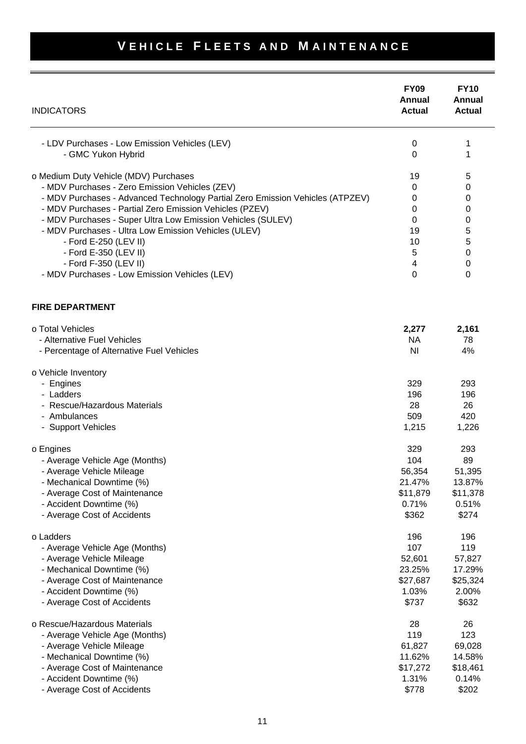# VEHICLE FLEETS AND MAINTENANCE

| INDICATORS | FY09 Annual Actual | FY10 Annual Actual |
|---|---|---|
| - LDV Purchases - Low Emission Vehicles (LEV) | 0 | 1 |
| - GMC Yukon Hybrid | 0 | 1 |
| | | |
| o Medium Duty Vehicle (MDV) Purchases | 19 | 5 |
| - MDV Purchases - Zero Emission Vehicles (ZEV) | 0 | 0 |
| - MDV Purchases - Advanced Technology Partial Zero Emission Vehicles (ATPZEV) | 0 | 0 |
| - MDV Purchases - Partial Zero Emission Vehicles (PZEV) | 0 | 0 |
| - MDV Purchases - Super Ultra Low Emission Vehicles (SULEV) | 0 | 0 |
| - MDV Purchases - Ultra Low Emission Vehicles (ULEV) | 19 | 5 |
| - Ford E-250 (LEV II) | 10 | 5 |
| - Ford E-350 (LEV II) | 5 | 0 |
| - Ford F-350 (LEV II) | 4 | 0 |
| - MDV Purchases - Low Emission Vehicles (LEV) | 0 | 0 |
| | | |
| **FIRE DEPARTMENT** | | |
| | | |
| o Total Vehicles | **2,277** | **2,161** |
| - Alternative Fuel Vehicles | NA | 78 |
| - Percentage of Alternative Fuel Vehicles | NI | 4% |
| | | |
| o Vehicle Inventory | | |
| - Engines | 329 | 293 |
| - Ladders | 196 | 196 |
| - Rescue/Hazardous Materials | 28 | 26 |
| - Ambulances | 509 | 420 |
| - Support Vehicles | 1,215 | 1,226 |
| | | |
| o Engines | 329 | 293 |
| - Average Vehicle Age (Months) | 104 | 89 |
| - Average Vehicle Mileage | 56,354 | 51,395 |
| - Mechanical Downtime (%) | 21.47% | 13.87% |
| - Average Cost of Maintenance | $11,879 | $11,378 |
| - Accident Downtime (%) | 0.71% | 0.51% |
| - Average Cost of Accidents | $362 | $274 |
| | | |
| o Ladders | 196 | 196 |
| - Average Vehicle Age (Months) | 107 | 119 |
| - Average Vehicle Mileage | 52,601 | 57,827 |
| - Mechanical Downtime (%) | 23.25% | 17.29% |
| - Average Cost of Maintenance | $27,687 | $25,324 |
| - Accident Downtime (%) | 1.03% | 2.00% |
| - Average Cost of Accidents | $737 | $632 |
| | | |
| o Rescue/Hazardous Materials | 28 | 26 |
| - Average Vehicle Age (Months) | 119 | 123 |
| - Average Vehicle Mileage | 61,827 | 69,028 |
| - Mechanical Downtime (%) | 11.62% | 14.58% |
| - Average Cost of Maintenance | $17,272 | $18,461 |
| - Accident Downtime (%) | 1.31% | 0.14% |
| - Average Cost of Accidents | $778 | $202 |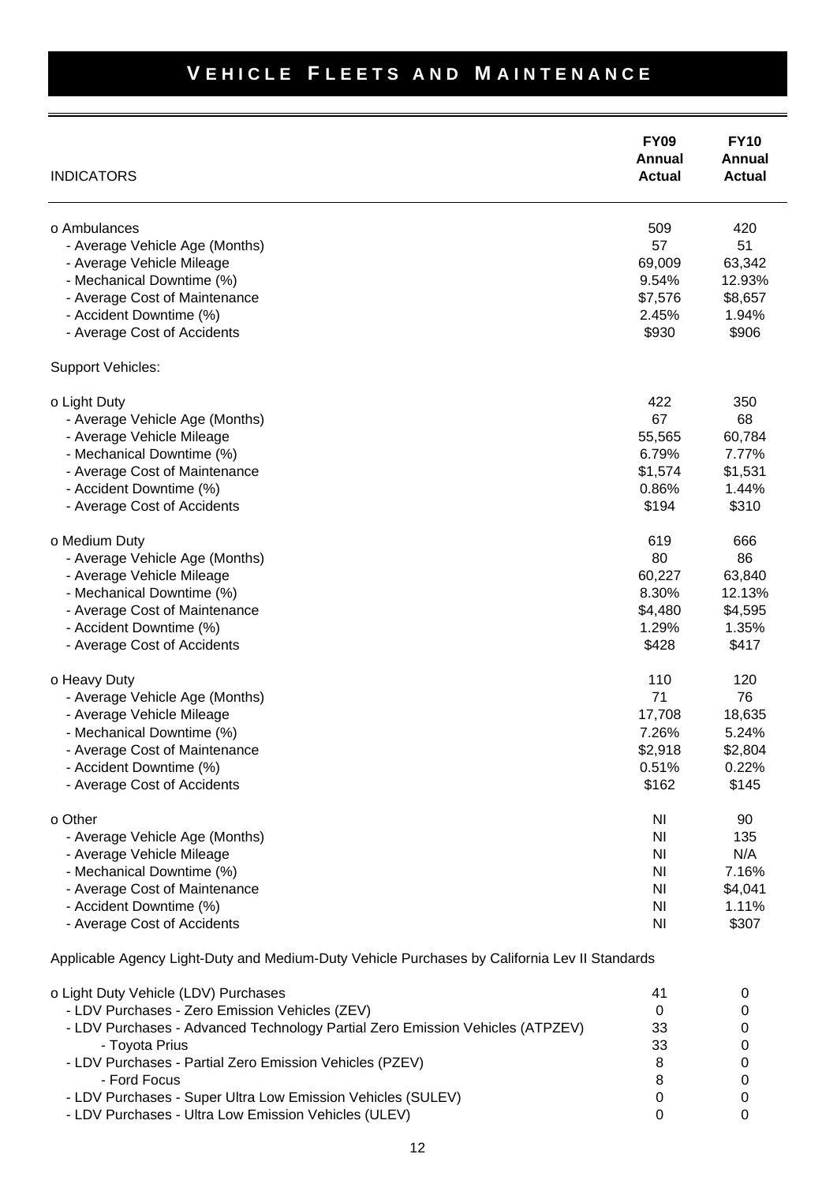# VEHICLE FLEETS AND MAINTENANCE

| INDICATORS | FY09 Annual Actual | FY10 Annual Actual |
|---|---|---|
| o Ambulances | 509 | 420 |
| - Average Vehicle Age (Months) | 57 | 51 |
| - Average Vehicle Mileage | 69,009 | 63,342 |
| - Mechanical Downtime (%) | 9.54% | 12.93% |
| - Average Cost of Maintenance | $7,576 | $8,657 |
| - Accident Downtime (%) | 2.45% | 1.94% |
| - Average Cost of Accidents | $930 | $906 |
| Support Vehicles: | | |
| o Light Duty | 422 | 350 |
| - Average Vehicle Age (Months) | 67 | 68 |
| - Average Vehicle Mileage | 55,565 | 60,784 |
| - Mechanical Downtime (%) | 6.79% | 7.77% |
| - Average Cost of Maintenance | $1,574 | $1,531 |
| - Accident Downtime (%) | 0.86% | 1.44% |
| - Average Cost of Accidents | $194 | $310 |
| o Medium Duty | 619 | 666 |
| - Average Vehicle Age (Months) | 80 | 86 |
| - Average Vehicle Mileage | 60,227 | 63,840 |
| - Mechanical Downtime (%) | 8.30% | 12.13% |
| - Average Cost of Maintenance | $4,480 | $4,595 |
| - Accident Downtime (%) | 1.29% | 1.35% |
| - Average Cost of Accidents | $428 | $417 |
| o Heavy Duty | 110 | 120 |
| - Average Vehicle Age (Months) | 71 | 76 |
| - Average Vehicle Mileage | 17,708 | 18,635 |
| - Mechanical Downtime (%) | 7.26% | 5.24% |
| - Average Cost of Maintenance | $2,918 | $2,804 |
| - Accident Downtime (%) | 0.51% | 0.22% |
| - Average Cost of Accidents | $162 | $145 |
| o Other | NI | 90 |
| - Average Vehicle Age (Months) | NI | 135 |
| - Average Vehicle Mileage | NI | N/A |
| - Mechanical Downtime (%) | NI | 7.16% |
| - Average Cost of Maintenance | NI | $4,041 |
| - Accident Downtime (%) | NI | 1.11% |
| - Average Cost of Accidents | NI | $307 |
| Applicable Agency Light-Duty and Medium-Duty Vehicle Purchases by California Lev II Standards | | |
| o Light Duty Vehicle (LDV) Purchases | 41 | 0 |
| - LDV Purchases - Zero Emission Vehicles (ZEV) | 0 | 0 |
| - LDV Purchases - Advanced Technology Partial Zero Emission Vehicles (ATPZEV) | 33 | 0 |
| - Toyota Prius | 33 | 0 |
| - LDV Purchases - Partial Zero Emission Vehicles (PZEV) | 8 | 0 |
| - Ford Focus | 8 | 0 |
| - LDV Purchases - Super Ultra Low Emission Vehicles (SULEV) | 0 | 0 |
| - LDV Purchases - Ultra Low Emission Vehicles (ULEV) | 0 | 0 |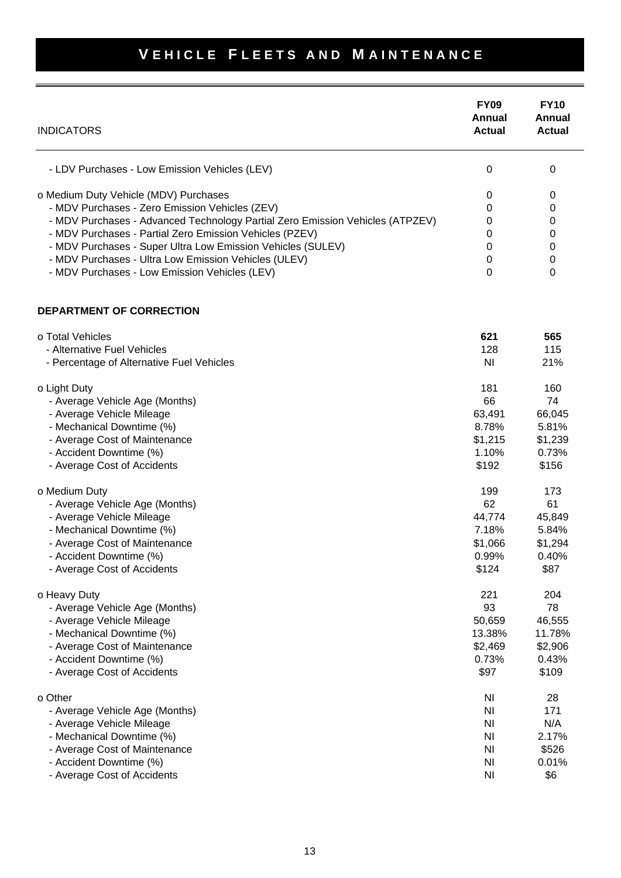# VEHICLE FLEETS AND MAINTENANCE

| INDICATORS | FY09 Annual Actual | FY10 Annual Actual |
|---|---|---|
| - LDV Purchases - Low Emission Vehicles (LEV) | 0 | 0 |
| o Medium Duty Vehicle (MDV) Purchases | 0 | 0 |
| - MDV Purchases - Zero Emission Vehicles (ZEV) | 0 | 0 |
| - MDV Purchases - Advanced Technology Partial Zero Emission Vehicles (ATPZEV) | 0 | 0 |
| - MDV Purchases - Partial Zero Emission Vehicles (PZEV) | 0 | 0 |
| - MDV Purchases - Super Ultra Low Emission Vehicles (SULEV) | 0 | 0 |
| - MDV Purchases - Ultra Low Emission Vehicles (ULEV) | 0 | 0 |
| - MDV Purchases - Low Emission Vehicles (LEV) | 0 | 0 |
| **DEPARTMENT OF CORRECTION** | | |
| o Total Vehicles | **621** | **565** |
| - Alternative Fuel Vehicles | 128 | 115 |
| - Percentage of Alternative Fuel Vehicles | NI | 21% |
| o Light Duty | 181 | 160 |
| - Average Vehicle Age (Months) | 66 | 74 |
| - Average Vehicle Mileage | 63,491 | 66,045 |
| - Mechanical Downtime (%) | 8.78% | 5.81% |
| - Average Cost of Maintenance | $1,215 | $1,239 |
| - Accident Downtime (%) | 1.10% | 0.73% |
| - Average Cost of Accidents | $192 | $156 |
| o Medium Duty | 199 | 173 |
| - Average Vehicle Age (Months) | 62 | 61 |
| - Average Vehicle Mileage | 44,774 | 45,849 |
| - Mechanical Downtime (%) | 7.18% | 5.84% |
| - Average Cost of Maintenance | $1,066 | $1,294 |
| - Accident Downtime (%) | 0.99% | 0.40% |
| - Average Cost of Accidents | $124 | $87 |
| o Heavy Duty | 221 | 204 |
| - Average Vehicle Age (Months) | 93 | 78 |
| - Average Vehicle Mileage | 50,659 | 46,555 |
| - Mechanical Downtime (%) | 13.38% | 11.78% |
| - Average Cost of Maintenance | $2,469 | $2,906 |
| - Accident Downtime (%) | 0.73% | 0.43% |
| - Average Cost of Accidents | $97 | $109 |
| o Other | NI | 28 |
| - Average Vehicle Age (Months) | NI | 171 |
| - Average Vehicle Mileage | NI | N/A |
| - Mechanical Downtime (%) | NI | 2.17% |
| - Average Cost of Maintenance | NI | $526 |
| - Accident Downtime (%) | NI | 0.01% |
| - Average Cost of Accidents | NI | $6 |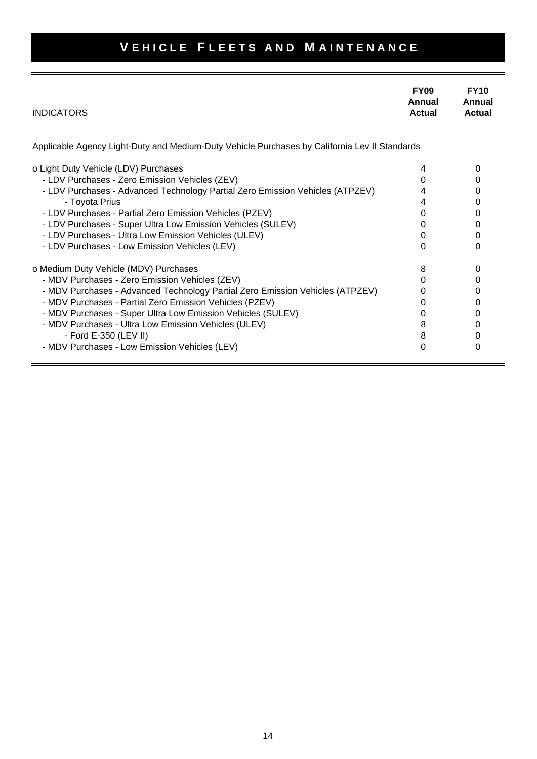# VEHICLE FLEETS AND MAINTENANCE

| INDICATORS | FY09 Annual Actual | FY10 Annual Actual |
|---|---|---|
| Applicable Agency Light-Duty and Medium-Duty Vehicle Purchases by California Lev II Standards | | |
| o Light Duty Vehicle (LDV) Purchases | 4 | 0 |
| - LDV Purchases - Zero Emission Vehicles (ZEV) | 0 | 0 |
| - LDV Purchases - Advanced Technology Partial Zero Emission Vehicles (ATPZEV) | 4 | 0 |
| - Toyota Prius | 4 | 0 |
| - LDV Purchases - Partial Zero Emission Vehicles (PZEV) | 0 | 0 |
| - LDV Purchases - Super Ultra Low Emission Vehicles (SULEV) | 0 | 0 |
| - LDV Purchases - Ultra Low Emission Vehicles (ULEV) | 0 | 0 |
| - LDV Purchases - Low Emission Vehicles (LEV) | 0 | 0 |
| o Medium Duty Vehicle (MDV) Purchases | 8 | 0 |
| - MDV Purchases - Zero Emission Vehicles (ZEV) | 0 | 0 |
| - MDV Purchases - Advanced Technology Partial Zero Emission Vehicles (ATPZEV) | 0 | 0 |
| - MDV Purchases - Partial Zero Emission Vehicles (PZEV) | 0 | 0 |
| - MDV Purchases - Super Ultra Low Emission Vehicles (SULEV) | 0 | 0 |
| - MDV Purchases - Ultra Low Emission Vehicles (ULEV) | 8 | 0 |
| - Ford E-350 (LEV II) | 8 | 0 |
| - MDV Purchases - Low Emission Vehicles (LEV) | 0 | 0 |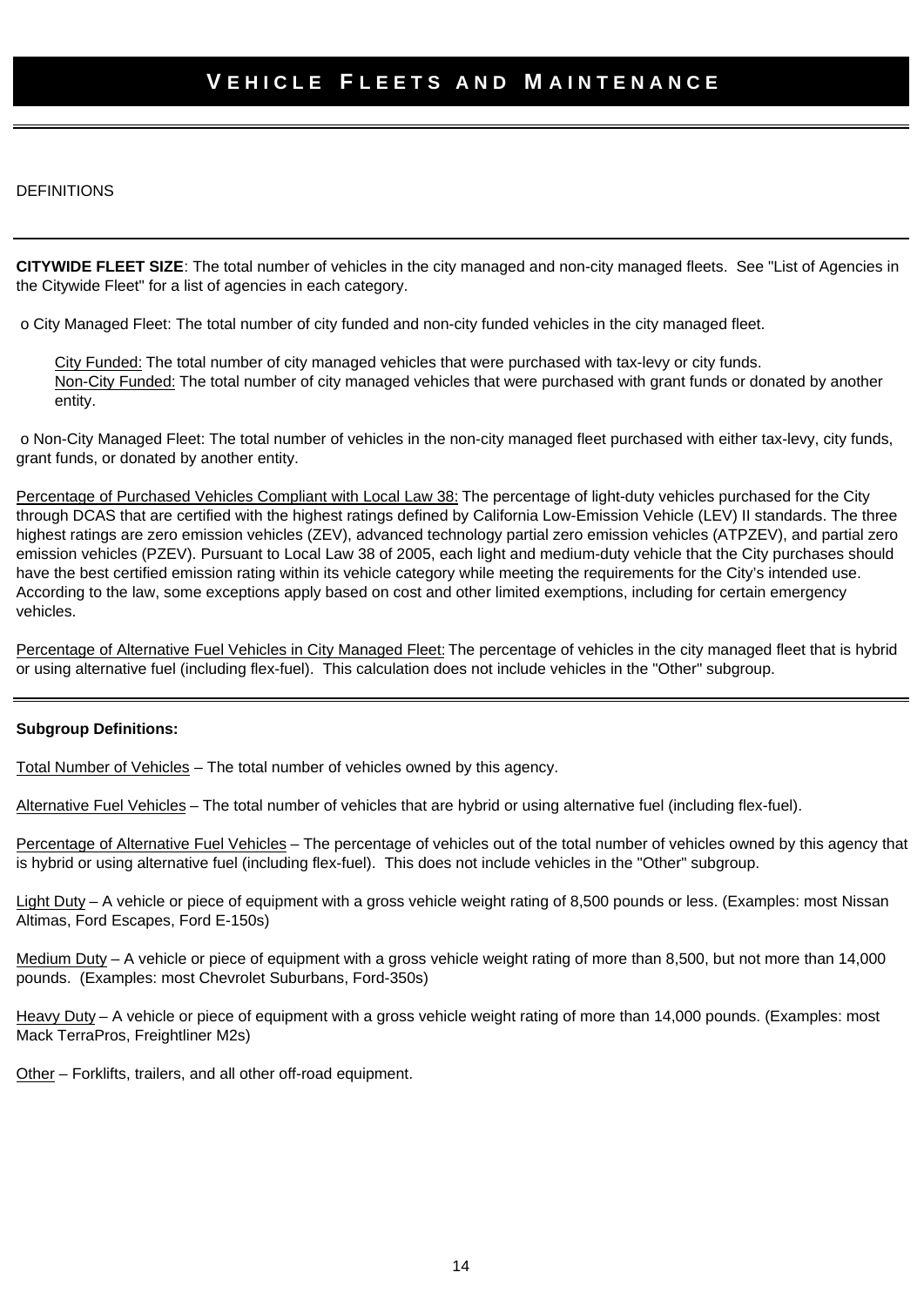# VEHICLE FLEETS AND MAINTENANCE

DEFINITIONS

**CITYWIDE FLEET SIZE**: The total number of vehicles in the city managed and non-city managed fleets. See "List of Agencies in the Citywide Fleet" for a list of agencies in each category.

- City Managed Fleet: The total number of city funded and non-city funded vehicles in the city managed fleet.

  City Funded: The total number of city managed vehicles that were purchased with tax-levy or city funds.
  Non-City Funded: The total number of city managed vehicles that were purchased with grant funds or donated by another entity.

- Non-City Managed Fleet: The total number of vehicles in the non-city managed fleet purchased with either tax-levy, city funds, grant funds, or donated by another entity.

Percentage of Purchased Vehicles Compliant with Local Law 38: The percentage of light-duty vehicles purchased for the City through DCAS that are certified with the highest ratings defined by California Low-Emission Vehicle (LEV) II standards. The three highest ratings are zero emission vehicles (ZEV), advanced technology partial zero emission vehicles (ATPZEV), and partial zero emission vehicles (PZEV). Pursuant to Local Law 38 of 2005, each light and medium-duty vehicle that the City purchases should have the best certified emission rating within its vehicle category while meeting the requirements for the City's intended use. According to the law, some exceptions apply based on cost and other limited exemptions, including for certain emergency vehicles.

Percentage of Alternative Fuel Vehicles in City Managed Fleet: The percentage of vehicles in the city managed fleet that is hybrid or using alternative fuel (including flex-fuel). This calculation does not include vehicles in the "Other" subgroup.

**Subgroup Definitions:**

Total Number of Vehicles – The total number of vehicles owned by this agency.

Alternative Fuel Vehicles – The total number of vehicles that are hybrid or using alternative fuel (including flex-fuel).

Percentage of Alternative Fuel Vehicles – The percentage of vehicles out of the total number of vehicles owned by this agency that is hybrid or using alternative fuel (including flex-fuel). This does not include vehicles in the "Other" subgroup.

Light Duty – A vehicle or piece of equipment with a gross vehicle weight rating of 8,500 pounds or less. (Examples: most Nissan Altimas, Ford Escapes, Ford E-150s)

Medium Duty – A vehicle or piece of equipment with a gross vehicle weight rating of more than 8,500, but not more than 14,000 pounds. (Examples: most Chevrolet Suburbans, Ford-350s)

Heavy Duty – A vehicle or piece of equipment with a gross vehicle weight rating of more than 14,000 pounds. (Examples: most Mack TerraPros, Freightliner M2s)

Other – Forklifts, trailers, and all other off-road equipment.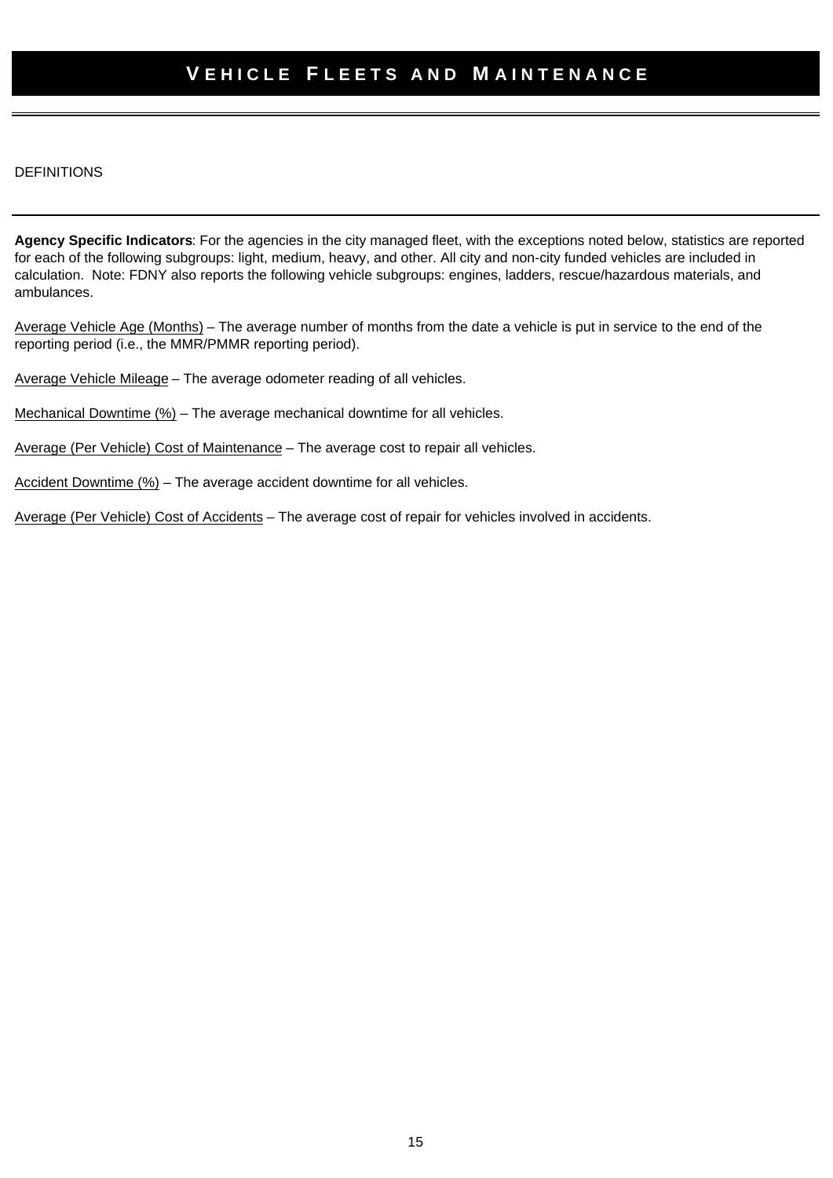# VEHICLE FLEETS AND MAINTENANCE

DEFINITIONS

**Agency Specific Indicators**: For the agencies in the city managed fleet, with the exceptions noted below, statistics are reported for each of the following subgroups: light, medium, heavy, and other. All city and non-city funded vehicles are included in calculation.  Note: FDNY also reports the following vehicle subgroups: engines, ladders, rescue/hazardous materials, and ambulances.

Average Vehicle Age (Months) – The average number of months from the date a vehicle is put in service to the end of the reporting period (i.e., the MMR/PMMR reporting period).

Average Vehicle Mileage – The average odometer reading of all vehicles.

Mechanical Downtime (%) – The average mechanical downtime for all vehicles.

Average (Per Vehicle) Cost of Maintenance – The average cost to repair all vehicles.

Accident Downtime (%) – The average accident downtime for all vehicles.

Average (Per Vehicle) Cost of Accidents – The average cost of repair for vehicles involved in accidents.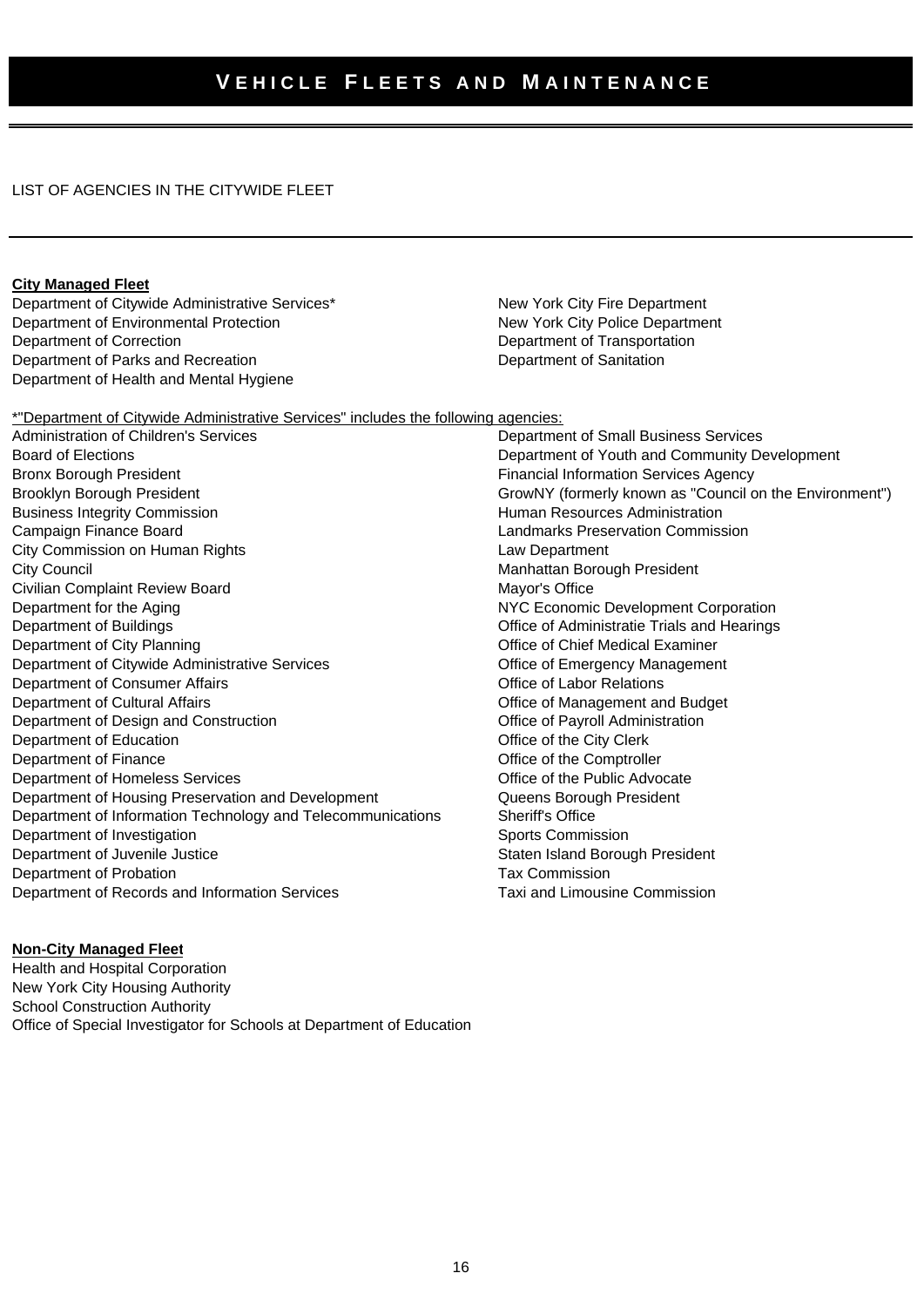# VEHICLE FLEETS AND MAINTENANCE

LIST OF AGENCIES IN THE CITYWIDE FLEET

**City Managed Fleet**

Department of Citywide Administrative Services*
Department of Environmental Protection
Department of Correction
Department of Parks and Recreation
Department of Health and Mental Hygiene
New York City Fire Department
New York City Police Department
Department of Transportation
Department of Sanitation

*"Department of Citywide Administrative Services" includes the following agencies:

Administration of Children's Services
Board of Elections
Bronx Borough President
Brooklyn Borough President
Business Integrity Commission
Campaign Finance Board
City Commission on Human Rights
City Council
Civilian Complaint Review Board
Department for the Aging
Department of Buildings
Department of City Planning
Department of Citywide Administrative Services
Department of Consumer Affairs
Department of Cultural Affairs
Department of Design and Construction
Department of Education
Department of Finance
Department of Homeless Services
Department of Housing Preservation and Development
Department of Information Technology and Telecommunications
Department of Investigation
Department of Juvenile Justice
Department of Probation
Department of Records and Information Services
Department of Small Business Services
Department of Youth and Community Development
Financial Information Services Agency
GrowNY (formerly known as "Council on the Environment")
Human Resources Administration
Landmarks Preservation Commission
Law Department
Manhattan Borough President
Mayor's Office
NYC Economic Development Corporation
Office of Administratie Trials and Hearings
Office of Chief Medical Examiner
Office of Emergency Management
Office of Labor Relations
Office of Management and Budget
Office of Payroll Administration
Office of the City Clerk
Office of the Comptroller
Office of the Public Advocate
Queens Borough President
Sheriff's Office
Sports Commission
Staten Island Borough President
Tax Commission
Taxi and Limousine Commission

**Non-City Managed Fleet**

Health and Hospital Corporation
New York City Housing Authority
School Construction Authority
Office of Special Investigator for Schools at Department of Education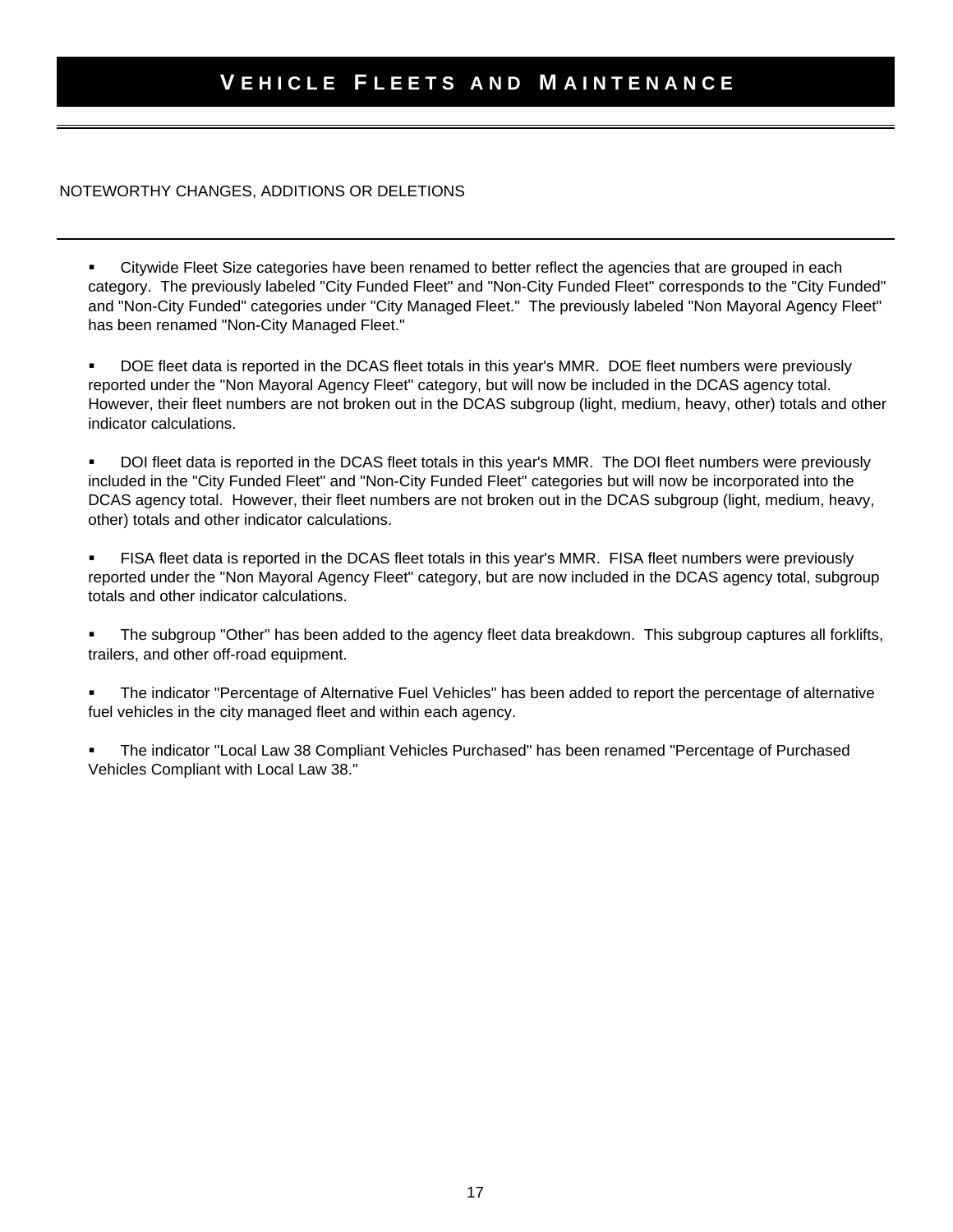# VEHICLE FLEETS AND MAINTENANCE

NOTEWORTHY CHANGES, ADDITIONS OR DELETIONS

- Citywide Fleet Size categories have been renamed to better reflect the agencies that are grouped in each category. The previously labeled "City Funded Fleet" and "Non-City Funded Fleet" corresponds to the "City Funded" and "Non-City Funded" categories under "City Managed Fleet." The previously labeled "Non Mayoral Agency Fleet" has been renamed "Non-City Managed Fleet."

- DOE fleet data is reported in the DCAS fleet totals in this year's MMR. DOE fleet numbers were previously reported under the "Non Mayoral Agency Fleet" category, but will now be included in the DCAS agency total. However, their fleet numbers are not broken out in the DCAS subgroup (light, medium, heavy, other) totals and other indicator calculations.

- DOI fleet data is reported in the DCAS fleet totals in this year's MMR. The DOI fleet numbers were previously included in the "City Funded Fleet" and "Non-City Funded Fleet" categories but will now be incorporated into the DCAS agency total. However, their fleet numbers are not broken out in the DCAS subgroup (light, medium, heavy, other) totals and other indicator calculations.

- FISA fleet data is reported in the DCAS fleet totals in this year's MMR. FISA fleet numbers were previously reported under the "Non Mayoral Agency Fleet" category, but are now included in the DCAS agency total, subgroup totals and other indicator calculations.

- The subgroup "Other" has been added to the agency fleet data breakdown. This subgroup captures all forklifts, trailers, and other off-road equipment.

- The indicator "Percentage of Alternative Fuel Vehicles" has been added to report the percentage of alternative fuel vehicles in the city managed fleet and within each agency.

- The indicator "Local Law 38 Compliant Vehicles Purchased" has been renamed "Percentage of Purchased Vehicles Compliant with Local Law 38."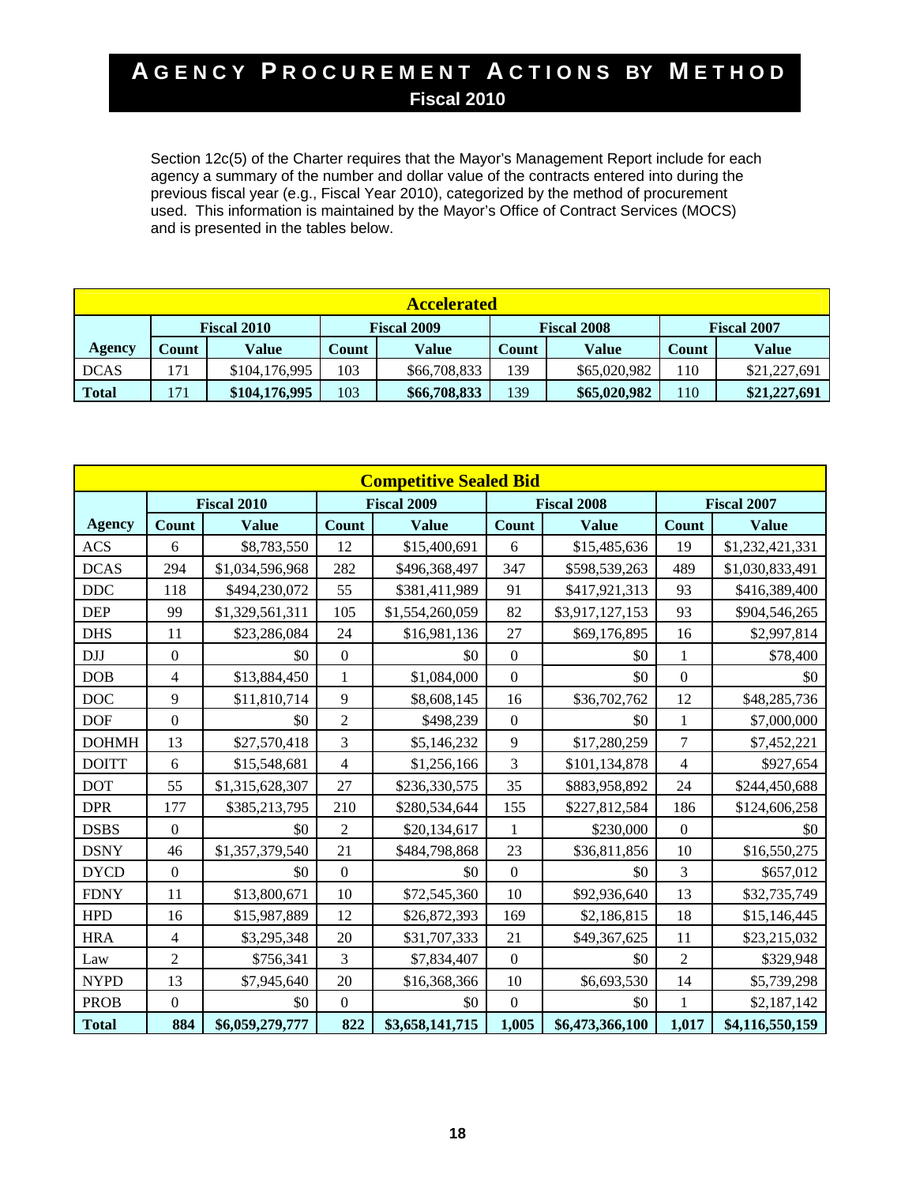# AGENCY PROCUREMENT ACTIONS BY METHOD

## Fiscal 2010

Section 12c(5) of the Charter requires that the Mayor's Management Report include for each agency a summary of the number and dollar value of the contracts entered into during the previous fiscal year (e.g., Fiscal Year 2010), categorized by the method of procurement used. This information is maintained by the Mayor's Office of Contract Services (MOCS) and is presented in the tables below.

| Accelerated | | | | | | | | |
|---|---|---|---|---|---|---|---|---|
| | Fiscal 2010 | | Fiscal 2009 | | Fiscal 2008 | | Fiscal 2007 | |
| **Agency** | **Count** | **Value** | **Count** | **Value** | **Count** | **Value** | **Count** | **Value** |
| DCAS | 171 | $104,176,995 | 103 | $66,708,833 | 139 | $65,020,982 | 110 | $21,227,691 |
| **Total** | 171 | **$104,176,995** | 103 | **$66,708,833** | 139 | **$65,020,982** | 110 | **$21,227,691** |

| Competitive Sealed Bid | | | | | | | | |
|---|---|---|---|---|---|---|---|---|
| | Fiscal 2010 | | Fiscal 2009 | | Fiscal 2008 | | Fiscal 2007 | |
| **Agency** | **Count** | **Value** | **Count** | **Value** | **Count** | **Value** | **Count** | **Value** |
| ACS | 6 | $8,783,550 | 12 | $15,400,691 | 6 | $15,485,636 | 19 | $1,232,421,331 |
| DCAS | 294 | $1,034,596,968 | 282 | $496,368,497 | 347 | $598,539,263 | 489 | $1,030,833,491 |
| DDC | 118 | $494,230,072 | 55 | $381,411,989 | 91 | $417,921,313 | 93 | $416,389,400 |
| DEP | 99 | $1,329,561,311 | 105 | $1,554,260,059 | 82 | $3,917,127,153 | 93 | $904,546,265 |
| DHS | 11 | $23,286,084 | 24 | $16,981,136 | 27 | $69,176,895 | 16 | $2,997,814 |
| DJJ | 0 | $0 | 0 | $0 | 0 | $0 | 1 | $78,400 |
| DOB | 4 | $13,884,450 | 1 | $1,084,000 | 0 | $0 | 0 | $0 |
| DOC | 9 | $11,810,714 | 9 | $8,608,145 | 16 | $36,702,762 | 12 | $48,285,736 |
| DOF | 0 | $0 | 2 | $498,239 | 0 | $0 | 1 | $7,000,000 |
| DOHMH | 13 | $27,570,418 | 3 | $5,146,232 | 9 | $17,280,259 | 7 | $7,452,221 |
| DOITT | 6 | $15,548,681 | 4 | $1,256,166 | 3 | $101,134,878 | 4 | $927,654 |
| DOT | 55 | $1,315,628,307 | 27 | $236,330,575 | 35 | $883,958,892 | 24 | $244,450,688 |
| DPR | 177 | $385,213,795 | 210 | $280,534,644 | 155 | $227,812,584 | 186 | $124,606,258 |
| DSBS | 0 | $0 | 2 | $20,134,617 | 1 | $230,000 | 0 | $0 |
| DSNY | 46 | $1,357,379,540 | 21 | $484,798,868 | 23 | $36,811,856 | 10 | $16,550,275 |
| DYCD | 0 | $0 | 0 | $0 | 0 | $0 | 3 | $657,012 |
| FDNY | 11 | $13,800,671 | 10 | $72,545,360 | 10 | $92,936,640 | 13 | $32,735,749 |
| HPD | 16 | $15,987,889 | 12 | $26,872,393 | 169 | $2,186,815 | 18 | $15,146,445 |
| HRA | 4 | $3,295,348 | 20 | $31,707,333 | 21 | $49,367,625 | 11 | $23,215,032 |
| Law | 2 | $756,341 | 3 | $7,834,407 | 0 | $0 | 2 | $329,948 |
| NYPD | 13 | $7,945,640 | 20 | $16,368,366 | 10 | $6,693,530 | 14 | $5,739,298 |
| PROB | 0 | $0 | 0 | $0 | 0 | $0 | 1 | $2,187,142 |
| **Total** | **884** | **$6,059,279,777** | **822** | **$3,658,141,715** | **1,005** | **$6,473,366,100** | **1,017** | **$4,116,550,159** |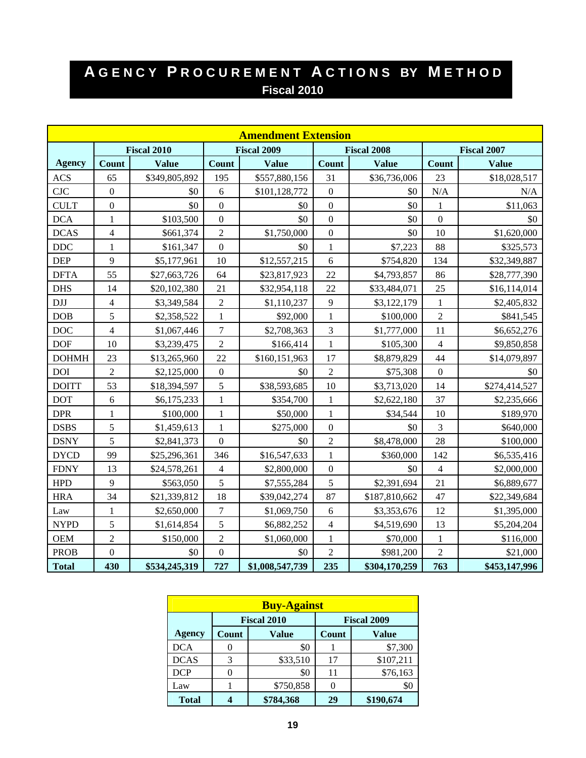# AGENCY PROCUREMENT ACTIONS BY METHOD

## Fiscal 2010

| Amendment Extension | | | | | | | | |
|---|---|---|---|---|---|---|---|---|
| | Fiscal 2010 | | Fiscal 2009 | | Fiscal 2008 | | Fiscal 2007 | |
| **Agency** | **Count** | **Value** | **Count** | **Value** | **Count** | **Value** | **Count** | **Value** |
| ACS | 65 | $349,805,892 | 195 | $557,880,156 | 31 | $36,736,006 | 23 | $18,028,517 |
| CJC | 0 | $0 | 6 | $101,128,772 | 0 | $0 | N/A | N/A |
| CULT | 0 | $0 | 0 | $0 | 0 | $0 | 1 | $11,063 |
| DCA | 1 | $103,500 | 0 | $0 | 0 | $0 | 0 | $0 |
| DCAS | 4 | $661,374 | 2 | $1,750,000 | 0 | $0 | 10 | $1,620,000 |
| DDC | 1 | $161,347 | 0 | $0 | 1 | $7,223 | 88 | $325,573 |
| DEP | 9 | $5,177,961 | 10 | $12,557,215 | 6 | $754,820 | 134 | $32,349,887 |
| DFTA | 55 | $27,663,726 | 64 | $23,817,923 | 22 | $4,793,857 | 86 | $28,777,390 |
| DHS | 14 | $20,102,380 | 21 | $32,954,118 | 22 | $33,484,071 | 25 | $16,114,014 |
| DJJ | 4 | $3,349,584 | 2 | $1,110,237 | 9 | $3,122,179 | 1 | $2,405,832 |
| DOB | 5 | $2,358,522 | 1 | $92,000 | 1 | $100,000 | 2 | $841,545 |
| DOC | 4 | $1,067,446 | 7 | $2,708,363 | 3 | $1,777,000 | 11 | $6,652,276 |
| DOF | 10 | $3,239,475 | 2 | $166,414 | 1 | $105,300 | 4 | $9,850,858 |
| DOHMH | 23 | $13,265,960 | 22 | $160,151,963 | 17 | $8,879,829 | 44 | $14,079,897 |
| DOI | 2 | $2,125,000 | 0 | $0 | 2 | $75,308 | 0 | $0 |
| DOITT | 53 | $18,394,597 | 5 | $38,593,685 | 10 | $3,713,020 | 14 | $274,414,527 |
| DOT | 6 | $6,175,233 | 1 | $354,700 | 1 | $2,622,180 | 37 | $2,235,666 |
| DPR | 1 | $100,000 | 1 | $50,000 | 1 | $34,544 | 10 | $189,970 |
| DSBS | 5 | $1,459,613 | 1 | $275,000 | 0 | $0 | 3 | $640,000 |
| DSNY | 5 | $2,841,373 | 0 | $0 | 2 | $8,478,000 | 28 | $100,000 |
| DYCD | 99 | $25,296,361 | 346 | $16,547,633 | 1 | $360,000 | 142 | $6,535,416 |
| FDNY | 13 | $24,578,261 | 4 | $2,800,000 | 0 | $0 | 4 | $2,000,000 |
| HPD | 9 | $563,050 | 5 | $7,555,284 | 5 | $2,391,694 | 21 | $6,889,677 |
| HRA | 34 | $21,339,812 | 18 | $39,042,274 | 87 | $187,810,662 | 47 | $22,349,684 |
| Law | 1 | $2,650,000 | 7 | $1,069,750 | 6 | $3,353,676 | 12 | $1,395,000 |
| NYPD | 5 | $1,614,854 | 5 | $6,882,252 | 4 | $4,519,690 | 13 | $5,204,204 |
| OEM | 2 | $150,000 | 2 | $1,060,000 | 1 | $70,000 | 1 | $116,000 |
| PROB | 0 | $0 | 0 | $0 | 2 | $981,200 | 2 | $21,000 |
| **Total** | **430** | **$534,245,319** | **727** | **$1,008,547,739** | **235** | **$304,170,259** | **763** | **$453,147,996** |

| Buy-Against | | | | |
|---|---|---|---|---|
| | Fiscal 2010 | | Fiscal 2009 | |
| **Agency** | **Count** | **Value** | **Count** | **Value** |
| DCA | 0 | $0 | 1 | $7,300 |
| DCAS | 3 | $33,510 | 17 | $107,211 |
| DCP | 0 | $0 | 11 | $76,163 |
| Law | 1 | $750,858 | 0 | $0 |
| **Total** | **4** | **$784,368** | **29** | **$190,674** |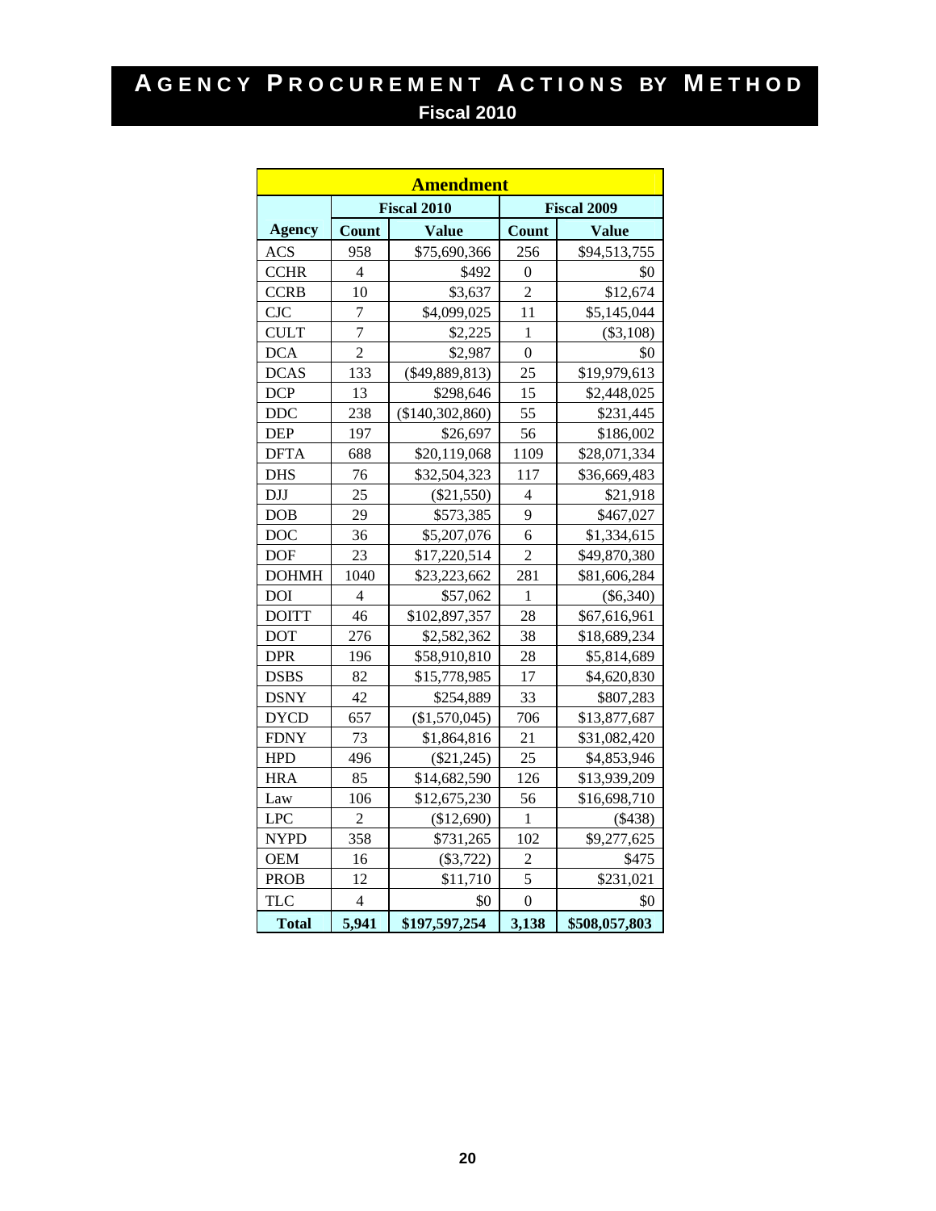# AGENCY PROCUREMENT ACTIONS BY METHOD

## Fiscal 2010

| Amendment | | | | |
|---|---|---|---|---|
| | Fiscal 2010 | | Fiscal 2009 | |
| Agency | Count | Value | Count | Value |
| ACS | 958 | $75,690,366 | 256 | $94,513,755 |
| CCHR | 4 | $492 | 0 | $0 |
| CCRB | 10 | $3,637 | 2 | $12,674 |
| CJC | 7 | $4,099,025 | 11 | $5,145,044 |
| CULT | 7 | $2,225 | 1 | ($3,108) |
| DCA | 2 | $2,987 | 0 | $0 |
| DCAS | 133 | ($49,889,813) | 25 | $19,979,613 |
| DCP | 13 | $298,646 | 15 | $2,448,025 |
| DDC | 238 | ($140,302,860) | 55 | $231,445 |
| DEP | 197 | $26,697 | 56 | $186,002 |
| DFTA | 688 | $20,119,068 | 1109 | $28,071,334 |
| DHS | 76 | $32,504,323 | 117 | $36,669,483 |
| DJJ | 25 | ($21,550) | 4 | $21,918 |
| DOB | 29 | $573,385 | 9 | $467,027 |
| DOC | 36 | $5,207,076 | 6 | $1,334,615 |
| DOF | 23 | $17,220,514 | 2 | $49,870,380 |
| DOHMH | 1040 | $23,223,662 | 281 | $81,606,284 |
| DOI | 4 | $57,062 | 1 | ($6,340) |
| DOITT | 46 | $102,897,357 | 28 | $67,616,961 |
| DOT | 276 | $2,582,362 | 38 | $18,689,234 |
| DPR | 196 | $58,910,810 | 28 | $5,814,689 |
| DSBS | 82 | $15,778,985 | 17 | $4,620,830 |
| DSNY | 42 | $254,889 | 33 | $807,283 |
| DYCD | 657 | ($1,570,045) | 706 | $13,877,687 |
| FDNY | 73 | $1,864,816 | 21 | $31,082,420 |
| HPD | 496 | ($21,245) | 25 | $4,853,946 |
| HRA | 85 | $14,682,590 | 126 | $13,939,209 |
| Law | 106 | $12,675,230 | 56 | $16,698,710 |
| LPC | 2 | ($12,690) | 1 | ($438) |
| NYPD | 358 | $731,265 | 102 | $9,277,625 |
| OEM | 16 | ($3,722) | 2 | $475 |
| PROB | 12 | $11,710 | 5 | $231,021 |
| TLC | 4 | $0 | 0 | $0 |
| **Total** | **5,941** | **$197,597,254** | **3,138** | **$508,057,803** |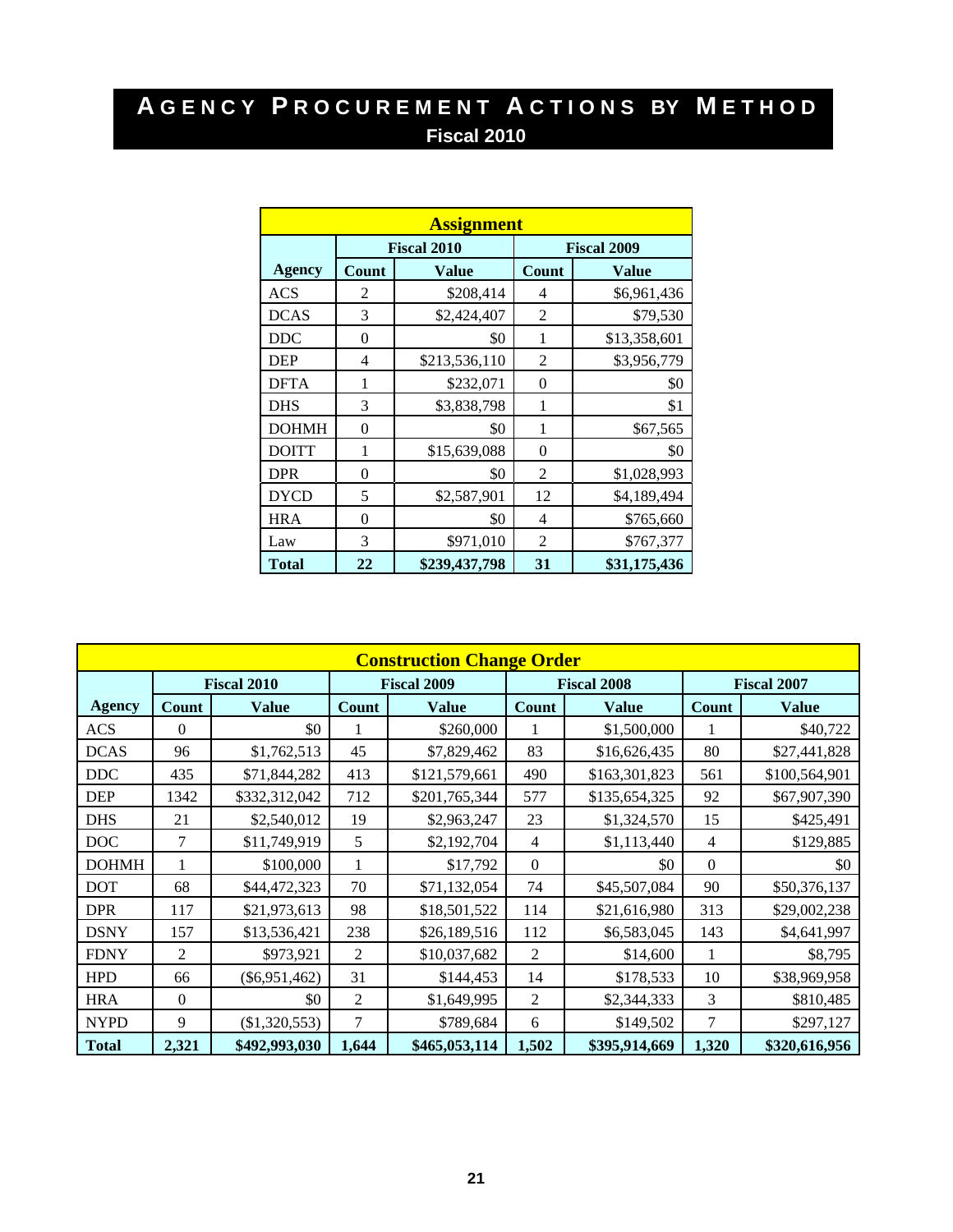# AGENCY PROCUREMENT ACTIONS BY METHOD

## Fiscal 2010

| Assignment | | | | |
|---|---|---|---|---|
| | Fiscal 2010 | | Fiscal 2009 | |
| Agency | Count | Value | Count | Value |
| ACS | 2 | $208,414 | 4 | $6,961,436 |
| DCAS | 3 | $2,424,407 | 2 | $79,530 |
| DDC | 0 | $0 | 1 | $13,358,601 |
| DEP | 4 | $213,536,110 | 2 | $3,956,779 |
| DFTA | 1 | $232,071 | 0 | $0 |
| DHS | 3 | $3,838,798 | 1 | $1 |
| DOHMH | 0 | $0 | 1 | $67,565 |
| DOITT | 1 | $15,639,088 | 0 | $0 |
| DPR | 0 | $0 | 2 | $1,028,993 |
| DYCD | 5 | $2,587,901 | 12 | $4,189,494 |
| HRA | 0 | $0 | 4 | $765,660 |
| Law | 3 | $971,010 | 2 | $767,377 |
| **Total** | **22** | **$239,437,798** | **31** | **$31,175,436** |

| Construction Change Order | | | | | | | | |
|---|---|---|---|---|---|---|---|---|
| | Fiscal 2010 | | Fiscal 2009 | | Fiscal 2008 | | Fiscal 2007 | |
| Agency | Count | Value | Count | Value | Count | Value | Count | Value |
| ACS | 0 | $0 | 1 | $260,000 | 1 | $1,500,000 | 1 | $40,722 |
| DCAS | 96 | $1,762,513 | 45 | $7,829,462 | 83 | $16,626,435 | 80 | $27,441,828 |
| DDC | 435 | $71,844,282 | 413 | $121,579,661 | 490 | $163,301,823 | 561 | $100,564,901 |
| DEP | 1342 | $332,312,042 | 712 | $201,765,344 | 577 | $135,654,325 | 92 | $67,907,390 |
| DHS | 21 | $2,540,012 | 19 | $2,963,247 | 23 | $1,324,570 | 15 | $425,491 |
| DOC | 7 | $11,749,919 | 5 | $2,192,704 | 4 | $1,113,440 | 4 | $129,885 |
| DOHMH | 1 | $100,000 | 1 | $17,792 | 0 | $0 | 0 | $0 |
| DOT | 68 | $44,472,323 | 70 | $71,132,054 | 74 | $45,507,084 | 90 | $50,376,137 |
| DPR | 117 | $21,973,613 | 98 | $18,501,522 | 114 | $21,616,980 | 313 | $29,002,238 |
| DSNY | 157 | $13,536,421 | 238 | $26,189,516 | 112 | $6,583,045 | 143 | $4,641,997 |
| FDNY | 2 | $973,921 | 2 | $10,037,682 | 2 | $14,600 | 1 | $8,795 |
| HPD | 66 | ($6,951,462) | 31 | $144,453 | 14 | $178,533 | 10 | $38,969,958 |
| HRA | 0 | $0 | 2 | $1,649,995 | 2 | $2,344,333 | 3 | $810,485 |
| NYPD | 9 | ($1,320,553) | 7 | $789,684 | 6 | $149,502 | 7 | $297,127 |
| **Total** | **2,321** | **$492,993,030** | **1,644** | **$465,053,114** | **1,502** | **$395,914,669** | **1,320** | **$320,616,956** |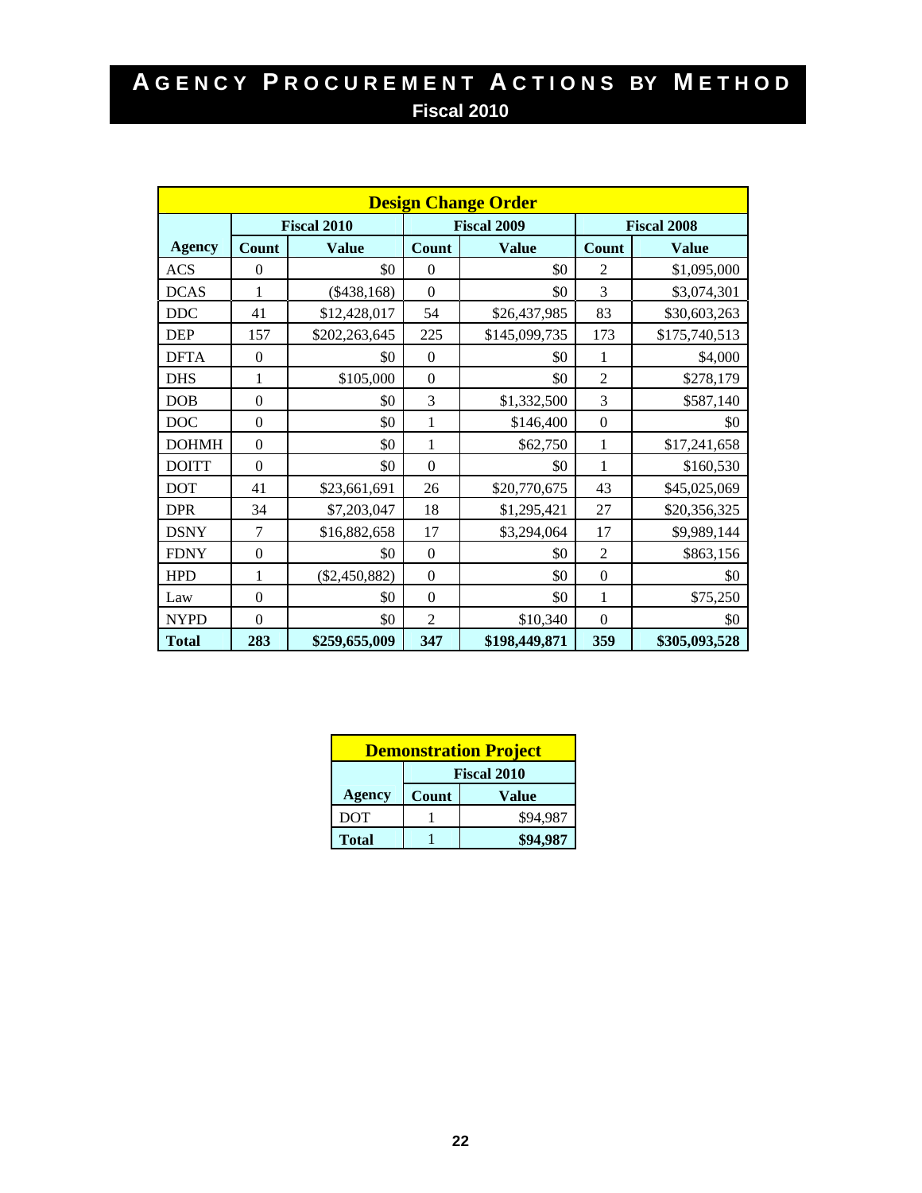# Agency Procurement Actions by Method

## Fiscal 2010

| Design Change Order | | | | | | |
|---|---|---|---|---|---|---|
| | Fiscal 2010 | | Fiscal 2009 | | Fiscal 2008 | |
| **Agency** | **Count** | **Value** | **Count** | **Value** | **Count** | **Value** |
| ACS | 0 | $0 | 0 | $0 | 2 | $1,095,000 |
| DCAS | 1 | ($438,168) | 0 | $0 | 3 | $3,074,301 |
| DDC | 41 | $12,428,017 | 54 | $26,437,985 | 83 | $30,603,263 |
| DEP | 157 | $202,263,645 | 225 | $145,099,735 | 173 | $175,740,513 |
| DFTA | 0 | $0 | 0 | $0 | 1 | $4,000 |
| DHS | 1 | $105,000 | 0 | $0 | 2 | $278,179 |
| DOB | 0 | $0 | 3 | $1,332,500 | 3 | $587,140 |
| DOC | 0 | $0 | 1 | $146,400 | 0 | $0 |
| DOHMH | 0 | $0 | 1 | $62,750 | 1 | $17,241,658 |
| DOITT | 0 | $0 | 0 | $0 | 1 | $160,530 |
| DOT | 41 | $23,661,691 | 26 | $20,770,675 | 43 | $45,025,069 |
| DPR | 34 | $7,203,047 | 18 | $1,295,421 | 27 | $20,356,325 |
| DSNY | 7 | $16,882,658 | 17 | $3,294,064 | 17 | $9,989,144 |
| FDNY | 0 | $0 | 0 | $0 | 2 | $863,156 |
| HPD | 1 | ($2,450,882) | 0 | $0 | 0 | $0 |
| Law | 0 | $0 | 0 | $0 | 1 | $75,250 |
| NYPD | 0 | $0 | 2 | $10,340 | 0 | $0 |
| **Total** | **283** | **$259,655,009** | **347** | **$198,449,871** | **359** | **$305,093,528** |

| Demonstration Project | | |
|---|---|---|
| | Fiscal 2010 | |
| **Agency** | **Count** | **Value** |
| DOT | 1 | $94,987 |
| **Total** | 1 | **$94,987** |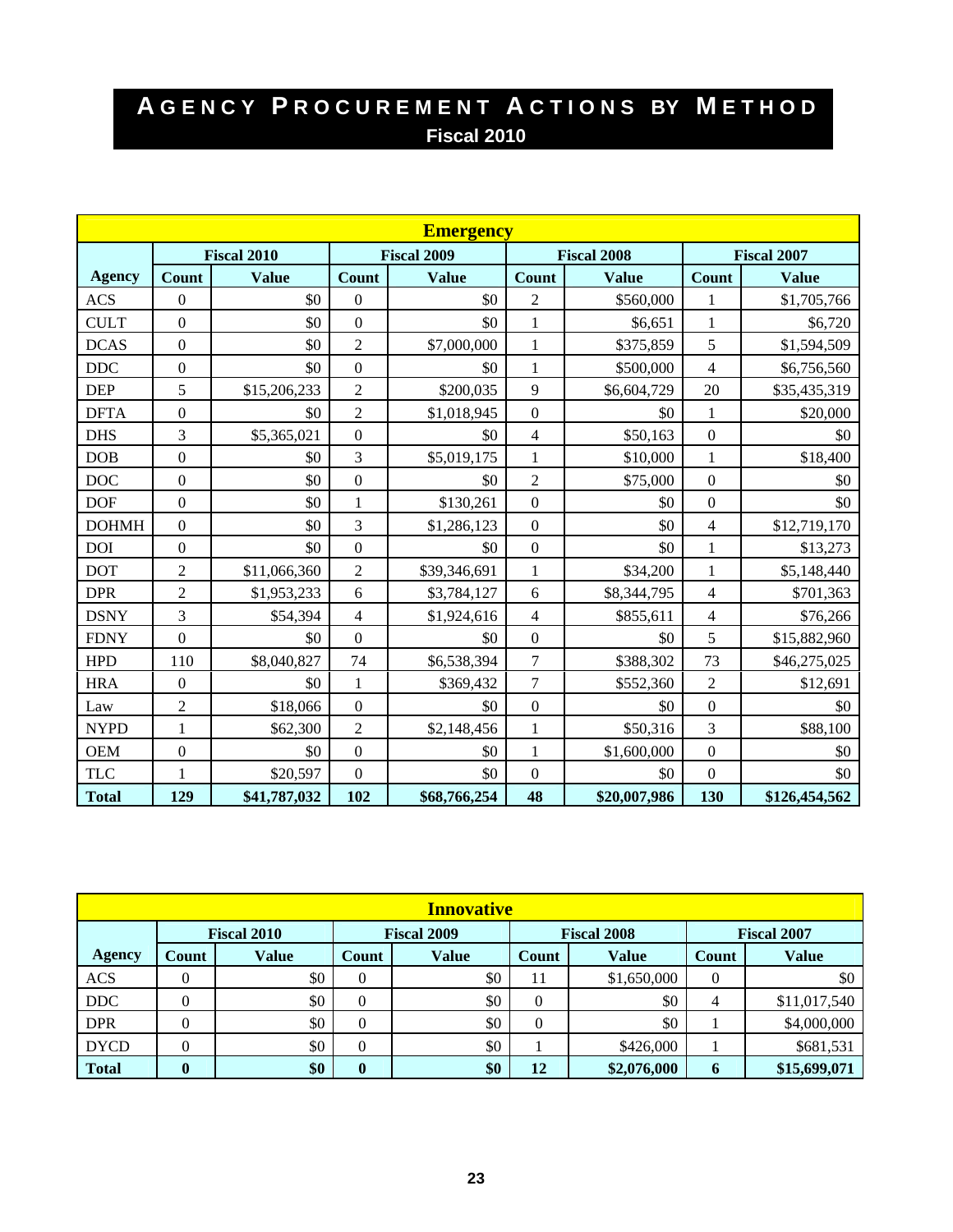# AGENCY PROCUREMENT ACTIONS BY METHOD

## Fiscal 2010

| Emergency | | | | | | | | |
|---|---|---|---|---|---|---|---|---|
| | Fiscal 2010 | | Fiscal 2009 | | Fiscal 2008 | | Fiscal 2007 | |
| **Agency** | **Count** | **Value** | **Count** | **Value** | **Count** | **Value** | **Count** | **Value** |
| ACS | 0 | $0 | 0 | $0 | 2 | $560,000 | 1 | $1,705,766 |
| CULT | 0 | $0 | 0 | $0 | 1 | $6,651 | 1 | $6,720 |
| DCAS | 0 | $0 | 2 | $7,000,000 | 1 | $375,859 | 5 | $1,594,509 |
| DDC | 0 | $0 | 0 | $0 | 1 | $500,000 | 4 | $6,756,560 |
| DEP | 5 | $15,206,233 | 2 | $200,035 | 9 | $6,604,729 | 20 | $35,435,319 |
| DFTA | 0 | $0 | 2 | $1,018,945 | 0 | $0 | 1 | $20,000 |
| DHS | 3 | $5,365,021 | 0 | $0 | 4 | $50,163 | 0 | $0 |
| DOB | 0 | $0 | 3 | $5,019,175 | 1 | $10,000 | 1 | $18,400 |
| DOC | 0 | $0 | 0 | $0 | 2 | $75,000 | 0 | $0 |
| DOF | 0 | $0 | 1 | $130,261 | 0 | $0 | 0 | $0 |
| DOHMH | 0 | $0 | 3 | $1,286,123 | 0 | $0 | 4 | $12,719,170 |
| DOI | 0 | $0 | 0 | $0 | 0 | $0 | 1 | $13,273 |
| DOT | 2 | $11,066,360 | 2 | $39,346,691 | 1 | $34,200 | 1 | $5,148,440 |
| DPR | 2 | $1,953,233 | 6 | $3,784,127 | 6 | $8,344,795 | 4 | $701,363 |
| DSNY | 3 | $54,394 | 4 | $1,924,616 | 4 | $855,611 | 4 | $76,266 |
| FDNY | 0 | $0 | 0 | $0 | 0 | $0 | 5 | $15,882,960 |
| HPD | 110 | $8,040,827 | 74 | $6,538,394 | 7 | $388,302 | 73 | $46,275,025 |
| HRA | 0 | $0 | 1 | $369,432 | 7 | $552,360 | 2 | $12,691 |
| Law | 2 | $18,066 | 0 | $0 | 0 | $0 | 0 | $0 |
| NYPD | 1 | $62,300 | 2 | $2,148,456 | 1 | $50,316 | 3 | $88,100 |
| OEM | 0 | $0 | 0 | $0 | 1 | $1,600,000 | 0 | $0 |
| TLC | 1 | $20,597 | 0 | $0 | 0 | $0 | 0 | $0 |
| **Total** | **129** | **$41,787,032** | **102** | **$68,766,254** | **48** | **$20,007,986** | **130** | **$126,454,562** |

| Innovative | | | | | | | | |
|---|---|---|---|---|---|---|---|---|
| | Fiscal 2010 | | Fiscal 2009 | | Fiscal 2008 | | Fiscal 2007 | |
| **Agency** | **Count** | **Value** | **Count** | **Value** | **Count** | **Value** | **Count** | **Value** |
| ACS | 0 | $0 | 0 | $0 | 11 | $1,650,000 | 0 | $0 |
| DDC | 0 | $0 | 0 | $0 | 0 | $0 | 4 | $11,017,540 |
| DPR | 0 | $0 | 0 | $0 | 0 | $0 | 1 | $4,000,000 |
| DYCD | 0 | $0 | 0 | $0 | 1 | $426,000 | 1 | $681,531 |
| **Total** | **0** | **$0** | **0** | **$0** | **12** | **$2,076,000** | **6** | **$15,699,071** |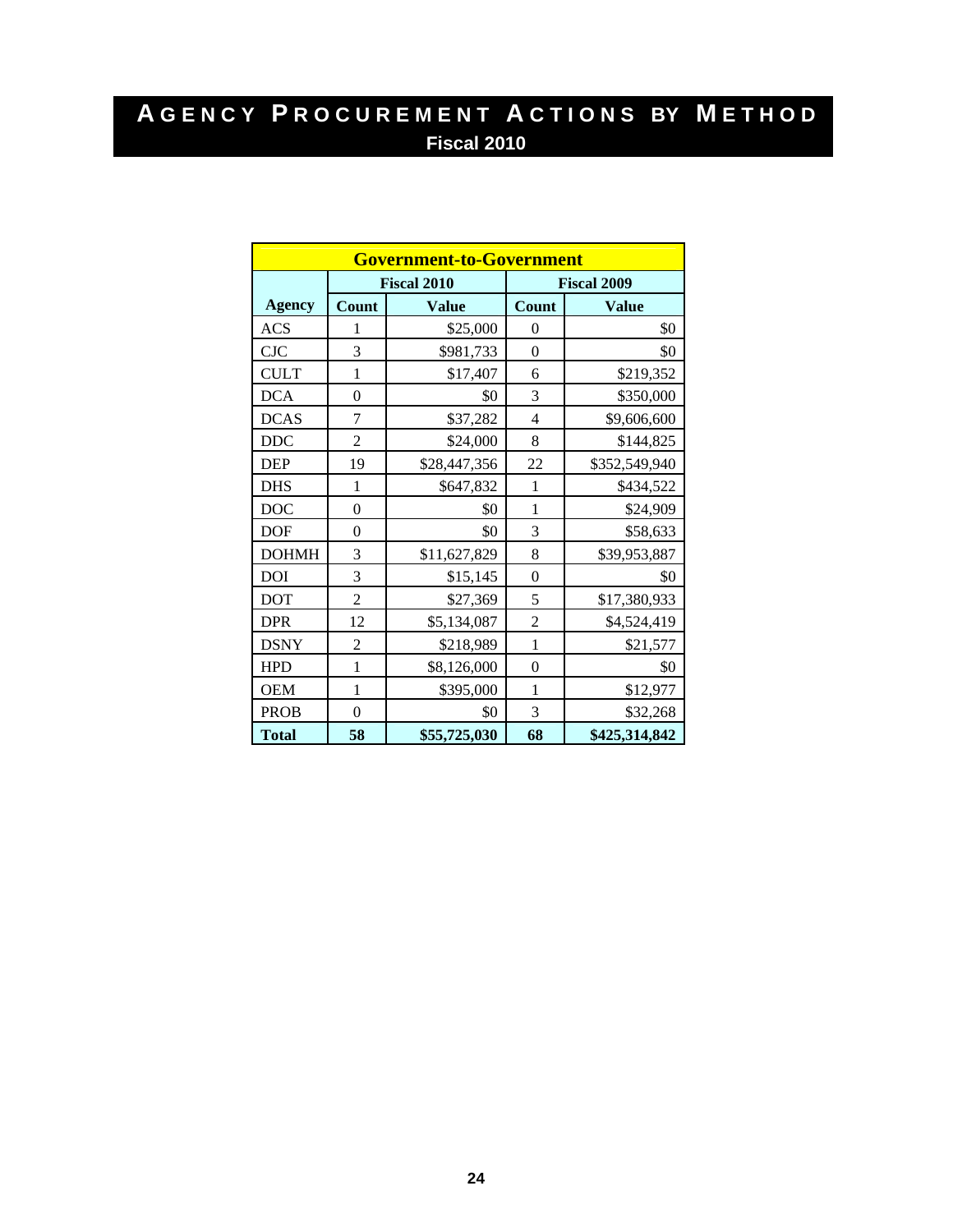# Agency Procurement Actions by Method

**Fiscal 2010**

| Government-to-Government | | | | |
|---|---|---|---|---|
| | Fiscal 2010 | | Fiscal 2009 | |
| Agency | Count | Value | Count | Value |
| ACS | 1 | $25,000 | 0 | $0 |
| CJC | 3 | $981,733 | 0 | $0 |
| CULT | 1 | $17,407 | 6 | $219,352 |
| DCA | 0 | $0 | 3 | $350,000 |
| DCAS | 7 | $37,282 | 4 | $9,606,600 |
| DDC | 2 | $24,000 | 8 | $144,825 |
| DEP | 19 | $28,447,356 | 22 | $352,549,940 |
| DHS | 1 | $647,832 | 1 | $434,522 |
| DOC | 0 | $0 | 1 | $24,909 |
| DOF | 0 | $0 | 3 | $58,633 |
| DOHMH | 3 | $11,627,829 | 8 | $39,953,887 |
| DOI | 3 | $15,145 | 0 | $0 |
| DOT | 2 | $27,369 | 5 | $17,380,933 |
| DPR | 12 | $5,134,087 | 2 | $4,524,419 |
| DSNY | 2 | $218,989 | 1 | $21,577 |
| HPD | 1 | $8,126,000 | 0 | $0 |
| OEM | 1 | $395,000 | 1 | $12,977 |
| PROB | 0 | $0 | 3 | $32,268 |
| **Total** | **58** | **$55,725,030** | **68** | **$425,314,842** |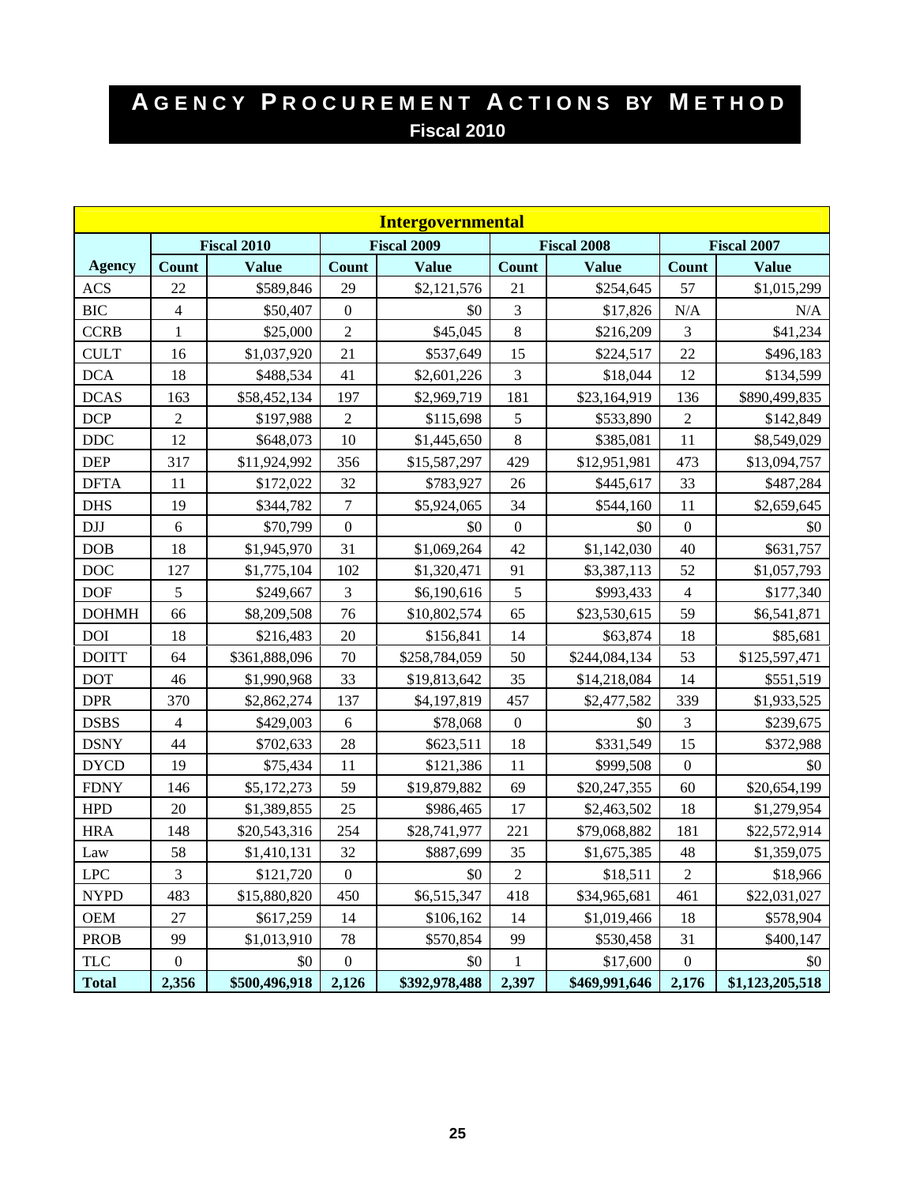# AGENCY PROCUREMENT ACTIONS BY METHOD

## Fiscal 2010

| Intergovernmental | | | | | | | | |
|---|---|---|---|---|---|---|---|---|
| | Fiscal 2010 | | Fiscal 2009 | | Fiscal 2008 | | Fiscal 2007 | |
| **Agency** | **Count** | **Value** | **Count** | **Value** | **Count** | **Value** | **Count** | **Value** |
| ACS | 22 | $589,846 | 29 | $2,121,576 | 21 | $254,645 | 57 | $1,015,299 |
| BIC | 4 | $50,407 | 0 | $0 | 3 | $17,826 | N/A | N/A |
| CCRB | 1 | $25,000 | 2 | $45,045 | 8 | $216,209 | 3 | $41,234 |
| CULT | 16 | $1,037,920 | 21 | $537,649 | 15 | $224,517 | 22 | $496,183 |
| DCA | 18 | $488,534 | 41 | $2,601,226 | 3 | $18,044 | 12 | $134,599 |
| DCAS | 163 | $58,452,134 | 197 | $2,969,719 | 181 | $23,164,919 | 136 | $890,499,835 |
| DCP | 2 | $197,988 | 2 | $115,698 | 5 | $533,890 | 2 | $142,849 |
| DDC | 12 | $648,073 | 10 | $1,445,650 | 8 | $385,081 | 11 | $8,549,029 |
| DEP | 317 | $11,924,992 | 356 | $15,587,297 | 429 | $12,951,981 | 473 | $13,094,757 |
| DFTA | 11 | $172,022 | 32 | $783,927 | 26 | $445,617 | 33 | $487,284 |
| DHS | 19 | $344,782 | 7 | $5,924,065 | 34 | $544,160 | 11 | $2,659,645 |
| DJJ | 6 | $70,799 | 0 | $0 | 0 | $0 | 0 | $0 |
| DOB | 18 | $1,945,970 | 31 | $1,069,264 | 42 | $1,142,030 | 40 | $631,757 |
| DOC | 127 | $1,775,104 | 102 | $1,320,471 | 91 | $3,387,113 | 52 | $1,057,793 |
| DOF | 5 | $249,667 | 3 | $6,190,616 | 5 | $993,433 | 4 | $177,340 |
| DOHMH | 66 | $8,209,508 | 76 | $10,802,574 | 65 | $23,530,615 | 59 | $6,541,871 |
| DOI | 18 | $216,483 | 20 | $156,841 | 14 | $63,874 | 18 | $85,681 |
| DOITT | 64 | $361,888,096 | 70 | $258,784,059 | 50 | $244,084,134 | 53 | $125,597,471 |
| DOT | 46 | $1,990,968 | 33 | $19,813,642 | 35 | $14,218,084 | 14 | $551,519 |
| DPR | 370 | $2,862,274 | 137 | $4,197,819 | 457 | $2,477,582 | 339 | $1,933,525 |
| DSBS | 4 | $429,003 | 6 | $78,068 | 0 | $0 | 3 | $239,675 |
| DSNY | 44 | $702,633 | 28 | $623,511 | 18 | $331,549 | 15 | $372,988 |
| DYCD | 19 | $75,434 | 11 | $121,386 | 11 | $999,508 | 0 | $0 |
| FDNY | 146 | $5,172,273 | 59 | $19,879,882 | 69 | $20,247,355 | 60 | $20,654,199 |
| HPD | 20 | $1,389,855 | 25 | $986,465 | 17 | $2,463,502 | 18 | $1,279,954 |
| HRA | 148 | $20,543,316 | 254 | $28,741,977 | 221 | $79,068,882 | 181 | $22,572,914 |
| Law | 58 | $1,410,131 | 32 | $887,699 | 35 | $1,675,385 | 48 | $1,359,075 |
| LPC | 3 | $121,720 | 0 | $0 | 2 | $18,511 | 2 | $18,966 |
| NYPD | 483 | $15,880,820 | 450 | $6,515,347 | 418 | $34,965,681 | 461 | $22,031,027 |
| OEM | 27 | $617,259 | 14 | $106,162 | 14 | $1,019,466 | 18 | $578,904 |
| PROB | 99 | $1,013,910 | 78 | $570,854 | 99 | $530,458 | 31 | $400,147 |
| TLC | 0 | $0 | 0 | $0 | 1 | $17,600 | 0 | $0 |
| **Total** | **2,356** | **$500,496,918** | **2,126** | **$392,978,488** | **2,397** | **$469,991,646** | **2,176** | **$1,123,205,518** |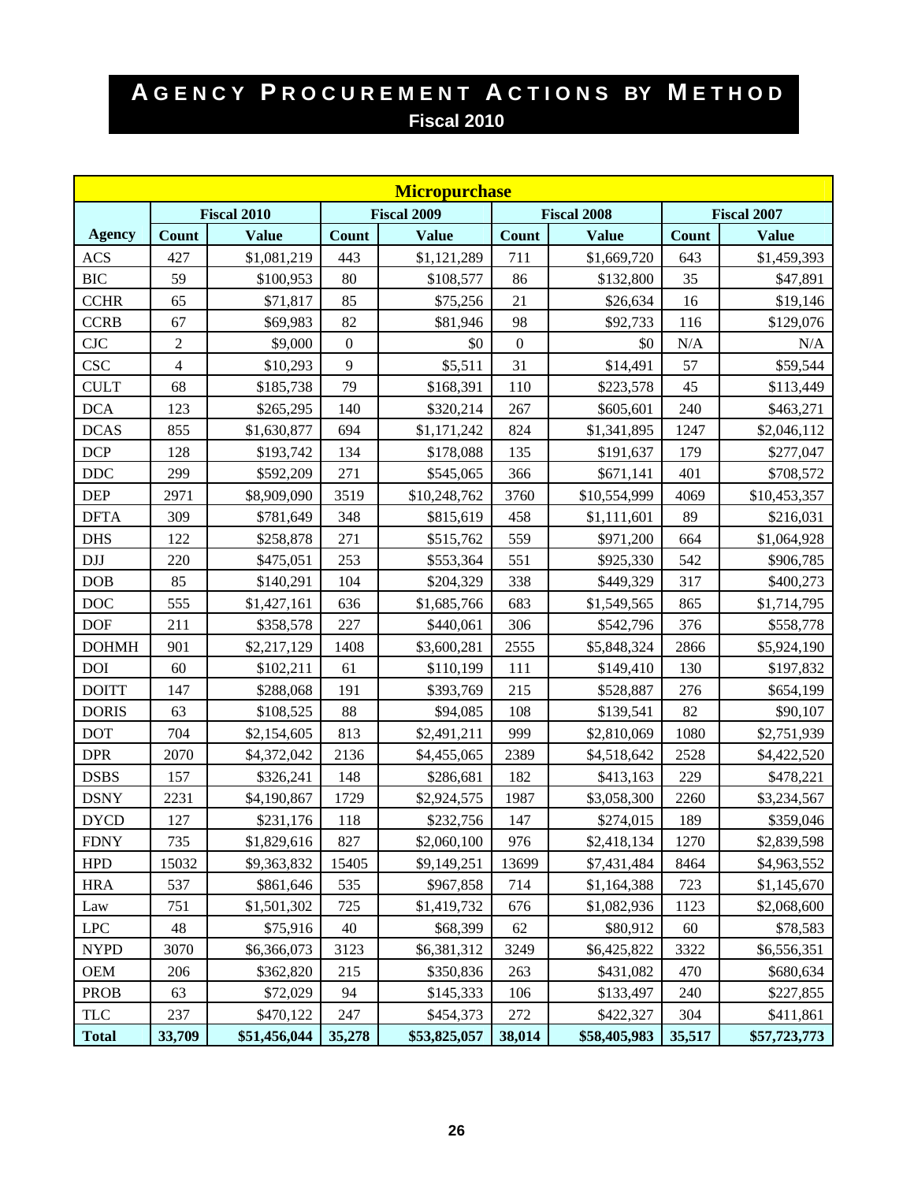# Agency Procurement Actions by Method

## Fiscal 2010

| Micropurchase | | | | | | | | |
|---|---|---|---|---|---|---|---|---|
| | Fiscal 2010 | | Fiscal 2009 | | Fiscal 2008 | | Fiscal 2007 | |
| **Agency** | **Count** | **Value** | **Count** | **Value** | **Count** | **Value** | **Count** | **Value** |
| ACS | 427 | $1,081,219 | 443 | $1,121,289 | 711 | $1,669,720 | 643 | $1,459,393 |
| BIC | 59 | $100,953 | 80 | $108,577 | 86 | $132,800 | 35 | $47,891 |
| CCHR | 65 | $71,817 | 85 | $75,256 | 21 | $26,634 | 16 | $19,146 |
| CCRB | 67 | $69,983 | 82 | $81,946 | 98 | $92,733 | 116 | $129,076 |
| CJC | 2 | $9,000 | 0 | $0 | 0 | $0 | N/A | N/A |
| CSC | 4 | $10,293 | 9 | $5,511 | 31 | $14,491 | 57 | $59,544 |
| CULT | 68 | $185,738 | 79 | $168,391 | 110 | $223,578 | 45 | $113,449 |
| DCA | 123 | $265,295 | 140 | $320,214 | 267 | $605,601 | 240 | $463,271 |
| DCAS | 855 | $1,630,877 | 694 | $1,171,242 | 824 | $1,341,895 | 1247 | $2,046,112 |
| DCP | 128 | $193,742 | 134 | $178,088 | 135 | $191,637 | 179 | $277,047 |
| DDC | 299 | $592,209 | 271 | $545,065 | 366 | $671,141 | 401 | $708,572 |
| DEP | 2971 | $8,909,090 | 3519 | $10,248,762 | 3760 | $10,554,999 | 4069 | $10,453,357 |
| DFTA | 309 | $781,649 | 348 | $815,619 | 458 | $1,111,601 | 89 | $216,031 |
| DHS | 122 | $258,878 | 271 | $515,762 | 559 | $971,200 | 664 | $1,064,928 |
| DJJ | 220 | $475,051 | 253 | $553,364 | 551 | $925,330 | 542 | $906,785 |
| DOB | 85 | $140,291 | 104 | $204,329 | 338 | $449,329 | 317 | $400,273 |
| DOC | 555 | $1,427,161 | 636 | $1,685,766 | 683 | $1,549,565 | 865 | $1,714,795 |
| DOF | 211 | $358,578 | 227 | $440,061 | 306 | $542,796 | 376 | $558,778 |
| DOHMH | 901 | $2,217,129 | 1408 | $3,600,281 | 2555 | $5,848,324 | 2866 | $5,924,190 |
| DOI | 60 | $102,211 | 61 | $110,199 | 111 | $149,410 | 130 | $197,832 |
| DOITT | 147 | $288,068 | 191 | $393,769 | 215 | $528,887 | 276 | $654,199 |
| DORIS | 63 | $108,525 | 88 | $94,085 | 108 | $139,541 | 82 | $90,107 |
| DOT | 704 | $2,154,605 | 813 | $2,491,211 | 999 | $2,810,069 | 1080 | $2,751,939 |
| DPR | 2070 | $4,372,042 | 2136 | $4,455,065 | 2389 | $4,518,642 | 2528 | $4,422,520 |
| DSBS | 157 | $326,241 | 148 | $286,681 | 182 | $413,163 | 229 | $478,221 |
| DSNY | 2231 | $4,190,867 | 1729 | $2,924,575 | 1987 | $3,058,300 | 2260 | $3,234,567 |
| DYCD | 127 | $231,176 | 118 | $232,756 | 147 | $274,015 | 189 | $359,046 |
| FDNY | 735 | $1,829,616 | 827 | $2,060,100 | 976 | $2,418,134 | 1270 | $2,839,598 |
| HPD | 15032 | $9,363,832 | 15405 | $9,149,251 | 13699 | $7,431,484 | 8464 | $4,963,552 |
| HRA | 537 | $861,646 | 535 | $967,858 | 714 | $1,164,388 | 723 | $1,145,670 |
| Law | 751 | $1,501,302 | 725 | $1,419,732 | 676 | $1,082,936 | 1123 | $2,068,600 |
| LPC | 48 | $75,916 | 40 | $68,399 | 62 | $80,912 | 60 | $78,583 |
| NYPD | 3070 | $6,366,073 | 3123 | $6,381,312 | 3249 | $6,425,822 | 3322 | $6,556,351 |
| OEM | 206 | $362,820 | 215 | $350,836 | 263 | $431,082 | 470 | $680,634 |
| PROB | 63 | $72,029 | 94 | $145,333 | 106 | $133,497 | 240 | $227,855 |
| TLC | 237 | $470,122 | 247 | $454,373 | 272 | $422,327 | 304 | $411,861 |
| **Total** | **33,709** | **$51,456,044** | **35,278** | **$53,825,057** | **38,014** | **$58,405,983** | **35,517** | **$57,723,773** |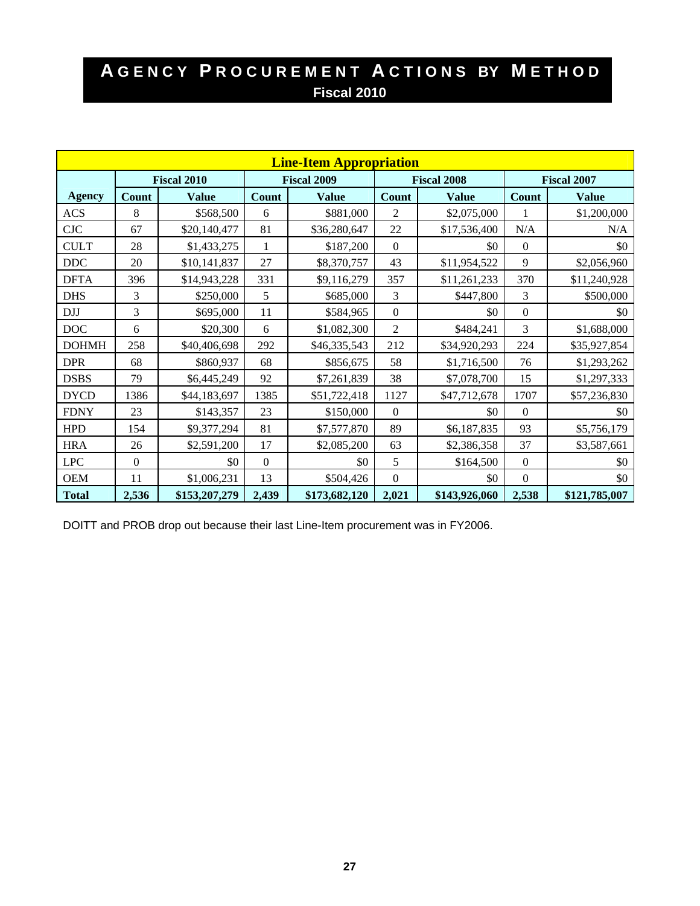# Agency Procurement Actions by Method

## Fiscal 2010

| Line-Item Appropriation | | | | | | | | |
|---|---|---|---|---|---|---|---|---|
| | Fiscal 2010 | | Fiscal 2009 | | Fiscal 2008 | | Fiscal 2007 | |
| **Agency** | **Count** | **Value** | **Count** | **Value** | **Count** | **Value** | **Count** | **Value** |
| ACS | 8 | $568,500 | 6 | $881,000 | 2 | $2,075,000 | 1 | $1,200,000 |
| CJC | 67 | $20,140,477 | 81 | $36,280,647 | 22 | $17,536,400 | N/A | N/A |
| CULT | 28 | $1,433,275 | 1 | $187,200 | 0 | $0 | 0 | $0 |
| DDC | 20 | $10,141,837 | 27 | $8,370,757 | 43 | $11,954,522 | 9 | $2,056,960 |
| DFTA | 396 | $14,943,228 | 331 | $9,116,279 | 357 | $11,261,233 | 370 | $11,240,928 |
| DHS | 3 | $250,000 | 5 | $685,000 | 3 | $447,800 | 3 | $500,000 |
| DJJ | 3 | $695,000 | 11 | $584,965 | 0 | $0 | 0 | $0 |
| DOC | 6 | $20,300 | 6 | $1,082,300 | 2 | $484,241 | 3 | $1,688,000 |
| DOHMH | 258 | $40,406,698 | 292 | $46,335,543 | 212 | $34,920,293 | 224 | $35,927,854 |
| DPR | 68 | $860,937 | 68 | $856,675 | 58 | $1,716,500 | 76 | $1,293,262 |
| DSBS | 79 | $6,445,249 | 92 | $7,261,839 | 38 | $7,078,700 | 15 | $1,297,333 |
| DYCD | 1386 | $44,183,697 | 1385 | $51,722,418 | 1127 | $47,712,678 | 1707 | $57,236,830 |
| FDNY | 23 | $143,357 | 23 | $150,000 | 0 | $0 | 0 | $0 |
| HPD | 154 | $9,377,294 | 81 | $7,577,870 | 89 | $6,187,835 | 93 | $5,756,179 |
| HRA | 26 | $2,591,200 | 17 | $2,085,200 | 63 | $2,386,358 | 37 | $3,587,661 |
| LPC | 0 | $0 | 0 | $0 | 5 | $164,500 | 0 | $0 |
| OEM | 11 | $1,006,231 | 13 | $504,426 | 0 | $0 | 0 | $0 |
| **Total** | **2,536** | **$153,207,279** | **2,439** | **$173,682,120** | **2,021** | **$143,926,060** | **2,538** | **$121,785,007** |

DOITT and PROB drop out because their last Line-Item procurement was in FY2006.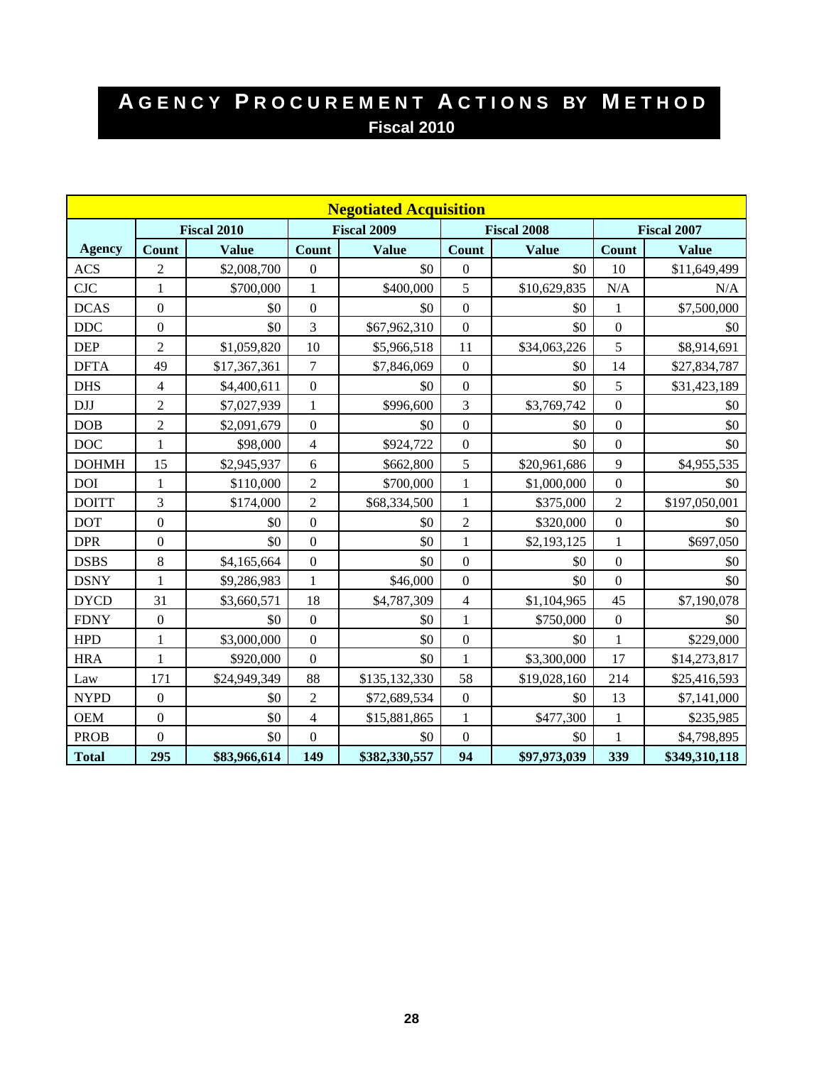# Agency Procurement Actions by Method

**Fiscal 2010**

| Negotiated Acquisition | | | | | | | | |
|---|---|---|---|---|---|---|---|---|
| | Fiscal 2010 | | Fiscal 2009 | | Fiscal 2008 | | Fiscal 2007 | |
| **Agency** | **Count** | **Value** | **Count** | **Value** | **Count** | **Value** | **Count** | **Value** |
| ACS | 2 | $2,008,700 | 0 | $0 | 0 | $0 | 10 | $11,649,499 |
| CJC | 1 | $700,000 | 1 | $400,000 | 5 | $10,629,835 | N/A | N/A |
| DCAS | 0 | $0 | 0 | $0 | 0 | $0 | 1 | $7,500,000 |
| DDC | 0 | $0 | 3 | $67,962,310 | 0 | $0 | 0 | $0 |
| DEP | 2 | $1,059,820 | 10 | $5,966,518 | 11 | $34,063,226 | 5 | $8,914,691 |
| DFTA | 49 | $17,367,361 | 7 | $7,846,069 | 0 | $0 | 14 | $27,834,787 |
| DHS | 4 | $4,400,611 | 0 | $0 | 0 | $0 | 5 | $31,423,189 |
| DJJ | 2 | $7,027,939 | 1 | $996,600 | 3 | $3,769,742 | 0 | $0 |
| DOB | 2 | $2,091,679 | 0 | $0 | 0 | $0 | 0 | $0 |
| DOC | 1 | $98,000 | 4 | $924,722 | 0 | $0 | 0 | $0 |
| DOHMH | 15 | $2,945,937 | 6 | $662,800 | 5 | $20,961,686 | 9 | $4,955,535 |
| DOI | 1 | $110,000 | 2 | $700,000 | 1 | $1,000,000 | 0 | $0 |
| DOITT | 3 | $174,000 | 2 | $68,334,500 | 1 | $375,000 | 2 | $197,050,001 |
| DOT | 0 | $0 | 0 | $0 | 2 | $320,000 | 0 | $0 |
| DPR | 0 | $0 | 0 | $0 | 1 | $2,193,125 | 1 | $697,050 |
| DSBS | 8 | $4,165,664 | 0 | $0 | 0 | $0 | 0 | $0 |
| DSNY | 1 | $9,286,983 | 1 | $46,000 | 0 | $0 | 0 | $0 |
| DYCD | 31 | $3,660,571 | 18 | $4,787,309 | 4 | $1,104,965 | 45 | $7,190,078 |
| FDNY | 0 | $0 | 0 | $0 | 1 | $750,000 | 0 | $0 |
| HPD | 1 | $3,000,000 | 0 | $0 | 0 | $0 | 1 | $229,000 |
| HRA | 1 | $920,000 | 0 | $0 | 1 | $3,300,000 | 17 | $14,273,817 |
| Law | 171 | $24,949,349 | 88 | $135,132,330 | 58 | $19,028,160 | 214 | $25,416,593 |
| NYPD | 0 | $0 | 2 | $72,689,534 | 0 | $0 | 13 | $7,141,000 |
| OEM | 0 | $0 | 4 | $15,881,865 | 1 | $477,300 | 1 | $235,985 |
| PROB | 0 | $0 | 0 | $0 | 0 | $0 | 1 | $4,798,895 |
| **Total** | **295** | **$83,966,614** | **149** | **$382,330,557** | **94** | **$97,973,039** | **339** | **$349,310,118** |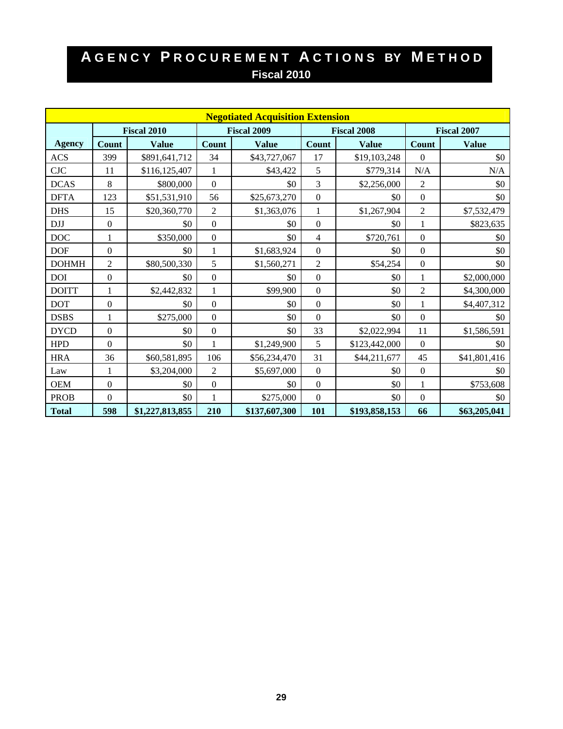# Agency Procurement Actions by Method

## Fiscal 2010

| Negotiated Acquisition Extension | | | | | | | | |
|---|---|---|---|---|---|---|---|---|
| | Fiscal 2010 | | Fiscal 2009 | | Fiscal 2008 | | Fiscal 2007 | |
| **Agency** | **Count** | **Value** | **Count** | **Value** | **Count** | **Value** | **Count** | **Value** |
| ACS | 399 | $891,641,712 | 34 | $43,727,067 | 17 | $19,103,248 | 0 | $0 |
| CJC | 11 | $116,125,407 | 1 | $43,422 | 5 | $779,314 | N/A | N/A |
| DCAS | 8 | $800,000 | 0 | $0 | 3 | $2,256,000 | 2 | $0 |
| DFTA | 123 | $51,531,910 | 56 | $25,673,270 | 0 | $0 | 0 | $0 |
| DHS | 15 | $20,360,770 | 2 | $1,363,076 | 1 | $1,267,904 | 2 | $7,532,479 |
| DJJ | 0 | $0 | 0 | $0 | 0 | $0 | 1 | $823,635 |
| DOC | 1 | $350,000 | 0 | $0 | 4 | $720,761 | 0 | $0 |
| DOF | 0 | $0 | 1 | $1,683,924 | 0 | $0 | 0 | $0 |
| DOHMH | 2 | $80,500,330 | 5 | $1,560,271 | 2 | $54,254 | 0 | $0 |
| DOI | 0 | $0 | 0 | $0 | 0 | $0 | 1 | $2,000,000 |
| DOITT | 1 | $2,442,832 | 1 | $99,900 | 0 | $0 | 2 | $4,300,000 |
| DOT | 0 | $0 | 0 | $0 | 0 | $0 | 1 | $4,407,312 |
| DSBS | 1 | $275,000 | 0 | $0 | 0 | $0 | 0 | $0 |
| DYCD | 0 | $0 | 0 | $0 | 33 | $2,022,994 | 11 | $1,586,591 |
| HPD | 0 | $0 | 1 | $1,249,900 | 5 | $123,442,000 | 0 | $0 |
| HRA | 36 | $60,581,895 | 106 | $56,234,470 | 31 | $44,211,677 | 45 | $41,801,416 |
| Law | 1 | $3,204,000 | 2 | $5,697,000 | 0 | $0 | 0 | $0 |
| OEM | 0 | $0 | 0 | $0 | 0 | $0 | 1 | $753,608 |
| PROB | 0 | $0 | 1 | $275,000 | 0 | $0 | 0 | $0 |
| **Total** | **598** | **$1,227,813,855** | **210** | **$137,607,300** | **101** | **$193,858,153** | **66** | **$63,205,041** |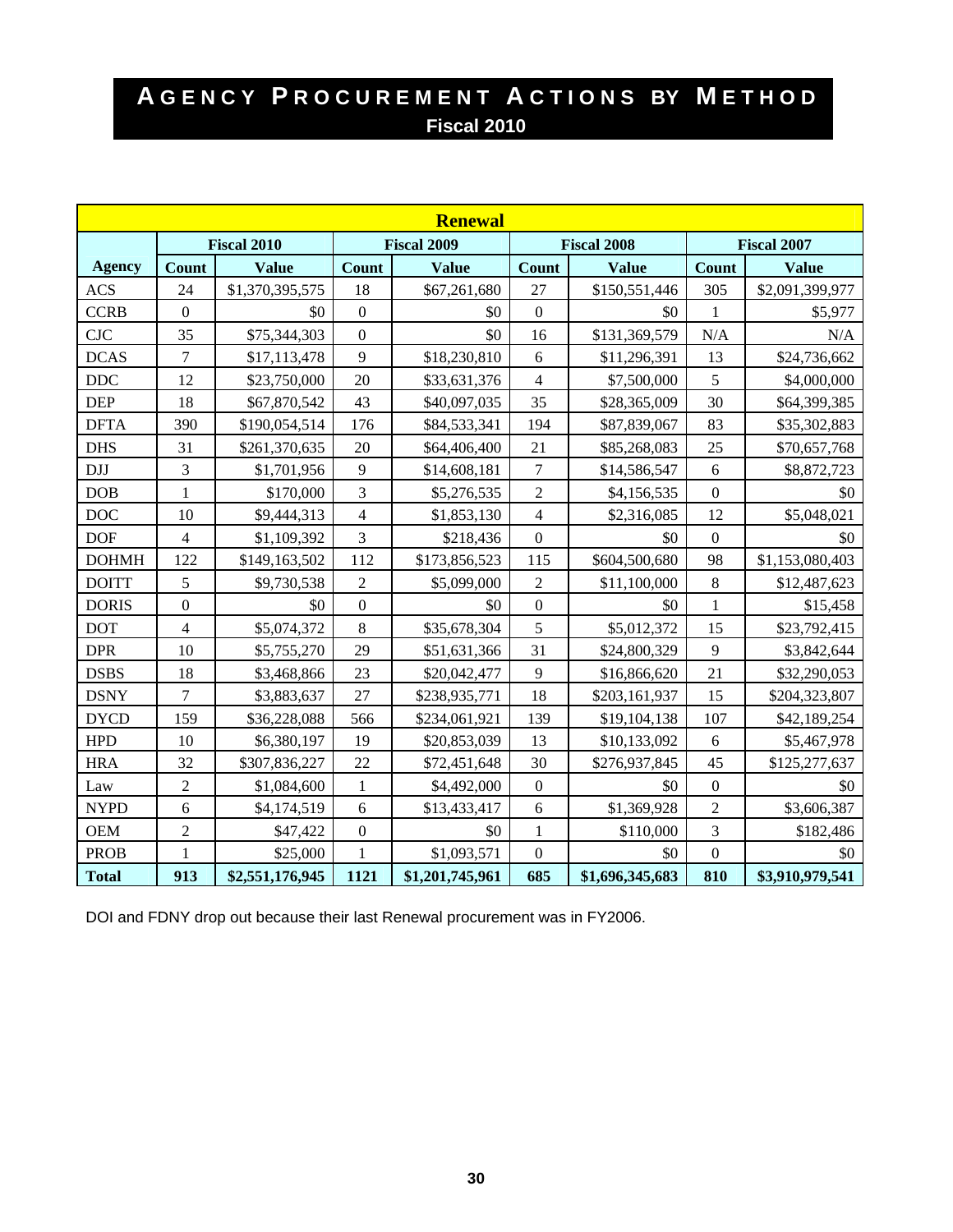# AGENCY PROCUREMENT ACTIONS BY METHOD

## Fiscal 2010

| Renewal | | | | | | | | |
|---|---|---|---|---|---|---|---|---|
| | Fiscal 2010 | | Fiscal 2009 | | Fiscal 2008 | | Fiscal 2007 | |
| **Agency** | **Count** | **Value** | **Count** | **Value** | **Count** | **Value** | **Count** | **Value** |
| ACS | 24 | $1,370,395,575 | 18 | $67,261,680 | 27 | $150,551,446 | 305 | $2,091,399,977 |
| CCRB | 0 | $0 | 0 | $0 | 0 | $0 | 1 | $5,977 |
| CJC | 35 | $75,344,303 | 0 | $0 | 16 | $131,369,579 | N/A | N/A |
| DCAS | 7 | $17,113,478 | 9 | $18,230,810 | 6 | $11,296,391 | 13 | $24,736,662 |
| DDC | 12 | $23,750,000 | 20 | $33,631,376 | 4 | $7,500,000 | 5 | $4,000,000 |
| DEP | 18 | $67,870,542 | 43 | $40,097,035 | 35 | $28,365,009 | 30 | $64,399,385 |
| DFTA | 390 | $190,054,514 | 176 | $84,533,341 | 194 | $87,839,067 | 83 | $35,302,883 |
| DHS | 31 | $261,370,635 | 20 | $64,406,400 | 21 | $85,268,083 | 25 | $70,657,768 |
| DJJ | 3 | $1,701,956 | 9 | $14,608,181 | 7 | $14,586,547 | 6 | $8,872,723 |
| DOB | 1 | $170,000 | 3 | $5,276,535 | 2 | $4,156,535 | 0 | $0 |
| DOC | 10 | $9,444,313 | 4 | $1,853,130 | 4 | $2,316,085 | 12 | $5,048,021 |
| DOF | 4 | $1,109,392 | 3 | $218,436 | 0 | $0 | 0 | $0 |
| DOHMH | 122 | $149,163,502 | 112 | $173,856,523 | 115 | $604,500,680 | 98 | $1,153,080,403 |
| DOITT | 5 | $9,730,538 | 2 | $5,099,000 | 2 | $11,100,000 | 8 | $12,487,623 |
| DORIS | 0 | $0 | 0 | $0 | 0 | $0 | 1 | $15,458 |
| DOT | 4 | $5,074,372 | 8 | $35,678,304 | 5 | $5,012,372 | 15 | $23,792,415 |
| DPR | 10 | $5,755,270 | 29 | $51,631,366 | 31 | $24,800,329 | 9 | $3,842,644 |
| DSBS | 18 | $3,468,866 | 23 | $20,042,477 | 9 | $16,866,620 | 21 | $32,290,053 |
| DSNY | 7 | $3,883,637 | 27 | $238,935,771 | 18 | $203,161,937 | 15 | $204,323,807 |
| DYCD | 159 | $36,228,088 | 566 | $234,061,921 | 139 | $19,104,138 | 107 | $42,189,254 |
| HPD | 10 | $6,380,197 | 19 | $20,853,039 | 13 | $10,133,092 | 6 | $5,467,978 |
| HRA | 32 | $307,836,227 | 22 | $72,451,648 | 30 | $276,937,845 | 45 | $125,277,637 |
| Law | 2 | $1,084,600 | 1 | $4,492,000 | 0 | $0 | 0 | $0 |
| NYPD | 6 | $4,174,519 | 6 | $13,433,417 | 6 | $1,369,928 | 2 | $3,606,387 |
| OEM | 2 | $47,422 | 0 | $0 | 1 | $110,000 | 3 | $182,486 |
| PROB | 1 | $25,000 | 1 | $1,093,571 | 0 | $0 | 0 | $0 |
| **Total** | **913** | **$2,551,176,945** | **1121** | **$1,201,745,961** | **685** | **$1,696,345,683** | **810** | **$3,910,979,541** |

DOI and FDNY drop out because their last Renewal procurement was in FY2006.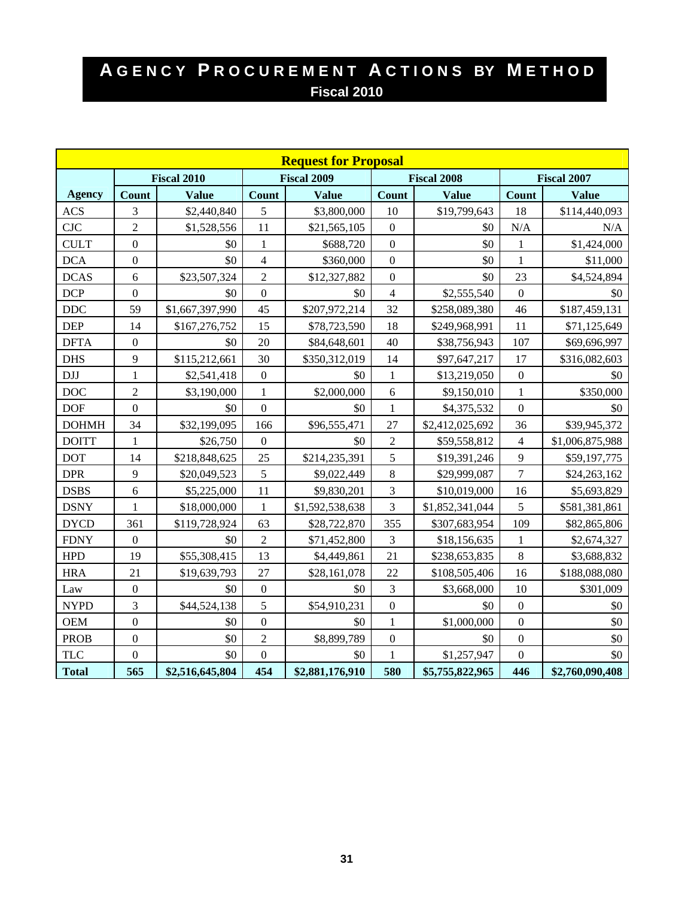# AGENCY PROCUREMENT ACTIONS BY METHOD

## Fiscal 2010

| Request for Proposal | | | | | | | | |
|---|---|---|---|---|---|---|---|---|
| | Fiscal 2010 | | Fiscal 2009 | | Fiscal 2008 | | Fiscal 2007 | |
| **Agency** | **Count** | **Value** | **Count** | **Value** | **Count** | **Value** | **Count** | **Value** |
| ACS | 3 | $2,440,840 | 5 | $3,800,000 | 10 | $19,799,643 | 18 | $114,440,093 |
| CJC | 2 | $1,528,556 | 11 | $21,565,105 | 0 | $0 | N/A | N/A |
| CULT | 0 | $0 | 1 | $688,720 | 0 | $0 | 1 | $1,424,000 |
| DCA | 0 | $0 | 4 | $360,000 | 0 | $0 | 1 | $11,000 |
| DCAS | 6 | $23,507,324 | 2 | $12,327,882 | 0 | $0 | 23 | $4,524,894 |
| DCP | 0 | $0 | 0 | $0 | 4 | $2,555,540 | 0 | $0 |
| DDC | 59 | $1,667,397,990 | 45 | $207,972,214 | 32 | $258,089,380 | 46 | $187,459,131 |
| DEP | 14 | $167,276,752 | 15 | $78,723,590 | 18 | $249,968,991 | 11 | $71,125,649 |
| DFTA | 0 | $0 | 20 | $84,648,601 | 40 | $38,756,943 | 107 | $69,696,997 |
| DHS | 9 | $115,212,661 | 30 | $350,312,019 | 14 | $97,647,217 | 17 | $316,082,603 |
| DJJ | 1 | $2,541,418 | 0 | $0 | 1 | $13,219,050 | 0 | $0 |
| DOC | 2 | $3,190,000 | 1 | $2,000,000 | 6 | $9,150,010 | 1 | $350,000 |
| DOF | 0 | $0 | 0 | $0 | 1 | $4,375,532 | 0 | $0 |
| DOHMH | 34 | $32,199,095 | 166 | $96,555,471 | 27 | $2,412,025,692 | 36 | $39,945,372 |
| DOITT | 1 | $26,750 | 0 | $0 | 2 | $59,558,812 | 4 | $1,006,875,988 |
| DOT | 14 | $218,848,625 | 25 | $214,235,391 | 5 | $19,391,246 | 9 | $59,197,775 |
| DPR | 9 | $20,049,523 | 5 | $9,022,449 | 8 | $29,999,087 | 7 | $24,263,162 |
| DSBS | 6 | $5,225,000 | 11 | $9,830,201 | 3 | $10,019,000 | 16 | $5,693,829 |
| DSNY | 1 | $18,000,000 | 1 | $1,592,538,638 | 3 | $1,852,341,044 | 5 | $581,381,861 |
| DYCD | 361 | $119,728,924 | 63 | $28,722,870 | 355 | $307,683,954 | 109 | $82,865,806 |
| FDNY | 0 | $0 | 2 | $71,452,800 | 3 | $18,156,635 | 1 | $2,674,327 |
| HPD | 19 | $55,308,415 | 13 | $4,449,861 | 21 | $238,653,835 | 8 | $3,688,832 |
| HRA | 21 | $19,639,793 | 27 | $28,161,078 | 22 | $108,505,406 | 16 | $188,088,080 |
| Law | 0 | $0 | 0 | $0 | 3 | $3,668,000 | 10 | $301,009 |
| NYPD | 3 | $44,524,138 | 5 | $54,910,231 | 0 | $0 | 0 | $0 |
| OEM | 0 | $0 | 0 | $0 | 1 | $1,000,000 | 0 | $0 |
| PROB | 0 | $0 | 2 | $8,899,789 | 0 | $0 | 0 | $0 |
| TLC | 0 | $0 | 0 | $0 | 1 | $1,257,947 | 0 | $0 |
| **Total** | **565** | **$2,516,645,804** | **454** | **$2,881,176,910** | **580** | **$5,755,822,965** | **446** | **$2,760,090,408** |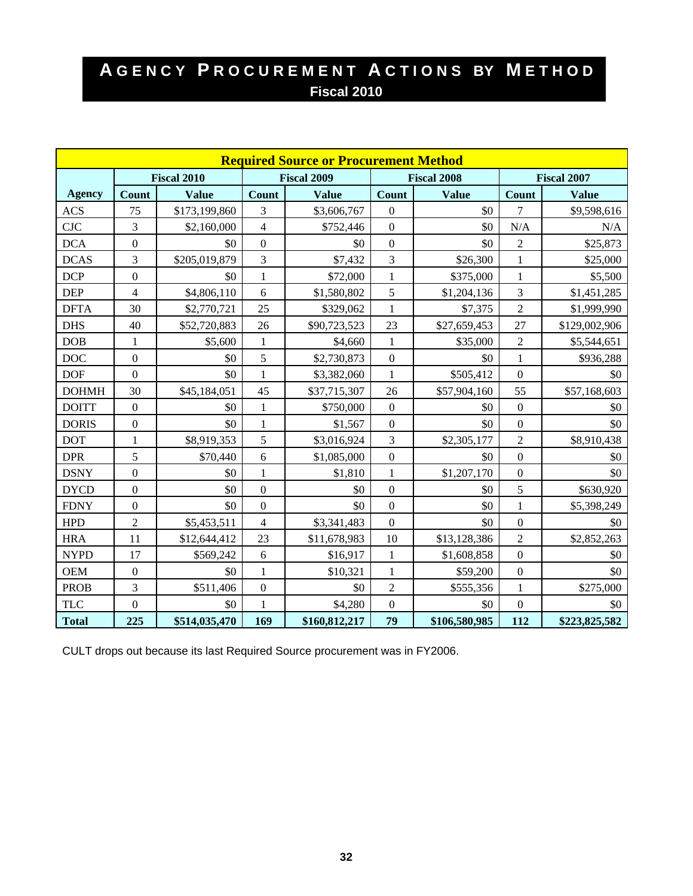# AGENCY PROCUREMENT ACTIONS BY METHOD

## Fiscal 2010

| Required Source or Procurement Method | | | | | | | | |
|---|---|---|---|---|---|---|---|---|
| | Fiscal 2010 | | Fiscal 2009 | | Fiscal 2008 | | Fiscal 2007 | |
| **Agency** | **Count** | **Value** | **Count** | **Value** | **Count** | **Value** | **Count** | **Value** |
| ACS | 75 | $173,199,860 | 3 | $3,606,767 | 0 | $0 | 7 | $9,598,616 |
| CJC | 3 | $2,160,000 | 4 | $752,446 | 0 | $0 | N/A | N/A |
| DCA | 0 | $0 | 0 | $0 | 0 | $0 | 2 | $25,873 |
| DCAS | 3 | $205,019,879 | 3 | $7,432 | 3 | $26,300 | 1 | $25,000 |
| DCP | 0 | $0 | 1 | $72,000 | 1 | $375,000 | 1 | $5,500 |
| DEP | 4 | $4,806,110 | 6 | $1,580,802 | 5 | $1,204,136 | 3 | $1,451,285 |
| DFTA | 30 | $2,770,721 | 25 | $329,062 | 1 | $7,375 | 2 | $1,999,990 |
| DHS | 40 | $52,720,883 | 26 | $90,723,523 | 23 | $27,659,453 | 27 | $129,002,906 |
| DOB | 1 | $5,600 | 1 | $4,660 | 1 | $35,000 | 2 | $5,544,651 |
| DOC | 0 | $0 | 5 | $2,730,873 | 0 | $0 | 1 | $936,288 |
| DOF | 0 | $0 | 1 | $3,382,060 | 1 | $505,412 | 0 | $0 |
| DOHMH | 30 | $45,184,051 | 45 | $37,715,307 | 26 | $57,904,160 | 55 | $57,168,603 |
| DOITT | 0 | $0 | 1 | $750,000 | 0 | $0 | 0 | $0 |
| DORIS | 0 | $0 | 1 | $1,567 | 0 | $0 | 0 | $0 |
| DOT | 1 | $8,919,353 | 5 | $3,016,924 | 3 | $2,305,177 | 2 | $8,910,438 |
| DPR | 5 | $70,440 | 6 | $1,085,000 | 0 | $0 | 0 | $0 |
| DSNY | 0 | $0 | 1 | $1,810 | 1 | $1,207,170 | 0 | $0 |
| DYCD | 0 | $0 | 0 | $0 | 0 | $0 | 5 | $630,920 |
| FDNY | 0 | $0 | 0 | $0 | 0 | $0 | 1 | $5,398,249 |
| HPD | 2 | $5,453,511 | 4 | $3,341,483 | 0 | $0 | 0 | $0 |
| HRA | 11 | $12,644,412 | 23 | $11,678,983 | 10 | $13,128,386 | 2 | $2,852,263 |
| NYPD | 17 | $569,242 | 6 | $16,917 | 1 | $1,608,858 | 0 | $0 |
| OEM | 0 | $0 | 1 | $10,321 | 1 | $59,200 | 0 | $0 |
| PROB | 3 | $511,406 | 0 | $0 | 2 | $555,356 | 1 | $275,000 |
| TLC | 0 | $0 | 1 | $4,280 | 0 | $0 | 0 | $0 |
| **Total** | **225** | **$514,035,470** | **169** | **$160,812,217** | **79** | **$106,580,985** | **112** | **$223,825,582** |

CULT drops out because its last Required Source procurement was in FY2006.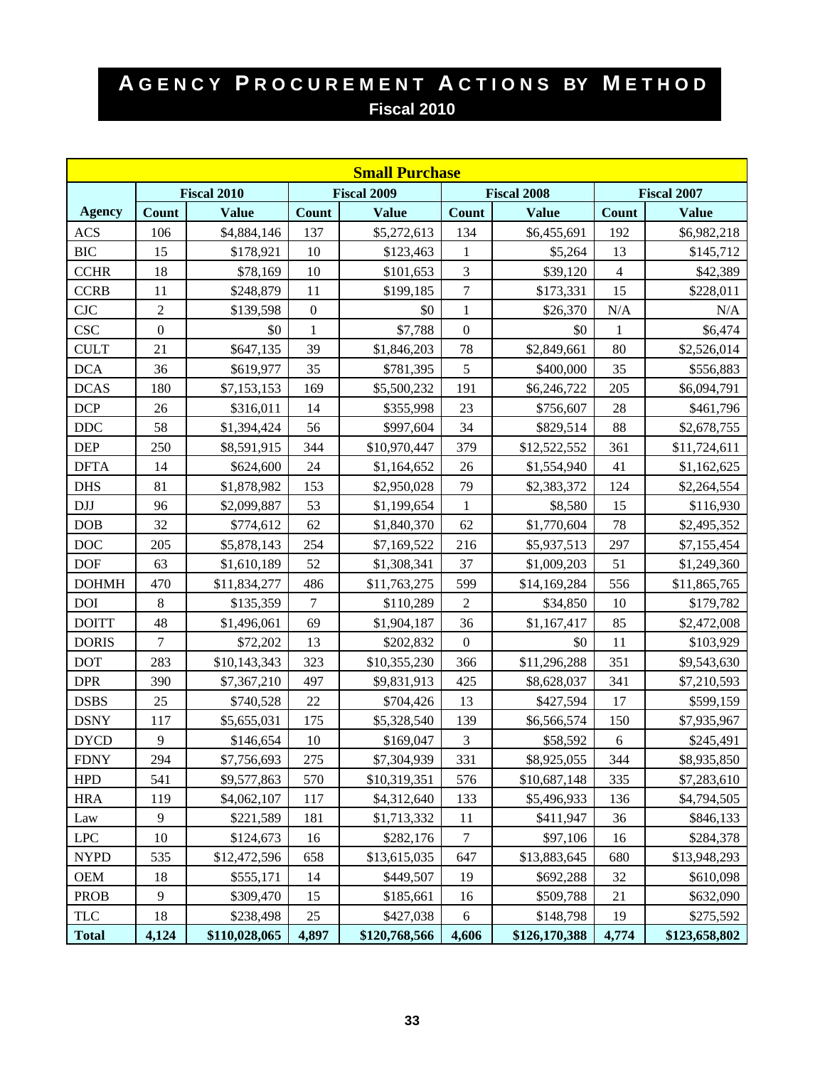# Agency Procurement Actions by Method

## Fiscal 2010

| Small Purchase | | | | | | | | |
|---|---|---|---|---|---|---|---|---|
| | Fiscal 2010 | | Fiscal 2009 | | Fiscal 2008 | | Fiscal 2007 | |
| **Agency** | **Count** | **Value** | **Count** | **Value** | **Count** | **Value** | **Count** | **Value** |
| ACS | 106 | $4,884,146 | 137 | $5,272,613 | 134 | $6,455,691 | 192 | $6,982,218 |
| BIC | 15 | $178,921 | 10 | $123,463 | 1 | $5,264 | 13 | $145,712 |
| CCHR | 18 | $78,169 | 10 | $101,653 | 3 | $39,120 | 4 | $42,389 |
| CCRB | 11 | $248,879 | 11 | $199,185 | 7 | $173,331 | 15 | $228,011 |
| CJC | 2 | $139,598 | 0 | $0 | 1 | $26,370 | N/A | N/A |
| CSC | 0 | $0 | 1 | $7,788 | 0 | $0 | 1 | $6,474 |
| CULT | 21 | $647,135 | 39 | $1,846,203 | 78 | $2,849,661 | 80 | $2,526,014 |
| DCA | 36 | $619,977 | 35 | $781,395 | 5 | $400,000 | 35 | $556,883 |
| DCAS | 180 | $7,153,153 | 169 | $5,500,232 | 191 | $6,246,722 | 205 | $6,094,791 |
| DCP | 26 | $316,011 | 14 | $355,998 | 23 | $756,607 | 28 | $461,796 |
| DDC | 58 | $1,394,424 | 56 | $997,604 | 34 | $829,514 | 88 | $2,678,755 |
| DEP | 250 | $8,591,915 | 344 | $10,970,447 | 379 | $12,522,552 | 361 | $11,724,611 |
| DFTA | 14 | $624,600 | 24 | $1,164,652 | 26 | $1,554,940 | 41 | $1,162,625 |
| DHS | 81 | $1,878,982 | 153 | $2,950,028 | 79 | $2,383,372 | 124 | $2,264,554 |
| DJJ | 96 | $2,099,887 | 53 | $1,199,654 | 1 | $8,580 | 15 | $116,930 |
| DOB | 32 | $774,612 | 62 | $1,840,370 | 62 | $1,770,604 | 78 | $2,495,352 |
| DOC | 205 | $5,878,143 | 254 | $7,169,522 | 216 | $5,937,513 | 297 | $7,155,454 |
| DOF | 63 | $1,610,189 | 52 | $1,308,341 | 37 | $1,009,203 | 51 | $1,249,360 |
| DOHMH | 470 | $11,834,277 | 486 | $11,763,275 | 599 | $14,169,284 | 556 | $11,865,765 |
| DOI | 8 | $135,359 | 7 | $110,289 | 2 | $34,850 | 10 | $179,782 |
| DOITT | 48 | $1,496,061 | 69 | $1,904,187 | 36 | $1,167,417 | 85 | $2,472,008 |
| DORIS | 7 | $72,202 | 13 | $202,832 | 0 | $0 | 11 | $103,929 |
| DOT | 283 | $10,143,343 | 323 | $10,355,230 | 366 | $11,296,288 | 351 | $9,543,630 |
| DPR | 390 | $7,367,210 | 497 | $9,831,913 | 425 | $8,628,037 | 341 | $7,210,593 |
| DSBS | 25 | $740,528 | 22 | $704,426 | 13 | $427,594 | 17 | $599,159 |
| DSNY | 117 | $5,655,031 | 175 | $5,328,540 | 139 | $6,566,574 | 150 | $7,935,967 |
| DYCD | 9 | $146,654 | 10 | $169,047 | 3 | $58,592 | 6 | $245,491 |
| FDNY | 294 | $7,756,693 | 275 | $7,304,939 | 331 | $8,925,055 | 344 | $8,935,850 |
| HPD | 541 | $9,577,863 | 570 | $10,319,351 | 576 | $10,687,148 | 335 | $7,283,610 |
| HRA | 119 | $4,062,107 | 117 | $4,312,640 | 133 | $5,496,933 | 136 | $4,794,505 |
| Law | 9 | $221,589 | 181 | $1,713,332 | 11 | $411,947 | 36 | $846,133 |
| LPC | 10 | $124,673 | 16 | $282,176 | 7 | $97,106 | 16 | $284,378 |
| NYPD | 535 | $12,472,596 | 658 | $13,615,035 | 647 | $13,883,645 | 680 | $13,948,293 |
| OEM | 18 | $555,171 | 14 | $449,507 | 19 | $692,288 | 32 | $610,098 |
| PROB | 9 | $309,470 | 15 | $185,661 | 16 | $509,788 | 21 | $632,090 |
| TLC | 18 | $238,498 | 25 | $427,038 | 6 | $148,798 | 19 | $275,592 |
| **Total** | **4,124** | **$110,028,065** | **4,897** | **$120,768,566** | **4,606** | **$126,170,388** | **4,774** | **$123,658,802** |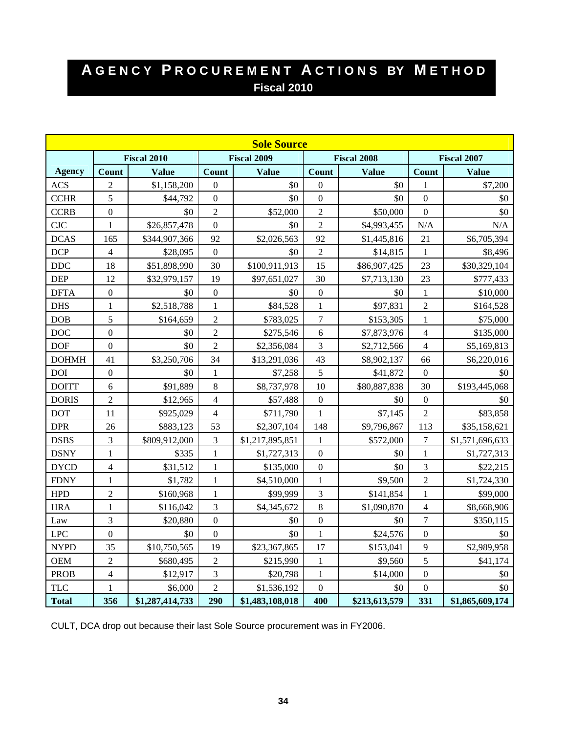# AGENCY PROCUREMENT ACTIONS BY METHOD

**Fiscal 2010**

| Sole Source | | | | | | | | |
|---|---|---|---|---|---|---|---|---|
| | Fiscal 2010 | | Fiscal 2009 | | Fiscal 2008 | | Fiscal 2007 | |
| **Agency** | **Count** | **Value** | **Count** | **Value** | **Count** | **Value** | **Count** | **Value** |
| ACS | 2 | $1,158,200 | 0 | $0 | 0 | $0 | 1 | $7,200 |
| CCHR | 5 | $44,792 | 0 | $0 | 0 | $0 | 0 | $0 |
| CCRB | 0 | $0 | 2 | $52,000 | 2 | $50,000 | 0 | $0 |
| CJC | 1 | $26,857,478 | 0 | $0 | 2 | $4,993,455 | N/A | N/A |
| DCAS | 165 | $344,907,366 | 92 | $2,026,563 | 92 | $1,445,816 | 21 | $6,705,394 |
| DCP | 4 | $28,095 | 0 | $0 | 2 | $14,815 | 1 | $8,496 |
| DDC | 18 | $51,898,990 | 30 | $100,911,913 | 15 | $86,907,425 | 23 | $30,329,104 |
| DEP | 12 | $32,979,157 | 19 | $97,651,027 | 30 | $7,713,130 | 23 | $777,433 |
| DFTA | 0 | $0 | 0 | $0 | 0 | $0 | 1 | $10,000 |
| DHS | 1 | $2,518,788 | 1 | $84,528 | 1 | $97,831 | 2 | $164,528 |
| DOB | 5 | $164,659 | 2 | $783,025 | 7 | $153,305 | 1 | $75,000 |
| DOC | 0 | $0 | 2 | $275,546 | 6 | $7,873,976 | 4 | $135,000 |
| DOF | 0 | $0 | 2 | $2,356,084 | 3 | $2,712,566 | 4 | $5,169,813 |
| DOHMH | 41 | $3,250,706 | 34 | $13,291,036 | 43 | $8,902,137 | 66 | $6,220,016 |
| DOI | 0 | $0 | 1 | $7,258 | 5 | $41,872 | 0 | $0 |
| DOITT | 6 | $91,889 | 8 | $8,737,978 | 10 | $80,887,838 | 30 | $193,445,068 |
| DORIS | 2 | $12,965 | 4 | $57,488 | 0 | $0 | 0 | $0 |
| DOT | 11 | $925,029 | 4 | $711,790 | 1 | $7,145 | 2 | $83,858 |
| DPR | 26 | $883,123 | 53 | $2,307,104 | 148 | $9,796,867 | 113 | $35,158,621 |
| DSBS | 3 | $809,912,000 | 3 | $1,217,895,851 | 1 | $572,000 | 7 | $1,571,696,633 |
| DSNY | 1 | $335 | 1 | $1,727,313 | 0 | $0 | 1 | $1,727,313 |
| DYCD | 4 | $31,512 | 1 | $135,000 | 0 | $0 | 3 | $22,215 |
| FDNY | 1 | $1,782 | 1 | $4,510,000 | 1 | $9,500 | 2 | $1,724,330 |
| HPD | 2 | $160,968 | 1 | $99,999 | 3 | $141,854 | 1 | $99,000 |
| HRA | 1 | $116,042 | 3 | $4,345,672 | 8 | $1,090,870 | 4 | $8,668,906 |
| Law | 3 | $20,880 | 0 | $0 | 0 | $0 | 7 | $350,115 |
| LPC | 0 | $0 | 0 | $0 | 1 | $24,576 | 0 | $0 |
| NYPD | 35 | $10,750,565 | 19 | $23,367,865 | 17 | $153,041 | 9 | $2,989,958 |
| OEM | 2 | $680,495 | 2 | $215,990 | 1 | $9,560 | 5 | $41,174 |
| PROB | 4 | $12,917 | 3 | $20,798 | 1 | $14,000 | 0 | $0 |
| TLC | 1 | $6,000 | 2 | $1,536,192 | 0 | $0 | 0 | $0 |
| **Total** | **356** | **$1,287,414,733** | **290** | **$1,483,108,018** | **400** | **$213,613,579** | **331** | **$1,865,609,174** |

CULT, DCA drop out because their last Sole Source procurement was in FY2006.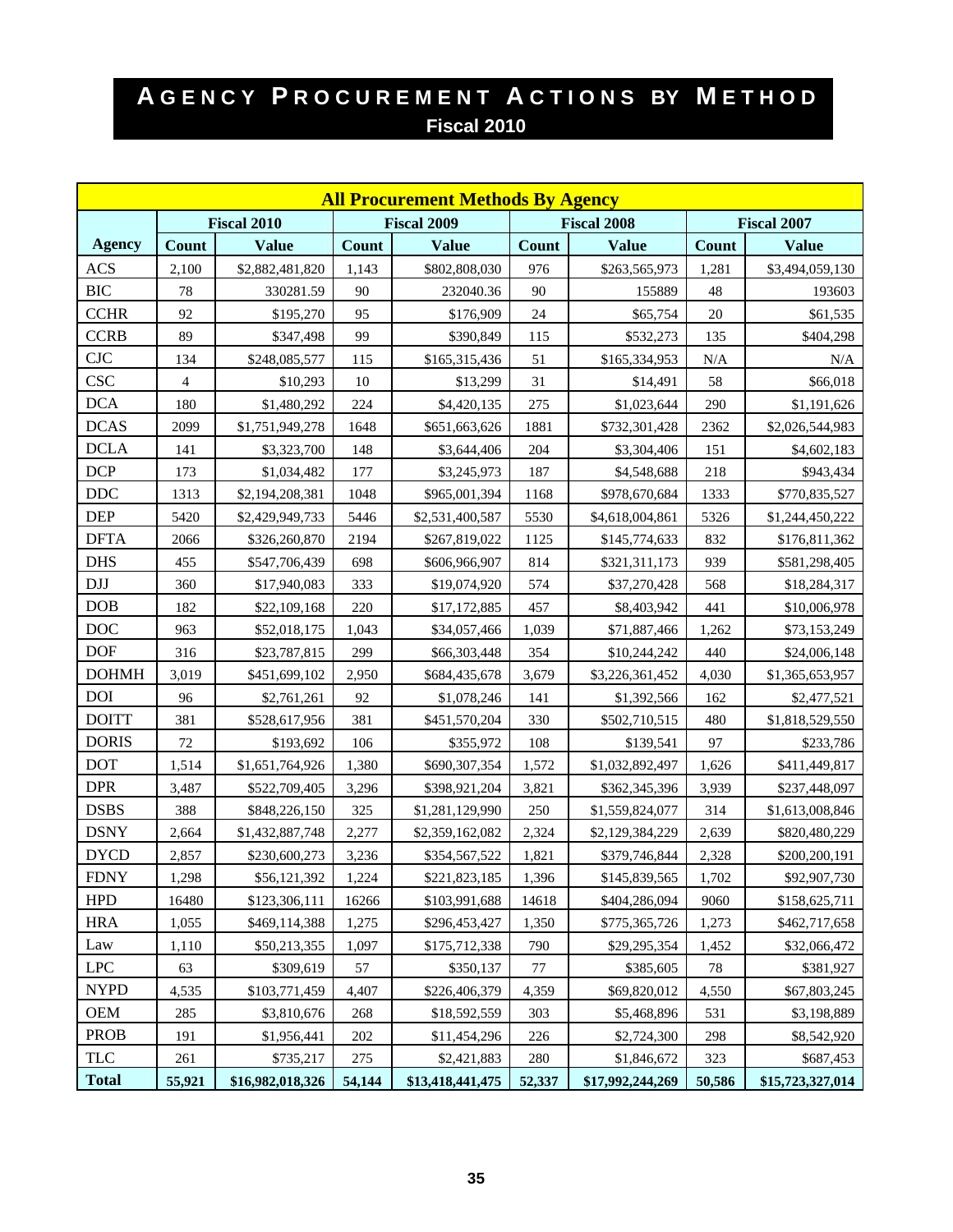# Agency Procurement Actions by Method

## Fiscal 2010

| All Procurement Methods By Agency | | | | | | | | |
|---|---|---|---|---|---|---|---|---|
| | Fiscal 2010 | | Fiscal 2009 | | Fiscal 2008 | | Fiscal 2007 | |
| **Agency** | **Count** | **Value** | **Count** | **Value** | **Count** | **Value** | **Count** | **Value** |
| ACS | 2,100 | $2,882,481,820 | 1,143 | $802,808,030 | 976 | $263,565,973 | 1,281 | $3,494,059,130 |
| BIC | 78 | 330281.59 | 90 | 232040.36 | 90 | 155889 | 48 | 193603 |
| CCHR | 92 | $195,270 | 95 | $176,909 | 24 | $65,754 | 20 | $61,535 |
| CCRB | 89 | $347,498 | 99 | $390,849 | 115 | $532,273 | 135 | $404,298 |
| CJC | 134 | $248,085,577 | 115 | $165,315,436 | 51 | $165,334,953 | N/A | N/A |
| CSC | 4 | $10,293 | 10 | $13,299 | 31 | $14,491 | 58 | $66,018 |
| DCA | 180 | $1,480,292 | 224 | $4,420,135 | 275 | $1,023,644 | 290 | $1,191,626 |
| DCAS | 2099 | $1,751,949,278 | 1648 | $651,663,626 | 1881 | $732,301,428 | 2362 | $2,026,544,983 |
| DCLA | 141 | $3,323,700 | 148 | $3,644,406 | 204 | $3,304,406 | 151 | $4,602,183 |
| DCP | 173 | $1,034,482 | 177 | $3,245,973 | 187 | $4,548,688 | 218 | $943,434 |
| DDC | 1313 | $2,194,208,381 | 1048 | $965,001,394 | 1168 | $978,670,684 | 1333 | $770,835,527 |
| DEP | 5420 | $2,429,949,733 | 5446 | $2,531,400,587 | 5530 | $4,618,004,861 | 5326 | $1,244,450,222 |
| DFTA | 2066 | $326,260,870 | 2194 | $267,819,022 | 1125 | $145,774,633 | 832 | $176,811,362 |
| DHS | 455 | $547,706,439 | 698 | $606,966,907 | 814 | $321,311,173 | 939 | $581,298,405 |
| DJJ | 360 | $17,940,083 | 333 | $19,074,920 | 574 | $37,270,428 | 568 | $18,284,317 |
| DOB | 182 | $22,109,168 | 220 | $17,172,885 | 457 | $8,403,942 | 441 | $10,006,978 |
| DOC | 963 | $52,018,175 | 1,043 | $34,057,466 | 1,039 | $71,887,466 | 1,262 | $73,153,249 |
| DOF | 316 | $23,787,815 | 299 | $66,303,448 | 354 | $10,244,242 | 440 | $24,006,148 |
| DOHMH | 3,019 | $451,699,102 | 2,950 | $684,435,678 | 3,679 | $3,226,361,452 | 4,030 | $1,365,653,957 |
| DOI | 96 | $2,761,261 | 92 | $1,078,246 | 141 | $1,392,566 | 162 | $2,477,521 |
| DOITT | 381 | $528,617,956 | 381 | $451,570,204 | 330 | $502,710,515 | 480 | $1,818,529,550 |
| DORIS | 72 | $193,692 | 106 | $355,972 | 108 | $139,541 | 97 | $233,786 |
| DOT | 1,514 | $1,651,764,926 | 1,380 | $690,307,354 | 1,572 | $1,032,892,497 | 1,626 | $411,449,817 |
| DPR | 3,487 | $522,709,405 | 3,296 | $398,921,204 | 3,821 | $362,345,396 | 3,939 | $237,448,097 |
| DSBS | 388 | $848,226,150 | 325 | $1,281,129,990 | 250 | $1,559,824,077 | 314 | $1,613,008,846 |
| DSNY | 2,664 | $1,432,887,748 | 2,277 | $2,359,162,082 | 2,324 | $2,129,384,229 | 2,639 | $820,480,229 |
| DYCD | 2,857 | $230,600,273 | 3,236 | $354,567,522 | 1,821 | $379,746,844 | 2,328 | $200,200,191 |
| FDNY | 1,298 | $56,121,392 | 1,224 | $221,823,185 | 1,396 | $145,839,565 | 1,702 | $92,907,730 |
| HPD | 16480 | $123,306,111 | 16266 | $103,991,688 | 14618 | $404,286,094 | 9060 | $158,625,711 |
| HRA | 1,055 | $469,114,388 | 1,275 | $296,453,427 | 1,350 | $775,365,726 | 1,273 | $462,717,658 |
| Law | 1,110 | $50,213,355 | 1,097 | $175,712,338 | 790 | $29,295,354 | 1,452 | $32,066,472 |
| LPC | 63 | $309,619 | 57 | $350,137 | 77 | $385,605 | 78 | $381,927 |
| NYPD | 4,535 | $103,771,459 | 4,407 | $226,406,379 | 4,359 | $69,820,012 | 4,550 | $67,803,245 |
| OEM | 285 | $3,810,676 | 268 | $18,592,559 | 303 | $5,468,896 | 531 | $3,198,889 |
| PROB | 191 | $1,956,441 | 202 | $11,454,296 | 226 | $2,724,300 | 298 | $8,542,920 |
| TLC | 261 | $735,217 | 275 | $2,421,883 | 280 | $1,846,672 | 323 | $687,453 |
| **Total** | **55,921** | **$16,982,018,326** | **54,144** | **$13,418,441,475** | **52,337** | **$17,992,244,269** | **50,586** | **$15,723,327,014** |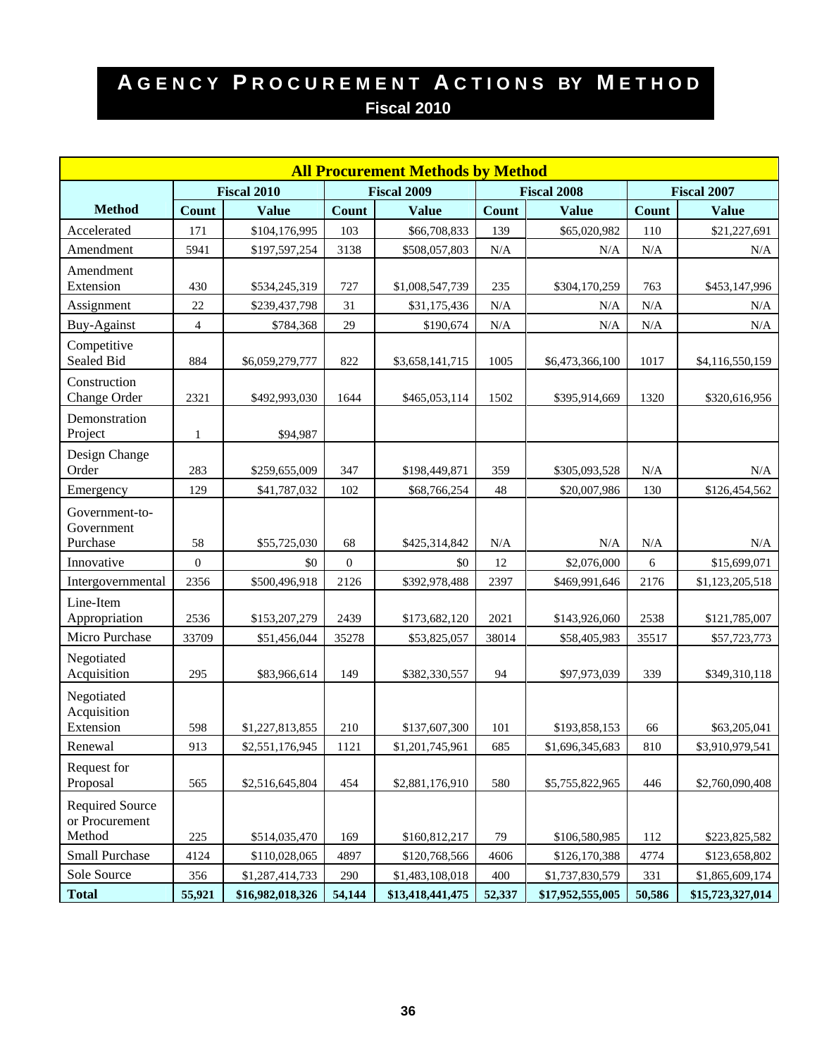# AGENCY PROCUREMENT ACTIONS BY METHOD

## Fiscal 2010

| All Procurement Methods by Method | | | | | | | | |
|---|---|---|---|---|---|---|---|---|
| | Fiscal 2010 | | Fiscal 2009 | | Fiscal 2008 | | Fiscal 2007 | |
| **Method** | **Count** | **Value** | **Count** | **Value** | **Count** | **Value** | **Count** | **Value** |
| Accelerated | 171 | $104,176,995 | 103 | $66,708,833 | 139 | $65,020,982 | 110 | $21,227,691 |
| Amendment | 5941 | $197,597,254 | 3138 | $508,057,803 | N/A | N/A | N/A | N/A |
| Amendment Extension | 430 | $534,245,319 | 727 | $1,008,547,739 | 235 | $304,170,259 | 763 | $453,147,996 |
| Assignment | 22 | $239,437,798 | 31 | $31,175,436 | N/A | N/A | N/A | N/A |
| Buy-Against | 4 | $784,368 | 29 | $190,674 | N/A | N/A | N/A | N/A |
| Competitive Sealed Bid | 884 | $6,059,279,777 | 822 | $3,658,141,715 | 1005 | $6,473,366,100 | 1017 | $4,116,550,159 |
| Construction Change Order | 2321 | $492,993,030 | 1644 | $465,053,114 | 1502 | $395,914,669 | 1320 | $320,616,956 |
| Demonstration Project | 1 | $94,987 | | | | | | |
| Design Change Order | 283 | $259,655,009 | 347 | $198,449,871 | 359 | $305,093,528 | N/A | N/A |
| Emergency | 129 | $41,787,032 | 102 | $68,766,254 | 48 | $20,007,986 | 130 | $126,454,562 |
| Government-to-Government Purchase | 58 | $55,725,030 | 68 | $425,314,842 | N/A | N/A | N/A | N/A |
| Innovative | 0 | $0 | 0 | $0 | 12 | $2,076,000 | 6 | $15,699,071 |
| Intergovernmental | 2356 | $500,496,918 | 2126 | $392,978,488 | 2397 | $469,991,646 | 2176 | $1,123,205,518 |
| Line-Item Appropriation | 2536 | $153,207,279 | 2439 | $173,682,120 | 2021 | $143,926,060 | 2538 | $121,785,007 |
| Micro Purchase | 33709 | $51,456,044 | 35278 | $53,825,057 | 38014 | $58,405,983 | 35517 | $57,723,773 |
| Negotiated Acquisition | 295 | $83,966,614 | 149 | $382,330,557 | 94 | $97,973,039 | 339 | $349,310,118 |
| Negotiated Acquisition Extension | 598 | $1,227,813,855 | 210 | $137,607,300 | 101 | $193,858,153 | 66 | $63,205,041 |
| Renewal | 913 | $2,551,176,945 | 1121 | $1,201,745,961 | 685 | $1,696,345,683 | 810 | $3,910,979,541 |
| Request for Proposal | 565 | $2,516,645,804 | 454 | $2,881,176,910 | 580 | $5,755,822,965 | 446 | $2,760,090,408 |
| Required Source or Procurement Method | 225 | $514,035,470 | 169 | $160,812,217 | 79 | $106,580,985 | 112 | $223,825,582 |
| Small Purchase | 4124 | $110,028,065 | 4897 | $120,768,566 | 4606 | $126,170,388 | 4774 | $123,658,802 |
| Sole Source | 356 | $1,287,414,733 | 290 | $1,483,108,018 | 400 | $1,737,830,579 | 331 | $1,865,609,174 |
| **Total** | **55,921** | **$16,982,018,326** | **54,144** | **$13,418,441,475** | **52,337** | **$17,952,555,005** | **50,586** | **$15,723,327,014** |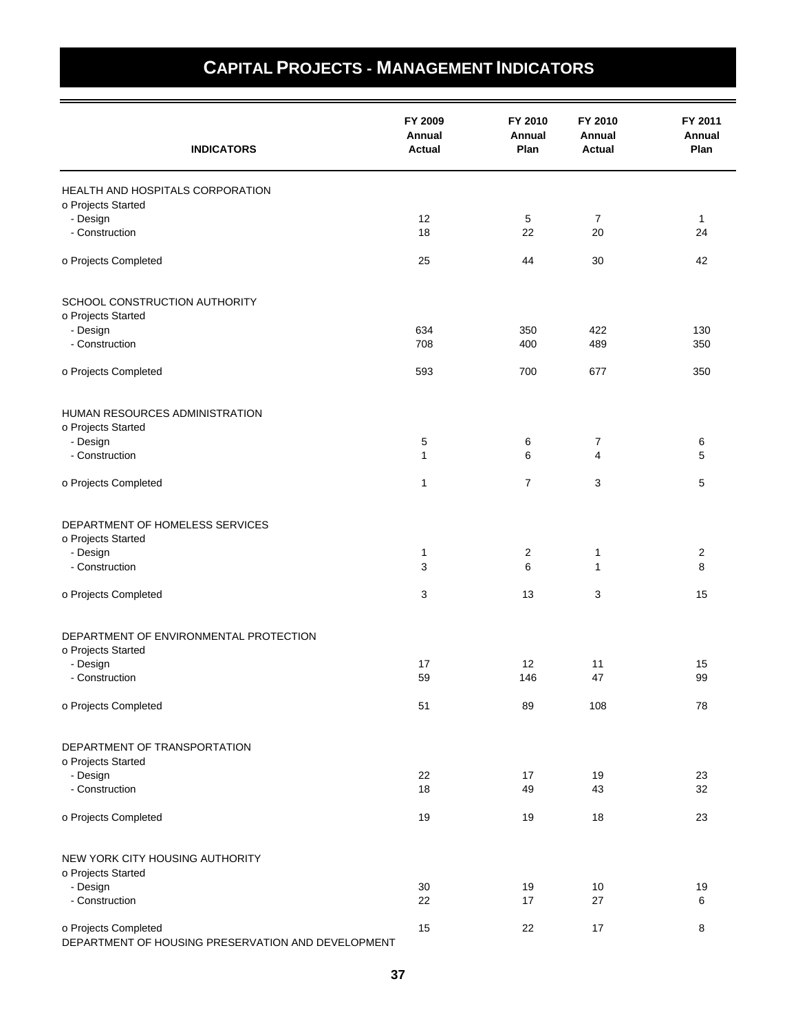# CAPITAL PROJECTS - MANAGEMENT INDICATORS

| INDICATORS | FY 2009 Annual Actual | FY 2010 Annual Plan | FY 2010 Annual Actual | FY 2011 Annual Plan |
|---|---|---|---|---|
| HEALTH AND HOSPITALS CORPORATION | | | | |
| o Projects Started | | | | |
| - Design | 12 | 5 | 7 | 1 |
| - Construction | 18 | 22 | 20 | 24 |
| o Projects Completed | 25 | 44 | 30 | 42 |
| SCHOOL CONSTRUCTION AUTHORITY | | | | |
| o Projects Started | | | | |
| - Design | 634 | 350 | 422 | 130 |
| - Construction | 708 | 400 | 489 | 350 |
| o Projects Completed | 593 | 700 | 677 | 350 |
| HUMAN RESOURCES ADMINISTRATION | | | | |
| o Projects Started | | | | |
| - Design | 5 | 6 | 7 | 6 |
| - Construction | 1 | 6 | 4 | 5 |
| o Projects Completed | 1 | 7 | 3 | 5 |
| DEPARTMENT OF HOMELESS SERVICES | | | | |
| o Projects Started | | | | |
| - Design | 1 | 2 | 1 | 2 |
| - Construction | 3 | 6 | 1 | 8 |
| o Projects Completed | 3 | 13 | 3 | 15 |
| DEPARTMENT OF ENVIRONMENTAL PROTECTION | | | | |
| o Projects Started | | | | |
| - Design | 17 | 12 | 11 | 15 |
| - Construction | 59 | 146 | 47 | 99 |
| o Projects Completed | 51 | 89 | 108 | 78 |
| DEPARTMENT OF TRANSPORTATION | | | | |
| o Projects Started | | | | |
| - Design | 22 | 17 | 19 | 23 |
| - Construction | 18 | 49 | 43 | 32 |
| o Projects Completed | 19 | 19 | 18 | 23 |
| NEW YORK CITY HOUSING AUTHORITY | | | | |
| o Projects Started | | | | |
| - Design | 30 | 19 | 10 | 19 |
| - Construction | 22 | 17 | 27 | 6 |
| o Projects Completed | 15 | 22 | 17 | 8 |
| DEPARTMENT OF HOUSING PRESERVATION AND DEVELOPMENT | | | | |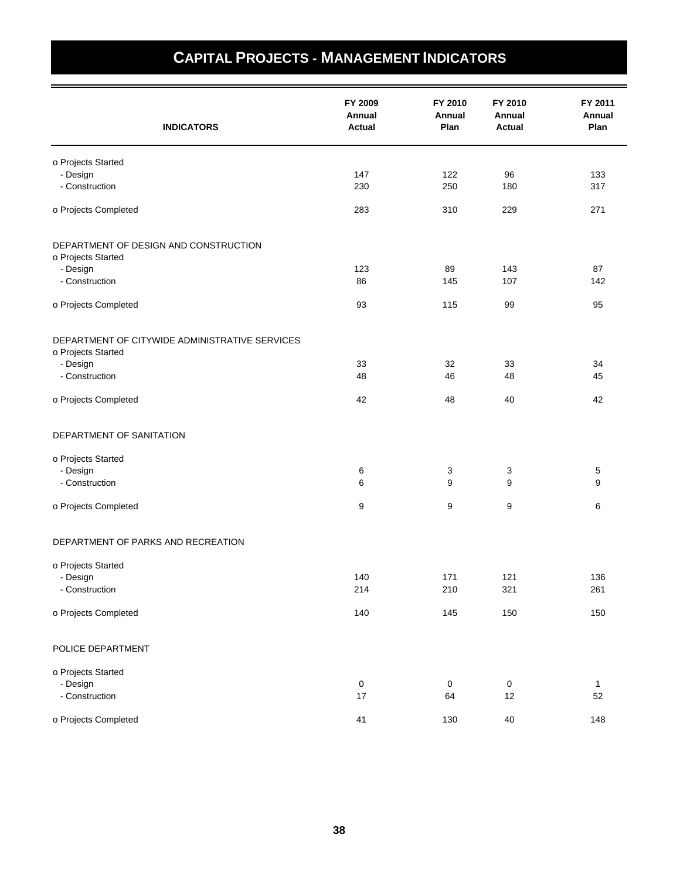# CAPITAL PROJECTS - MANAGEMENT INDICATORS

| INDICATORS | FY 2009 Annual Actual | FY 2010 Annual Plan | FY 2010 Annual Actual | FY 2011 Annual Plan |
|---|---|---|---|---|
| o Projects Started | | | | |
| - Design | 147 | 122 | 96 | 133 |
| - Construction | 230 | 250 | 180 | 317 |
| o Projects Completed | 283 | 310 | 229 | 271 |
| DEPARTMENT OF DESIGN AND CONSTRUCTION | | | | |
| o Projects Started | | | | |
| - Design | 123 | 89 | 143 | 87 |
| - Construction | 86 | 145 | 107 | 142 |
| o Projects Completed | 93 | 115 | 99 | 95 |
| DEPARTMENT OF CITYWIDE ADMINISTRATIVE SERVICES | | | | |
| o Projects Started | | | | |
| - Design | 33 | 32 | 33 | 34 |
| - Construction | 48 | 46 | 48 | 45 |
| o Projects Completed | 42 | 48 | 40 | 42 |
| DEPARTMENT OF SANITATION | | | | |
| o Projects Started | | | | |
| - Design | 6 | 3 | 3 | 5 |
| - Construction | 6 | 9 | 9 | 9 |
| o Projects Completed | 9 | 9 | 9 | 6 |
| DEPARTMENT OF PARKS AND RECREATION | | | | |
| o Projects Started | | | | |
| - Design | 140 | 171 | 121 | 136 |
| - Construction | 214 | 210 | 321 | 261 |
| o Projects Completed | 140 | 145 | 150 | 150 |
| POLICE DEPARTMENT | | | | |
| o Projects Started | | | | |
| - Design | 0 | 0 | 0 | 1 |
| - Construction | 17 | 64 | 12 | 52 |
| o Projects Completed | 41 | 130 | 40 | 148 |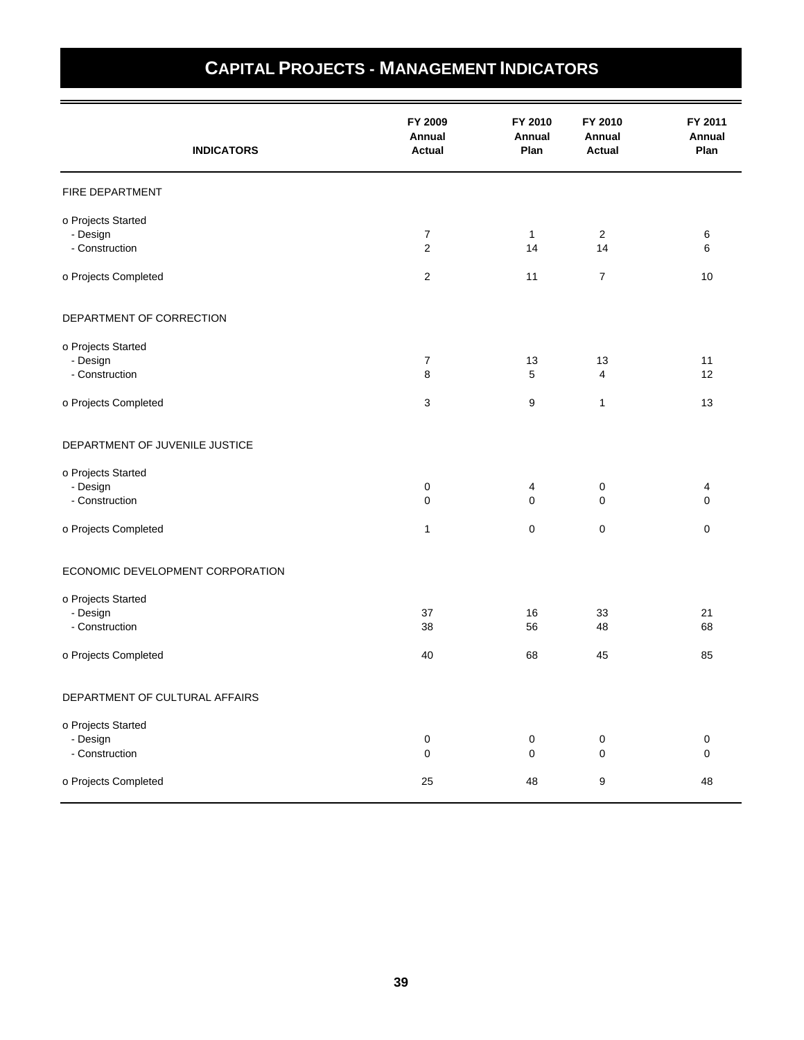# CAPITAL PROJECTS - MANAGEMENT INDICATORS

| INDICATORS | FY 2009 Annual Actual | FY 2010 Annual Plan | FY 2010 Annual Actual | FY 2011 Annual Plan |
|---|---|---|---|---|
| FIRE DEPARTMENT | | | | |
| o Projects Started | | | | |
| - Design | 7 | 1 | 2 | 6 |
| - Construction | 2 | 14 | 14 | 6 |
| o Projects Completed | 2 | 11 | 7 | 10 |
| DEPARTMENT OF CORRECTION | | | | |
| o Projects Started | | | | |
| - Design | 7 | 13 | 13 | 11 |
| - Construction | 8 | 5 | 4 | 12 |
| o Projects Completed | 3 | 9 | 1 | 13 |
| DEPARTMENT OF JUVENILE JUSTICE | | | | |
| o Projects Started | | | | |
| - Design | 0 | 4 | 0 | 4 |
| - Construction | 0 | 0 | 0 | 0 |
| o Projects Completed | 1 | 0 | 0 | 0 |
| ECONOMIC DEVELOPMENT CORPORATION | | | | |
| o Projects Started | | | | |
| - Design | 37 | 16 | 33 | 21 |
| - Construction | 38 | 56 | 48 | 68 |
| o Projects Completed | 40 | 68 | 45 | 85 |
| DEPARTMENT OF CULTURAL AFFAIRS | | | | |
| o Projects Started | | | | |
| - Design | 0 | 0 | 0 | 0 |
| - Construction | 0 | 0 | 0 | 0 |
| o Projects Completed | 25 | 48 | 9 | 48 |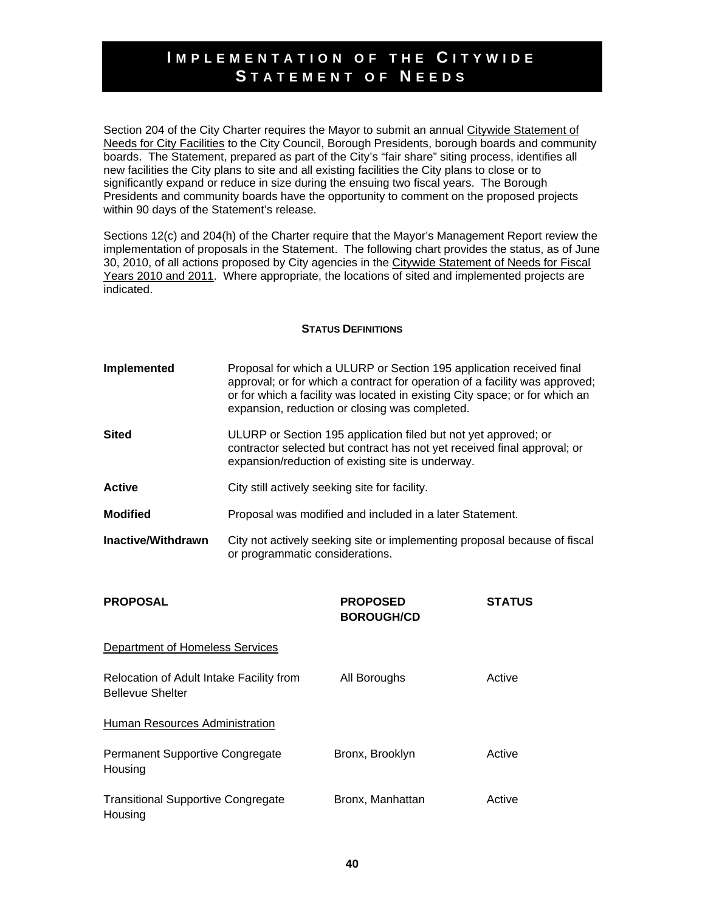# Implementation of the Citywide Statement of Needs

Section 204 of the City Charter requires the Mayor to submit an annual Citywide Statement of Needs for City Facilities to the City Council, Borough Presidents, borough boards and community boards. The Statement, prepared as part of the City's "fair share" siting process, identifies all new facilities the City plans to site and all existing facilities the City plans to close or to significantly expand or reduce in size during the ensuing two fiscal years. The Borough Presidents and community boards have the opportunity to comment on the proposed projects within 90 days of the Statement's release.

Sections 12(c) and 204(h) of the Charter require that the Mayor's Management Report review the implementation of proposals in the Statement. The following chart provides the status, as of June 30, 2010, of all actions proposed by City agencies in the Citywide Statement of Needs for Fiscal Years 2010 and 2011. Where appropriate, the locations of sited and implemented projects are indicated.

**Status Definitions**

| | |
|---|---|
| **Implemented** | Proposal for which a ULURP or Section 195 application received final approval; or for which a contract for operation of a facility was approved; or for which a facility was located in existing City space; or for which an expansion, reduction or closing was completed. |
| **Sited** | ULURP or Section 195 application filed but not yet approved; or contractor selected but contract has not yet received final approval; or expansion/reduction of existing site is underway. |
| **Active** | City still actively seeking site for facility. |
| **Modified** | Proposal was modified and included in a later Statement. |
| **Inactive/Withdrawn** | City not actively seeking site or implementing proposal because of fiscal or programmatic considerations. |

| **PROPOSAL** | **PROPOSED BOROUGH/CD** | **STATUS** |
|---|---|---|
| Department of Homeless Services | | |
| Relocation of Adult Intake Facility from Bellevue Shelter | All Boroughs | Active |
| Human Resources Administration | | |
| Permanent Supportive Congregate Housing | Bronx, Brooklyn | Active |
| Transitional Supportive Congregate Housing | Bronx, Manhattan | Active |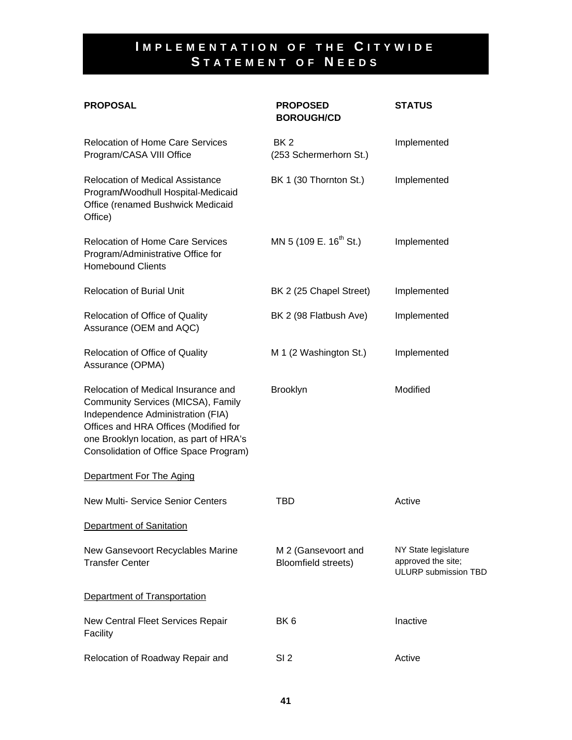# IMPLEMENTATION OF THE CITYWIDE STATEMENT OF NEEDS

| PROPOSAL | PROPOSED BOROUGH/CD | STATUS |
| --- | --- | --- |
| Relocation of Home Care Services Program/CASA VIII Office | BK 2 (253 Schermerhorn St.) | Implemented |
| Relocation of Medical Assistance Program/Woodhull Hospital-Medicaid Office (renamed Bushwick Medicaid Office) | BK 1 (30 Thornton St.) | Implemented |
| Relocation of Home Care Services Program/Administrative Office for Homebound Clients | MN 5 (109 E. 16th St.) | Implemented |
| Relocation of Burial Unit | BK 2 (25 Chapel Street) | Implemented |
| Relocation of Office of Quality Assurance (OEM and AQC) | BK 2 (98 Flatbush Ave) | Implemented |
| Relocation of Office of Quality Assurance (OPMA) | M 1 (2 Washington St.) | Implemented |
| Relocation of Medical Insurance and Community Services (MICSA), Family Independence Administration (FIA) Offices and HRA Offices (Modified for one Brooklyn location, as part of HRA's Consolidation of Office Space Program) | Brooklyn | Modified |
| Department For The Aging | | |
| New Multi- Service Senior Centers | TBD | Active |
| Department of Sanitation | | |
| New Gansevoort Recyclables Marine Transfer Center | M 2 (Gansevoort and Bloomfield streets) | NY State legislature approved the site; ULURP submission TBD |
| Department of Transportation | | |
| New Central Fleet Services Repair Facility | BK 6 | Inactive |
| Relocation of Roadway Repair and | SI 2 | Active |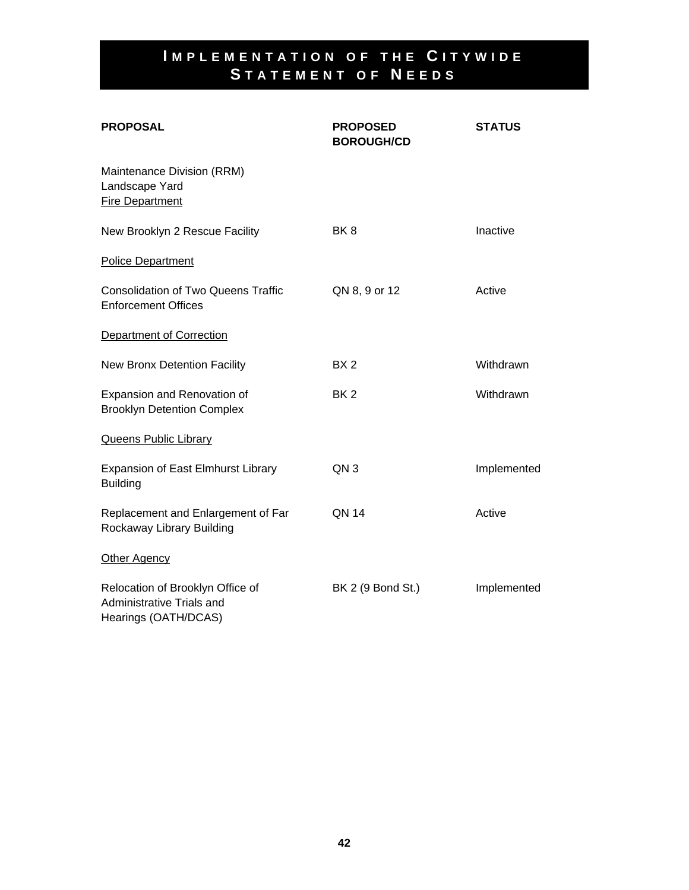# Implementation of the Citywide Statement of Needs

| PROPOSAL | PROPOSED BOROUGH/CD | STATUS |
|---|---|---|
| Maintenance Division (RRM) Landscape Yard | | |
| Fire Department | | |
| New Brooklyn 2 Rescue Facility | BK 8 | Inactive |
| Police Department | | |
| Consolidation of Two Queens Traffic Enforcement Offices | QN 8, 9 or 12 | Active |
| Department of Correction | | |
| New Bronx Detention Facility | BX 2 | Withdrawn |
| Expansion and Renovation of Brooklyn Detention Complex | BK 2 | Withdrawn |
| Queens Public Library | | |
| Expansion of East Elmhurst Library Building | QN 3 | Implemented |
| Replacement and Enlargement of Far Rockaway Library Building | QN 14 | Active |
| Other Agency | | |
| Relocation of Brooklyn Office of Administrative Trials and Hearings (OATH/DCAS) | BK 2 (9 Bond St.) | Implemented |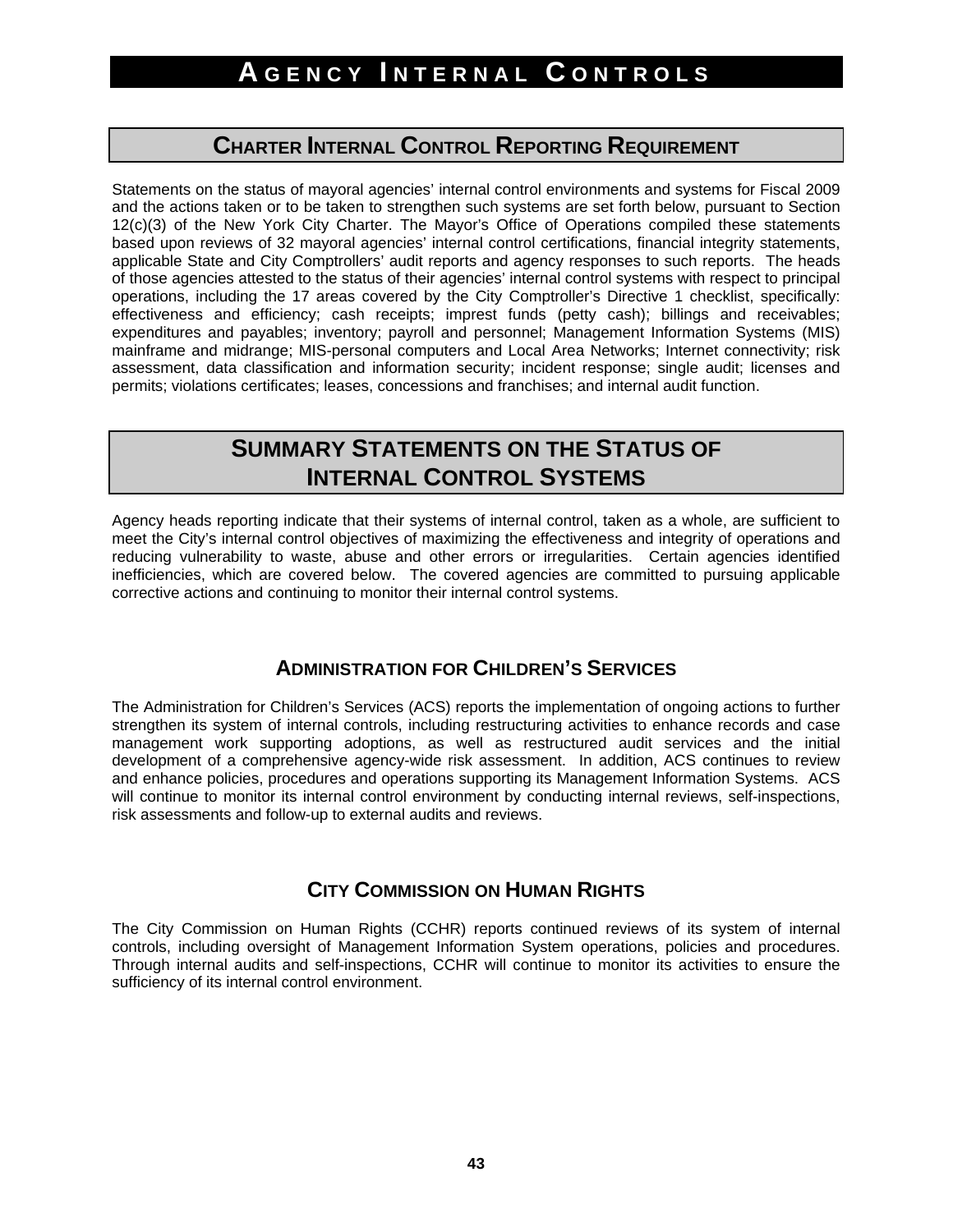# Agency Internal Controls

## Charter Internal Control Reporting Requirement

Statements on the status of mayoral agencies' internal control environments and systems for Fiscal 2009 and the actions taken or to be taken to strengthen such systems are set forth below, pursuant to Section 12(c)(3) of the New York City Charter. The Mayor's Office of Operations compiled these statements based upon reviews of 32 mayoral agencies' internal control certifications, financial integrity statements, applicable State and City Comptrollers' audit reports and agency responses to such reports. The heads of those agencies attested to the status of their agencies' internal control systems with respect to principal operations, including the 17 areas covered by the City Comptroller's Directive 1 checklist, specifically: effectiveness and efficiency; cash receipts; imprest funds (petty cash); billings and receivables; expenditures and payables; inventory; payroll and personnel; Management Information Systems (MIS) mainframe and midrange; MIS-personal computers and Local Area Networks; Internet connectivity; risk assessment, data classification and information security; incident response; single audit; licenses and permits; violations certificates; leases, concessions and franchises; and internal audit function.

## Summary Statements on the Status of Internal Control Systems

Agency heads reporting indicate that their systems of internal control, taken as a whole, are sufficient to meet the City's internal control objectives of maximizing the effectiveness and integrity of operations and reducing vulnerability to waste, abuse and other errors or irregularities. Certain agencies identified inefficiencies, which are covered below. The covered agencies are committed to pursuing applicable corrective actions and continuing to monitor their internal control systems.

### Administration for Children's Services

The Administration for Children's Services (ACS) reports the implementation of ongoing actions to further strengthen its system of internal controls, including restructuring activities to enhance records and case management work supporting adoptions, as well as restructured audit services and the initial development of a comprehensive agency-wide risk assessment. In addition, ACS continues to review and enhance policies, procedures and operations supporting its Management Information Systems. ACS will continue to monitor its internal control environment by conducting internal reviews, self-inspections, risk assessments and follow-up to external audits and reviews.

### City Commission on Human Rights

The City Commission on Human Rights (CCHR) reports continued reviews of its system of internal controls, including oversight of Management Information System operations, policies and procedures. Through internal audits and self-inspections, CCHR will continue to monitor its activities to ensure the sufficiency of its internal control environment.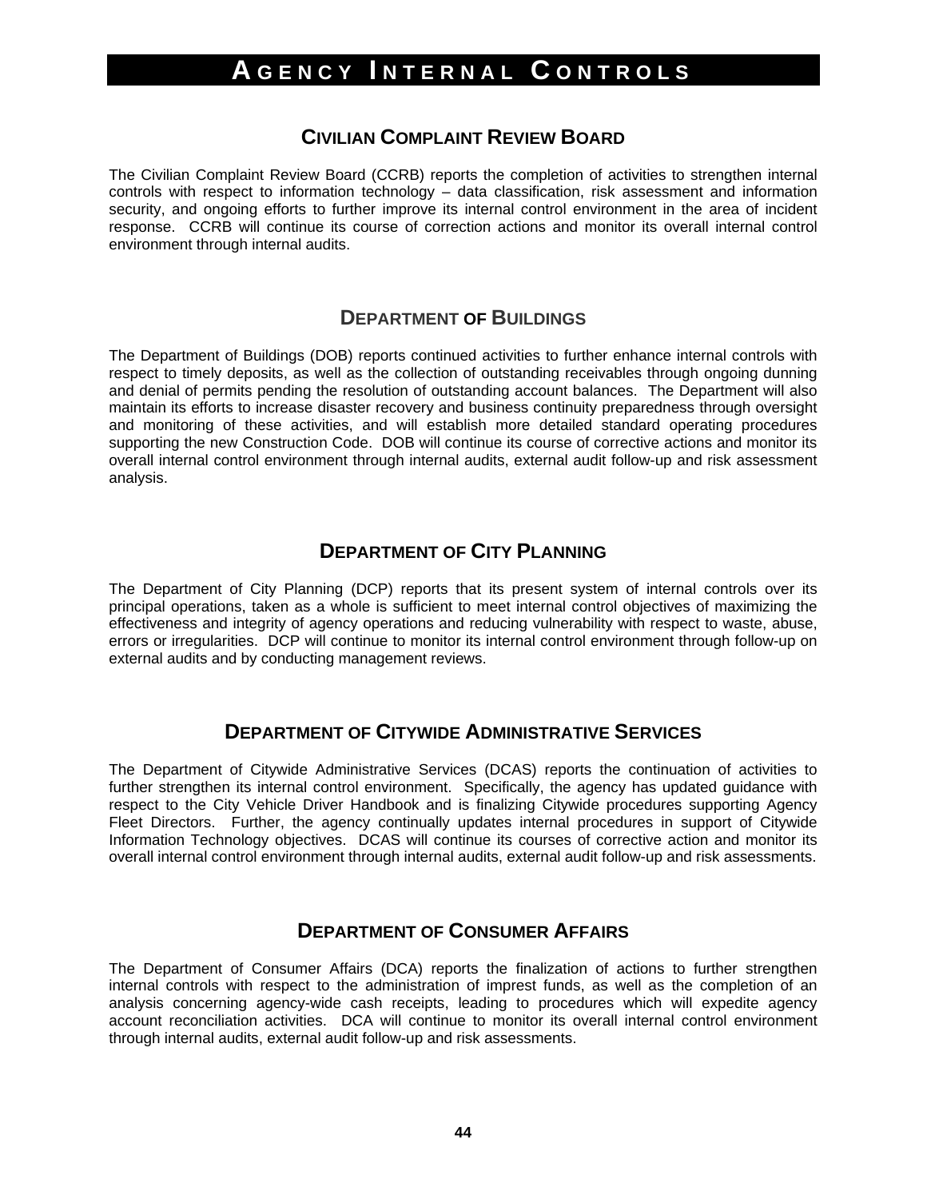# Agency Internal Controls

## Civilian Complaint Review Board

The Civilian Complaint Review Board (CCRB) reports the completion of activities to strengthen internal controls with respect to information technology – data classification, risk assessment and information security, and ongoing efforts to further improve its internal control environment in the area of incident response. CCRB will continue its course of correction actions and monitor its overall internal control environment through internal audits.

## Department of Buildings

The Department of Buildings (DOB) reports continued activities to further enhance internal controls with respect to timely deposits, as well as the collection of outstanding receivables through ongoing dunning and denial of permits pending the resolution of outstanding account balances. The Department will also maintain its efforts to increase disaster recovery and business continuity preparedness through oversight and monitoring of these activities, and will establish more detailed standard operating procedures supporting the new Construction Code. DOB will continue its course of corrective actions and monitor its overall internal control environment through internal audits, external audit follow-up and risk assessment analysis.

## Department of City Planning

The Department of City Planning (DCP) reports that its present system of internal controls over its principal operations, taken as a whole is sufficient to meet internal control objectives of maximizing the effectiveness and integrity of agency operations and reducing vulnerability with respect to waste, abuse, errors or irregularities. DCP will continue to monitor its internal control environment through follow-up on external audits and by conducting management reviews.

## Department of Citywide Administrative Services

The Department of Citywide Administrative Services (DCAS) reports the continuation of activities to further strengthen its internal control environment. Specifically, the agency has updated guidance with respect to the City Vehicle Driver Handbook and is finalizing Citywide procedures supporting Agency Fleet Directors. Further, the agency continually updates internal procedures in support of Citywide Information Technology objectives. DCAS will continue its courses of corrective action and monitor its overall internal control environment through internal audits, external audit follow-up and risk assessments.

## Department of Consumer Affairs

The Department of Consumer Affairs (DCA) reports the finalization of actions to further strengthen internal controls with respect to the administration of imprest funds, as well as the completion of an analysis concerning agency-wide cash receipts, leading to procedures which will expedite agency account reconciliation activities. DCA will continue to monitor its overall internal control environment through internal audits, external audit follow-up and risk assessments.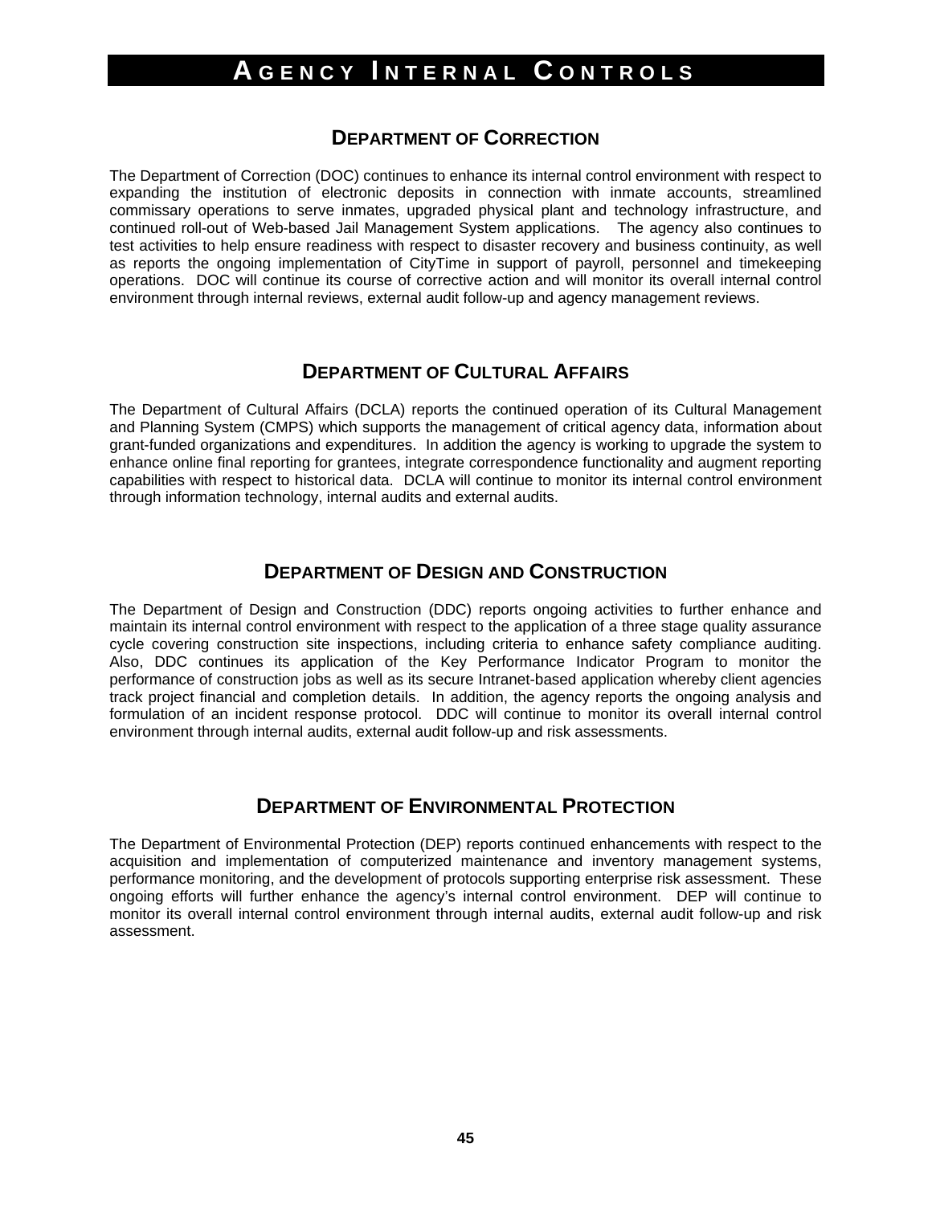# Agency Internal Controls

## Department of Correction

The Department of Correction (DOC) continues to enhance its internal control environment with respect to expanding the institution of electronic deposits in connection with inmate accounts, streamlined commissary operations to serve inmates, upgraded physical plant and technology infrastructure, and continued roll-out of Web-based Jail Management System applications. The agency also continues to test activities to help ensure readiness with respect to disaster recovery and business continuity, as well as reports the ongoing implementation of CityTime in support of payroll, personnel and timekeeping operations. DOC will continue its course of corrective action and will monitor its overall internal control environment through internal reviews, external audit follow-up and agency management reviews.

## Department of Cultural Affairs

The Department of Cultural Affairs (DCLA) reports the continued operation of its Cultural Management and Planning System (CMPS) which supports the management of critical agency data, information about grant-funded organizations and expenditures. In addition the agency is working to upgrade the system to enhance online final reporting for grantees, integrate correspondence functionality and augment reporting capabilities with respect to historical data. DCLA will continue to monitor its internal control environment through information technology, internal audits and external audits.

## Department of Design and Construction

The Department of Design and Construction (DDC) reports ongoing activities to further enhance and maintain its internal control environment with respect to the application of a three stage quality assurance cycle covering construction site inspections, including criteria to enhance safety compliance auditing. Also, DDC continues its application of the Key Performance Indicator Program to monitor the performance of construction jobs as well as its secure Intranet-based application whereby client agencies track project financial and completion details. In addition, the agency reports the ongoing analysis and formulation of an incident response protocol. DDC will continue to monitor its overall internal control environment through internal audits, external audit follow-up and risk assessments.

## Department of Environmental Protection

The Department of Environmental Protection (DEP) reports continued enhancements with respect to the acquisition and implementation of computerized maintenance and inventory management systems, performance monitoring, and the development of protocols supporting enterprise risk assessment. These ongoing efforts will further enhance the agency's internal control environment. DEP will continue to monitor its overall internal control environment through internal audits, external audit follow-up and risk assessment.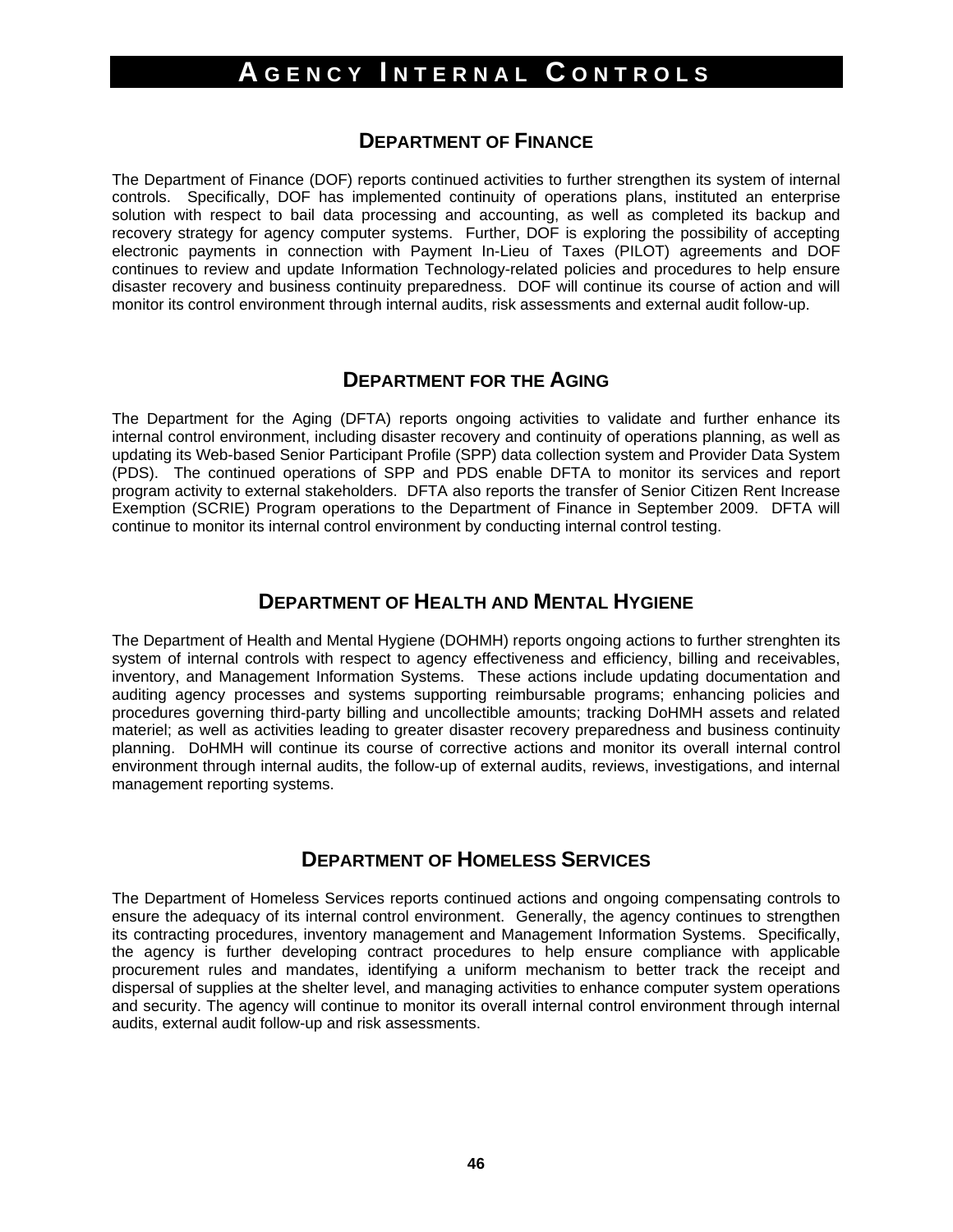# Agency Internal Controls

## Department of Finance

The Department of Finance (DOF) reports continued activities to further strengthen its system of internal controls. Specifically, DOF has implemented continuity of operations plans, instituted an enterprise solution with respect to bail data processing and accounting, as well as completed its backup and recovery strategy for agency computer systems. Further, DOF is exploring the possibility of accepting electronic payments in connection with Payment In-Lieu of Taxes (PILOT) agreements and DOF continues to review and update Information Technology-related policies and procedures to help ensure disaster recovery and business continuity preparedness. DOF will continue its course of action and will monitor its control environment through internal audits, risk assessments and external audit follow-up.

## Department for the Aging

The Department for the Aging (DFTA) reports ongoing activities to validate and further enhance its internal control environment, including disaster recovery and continuity of operations planning, as well as updating its Web-based Senior Participant Profile (SPP) data collection system and Provider Data System (PDS). The continued operations of SPP and PDS enable DFTA to monitor its services and report program activity to external stakeholders. DFTA also reports the transfer of Senior Citizen Rent Increase Exemption (SCRIE) Program operations to the Department of Finance in September 2009. DFTA will continue to monitor its internal control environment by conducting internal control testing.

## Department of Health and Mental Hygiene

The Department of Health and Mental Hygiene (DOHMH) reports ongoing actions to further strenghten its system of internal controls with respect to agency effectiveness and efficiency, billing and receivables, inventory, and Management Information Systems. These actions include updating documentation and auditing agency processes and systems supporting reimbursable programs; enhancing policies and procedures governing third-party billing and uncollectible amounts; tracking DoHMH assets and related materiel; as well as activities leading to greater disaster recovery preparedness and business continuity planning. DoHMH will continue its course of corrective actions and monitor its overall internal control environment through internal audits, the follow-up of external audits, reviews, investigations, and internal management reporting systems.

## Department of Homeless Services

The Department of Homeless Services reports continued actions and ongoing compensating controls to ensure the adequacy of its internal control environment. Generally, the agency continues to strengthen its contracting procedures, inventory management and Management Information Systems. Specifically, the agency is further developing contract procedures to help ensure compliance with applicable procurement rules and mandates, identifying a uniform mechanism to better track the receipt and dispersal of supplies at the shelter level, and managing activities to enhance computer system operations and security. The agency will continue to monitor its overall internal control environment through internal audits, external audit follow-up and risk assessments.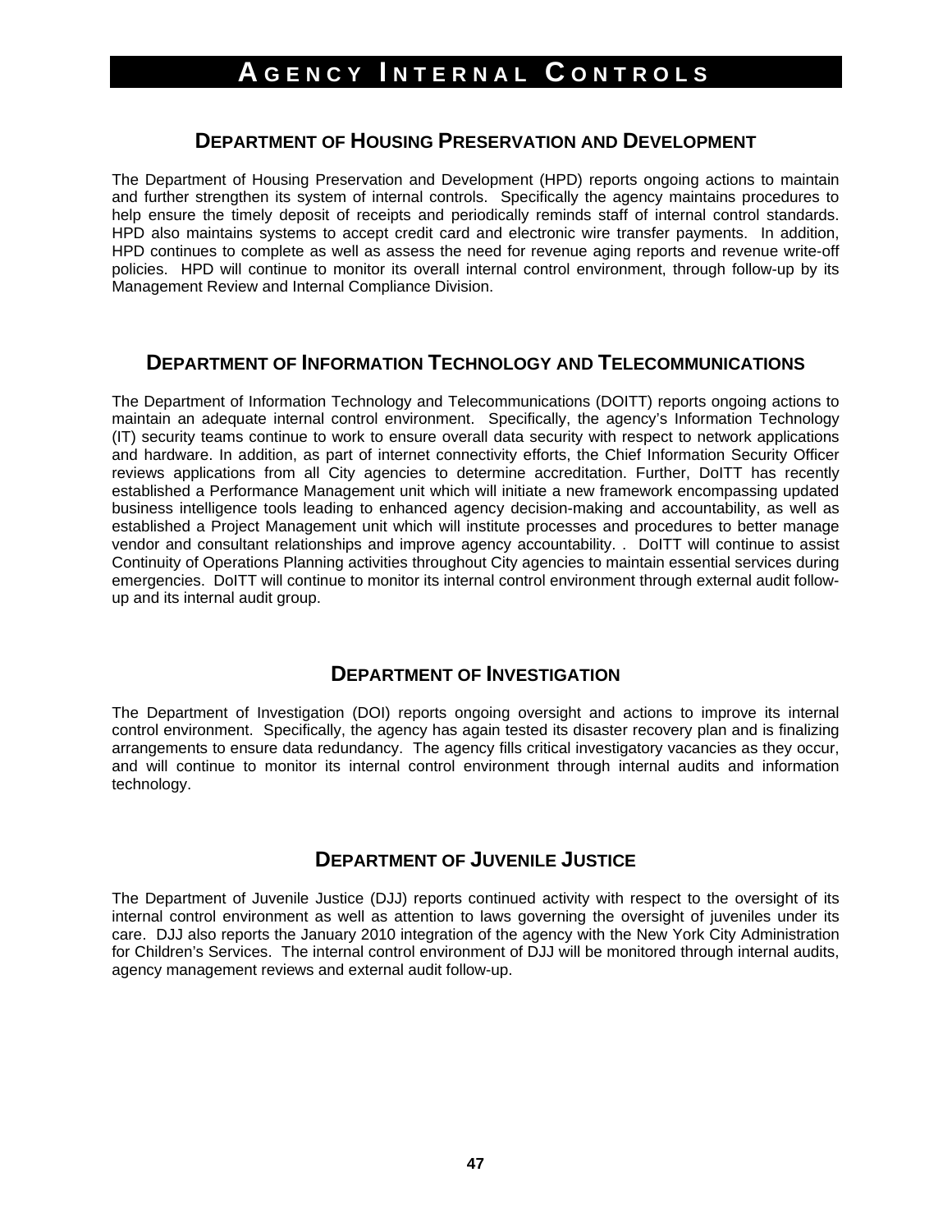# AGENCY INTERNAL CONTROLS

## DEPARTMENT OF HOUSING PRESERVATION AND DEVELOPMENT

The Department of Housing Preservation and Development (HPD) reports ongoing actions to maintain and further strengthen its system of internal controls. Specifically the agency maintains procedures to help ensure the timely deposit of receipts and periodically reminds staff of internal control standards. HPD also maintains systems to accept credit card and electronic wire transfer payments. In addition, HPD continues to complete as well as assess the need for revenue aging reports and revenue write-off policies. HPD will continue to monitor its overall internal control environment, through follow-up by its Management Review and Internal Compliance Division.

## DEPARTMENT OF INFORMATION TECHNOLOGY AND TELECOMMUNICATIONS

The Department of Information Technology and Telecommunications (DOITT) reports ongoing actions to maintain an adequate internal control environment. Specifically, the agency's Information Technology (IT) security teams continue to work to ensure overall data security with respect to network applications and hardware. In addition, as part of internet connectivity efforts, the Chief Information Security Officer reviews applications from all City agencies to determine accreditation. Further, DoITT has recently established a Performance Management unit which will initiate a new framework encompassing updated business intelligence tools leading to enhanced agency decision-making and accountability, as well as established a Project Management unit which will institute processes and procedures to better manage vendor and consultant relationships and improve agency accountability. . DoITT will continue to assist Continuity of Operations Planning activities throughout City agencies to maintain essential services during emergencies. DoITT will continue to monitor its internal control environment through external audit follow-up and its internal audit group.

## DEPARTMENT OF INVESTIGATION

The Department of Investigation (DOI) reports ongoing oversight and actions to improve its internal control environment. Specifically, the agency has again tested its disaster recovery plan and is finalizing arrangements to ensure data redundancy. The agency fills critical investigatory vacancies as they occur, and will continue to monitor its internal control environment through internal audits and information technology.

## DEPARTMENT OF JUVENILE JUSTICE

The Department of Juvenile Justice (DJJ) reports continued activity with respect to the oversight of its internal control environment as well as attention to laws governing the oversight of juveniles under its care. DJJ also reports the January 2010 integration of the agency with the New York City Administration for Children's Services. The internal control environment of DJJ will be monitored through internal audits, agency management reviews and external audit follow-up.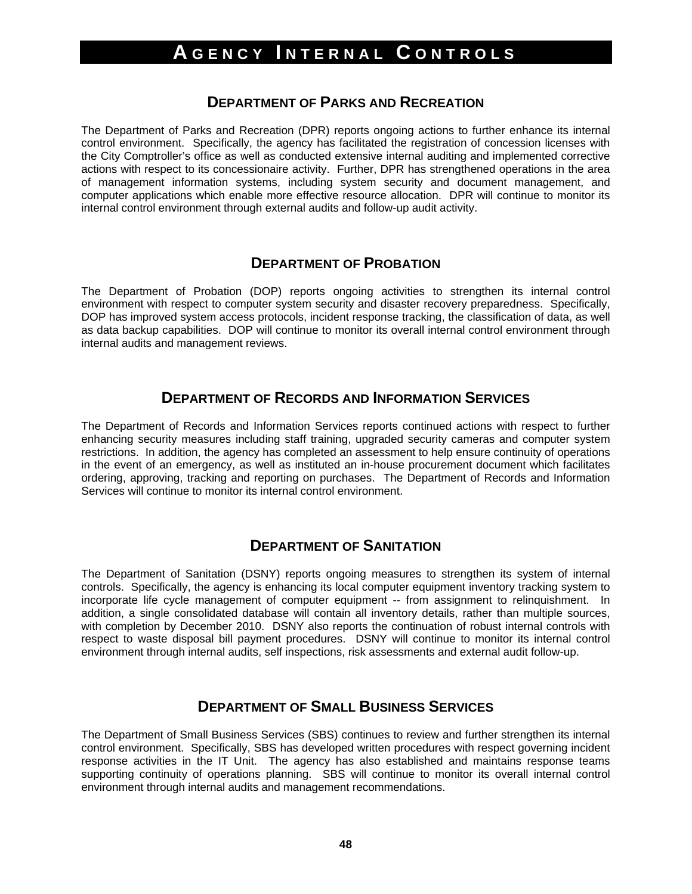# Agency Internal Controls

## Department of Parks and Recreation

The Department of Parks and Recreation (DPR) reports ongoing actions to further enhance its internal control environment. Specifically, the agency has facilitated the registration of concession licenses with the City Comptroller's office as well as conducted extensive internal auditing and implemented corrective actions with respect to its concessionaire activity. Further, DPR has strengthened operations in the area of management information systems, including system security and document management, and computer applications which enable more effective resource allocation. DPR will continue to monitor its internal control environment through external audits and follow-up audit activity.

## Department of Probation

The Department of Probation (DOP) reports ongoing activities to strengthen its internal control environment with respect to computer system security and disaster recovery preparedness. Specifically, DOP has improved system access protocols, incident response tracking, the classification of data, as well as data backup capabilities. DOP will continue to monitor its overall internal control environment through internal audits and management reviews.

## Department of Records and Information Services

The Department of Records and Information Services reports continued actions with respect to further enhancing security measures including staff training, upgraded security cameras and computer system restrictions. In addition, the agency has completed an assessment to help ensure continuity of operations in the event of an emergency, as well as instituted an in-house procurement document which facilitates ordering, approving, tracking and reporting on purchases. The Department of Records and Information Services will continue to monitor its internal control environment.

## Department of Sanitation

The Department of Sanitation (DSNY) reports ongoing measures to strengthen its system of internal controls. Specifically, the agency is enhancing its local computer equipment inventory tracking system to incorporate life cycle management of computer equipment -- from assignment to relinquishment. In addition, a single consolidated database will contain all inventory details, rather than multiple sources, with completion by December 2010. DSNY also reports the continuation of robust internal controls with respect to waste disposal bill payment procedures. DSNY will continue to monitor its internal control environment through internal audits, self inspections, risk assessments and external audit follow-up.

## Department of Small Business Services

The Department of Small Business Services (SBS) continues to review and further strengthen its internal control environment. Specifically, SBS has developed written procedures with respect governing incident response activities in the IT Unit. The agency has also established and maintains response teams supporting continuity of operations planning. SBS will continue to monitor its overall internal control environment through internal audits and management recommendations.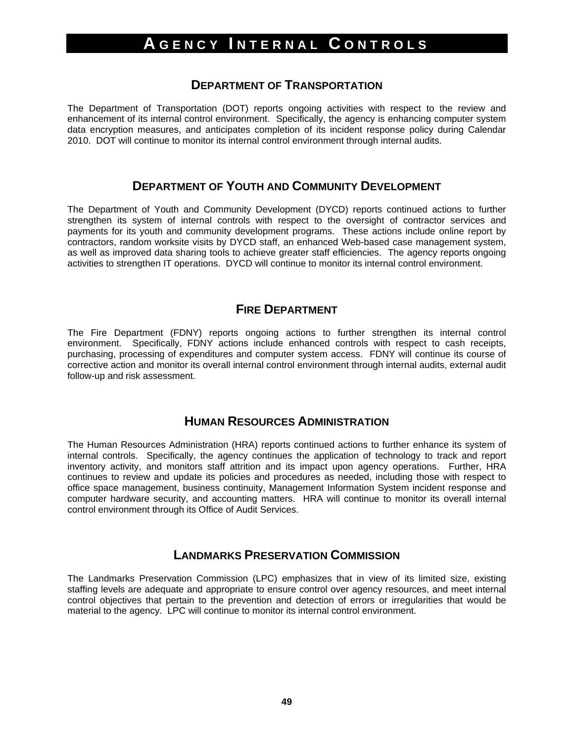# Agency Internal Controls

## Department of Transportation

The Department of Transportation (DOT) reports ongoing activities with respect to the review and enhancement of its internal control environment. Specifically, the agency is enhancing computer system data encryption measures, and anticipates completion of its incident response policy during Calendar 2010. DOT will continue to monitor its internal control environment through internal audits.

## Department of Youth and Community Development

The Department of Youth and Community Development (DYCD) reports continued actions to further strengthen its system of internal controls with respect to the oversight of contractor services and payments for its youth and community development programs. These actions include online report by contractors, random worksite visits by DYCD staff, an enhanced Web-based case management system, as well as improved data sharing tools to achieve greater staff efficiencies. The agency reports ongoing activities to strengthen IT operations. DYCD will continue to monitor its internal control environment.

## Fire Department

The Fire Department (FDNY) reports ongoing actions to further strengthen its internal control environment. Specifically, FDNY actions include enhanced controls with respect to cash receipts, purchasing, processing of expenditures and computer system access. FDNY will continue its course of corrective action and monitor its overall internal control environment through internal audits, external audit follow-up and risk assessment.

## Human Resources Administration

The Human Resources Administration (HRA) reports continued actions to further enhance its system of internal controls. Specifically, the agency continues the application of technology to track and report inventory activity, and monitors staff attrition and its impact upon agency operations. Further, HRA continues to review and update its policies and procedures as needed, including those with respect to office space management, business continuity, Management Information System incident response and computer hardware security, and accounting matters. HRA will continue to monitor its overall internal control environment through its Office of Audit Services.

## Landmarks Preservation Commission

The Landmarks Preservation Commission (LPC) emphasizes that in view of its limited size, existing staffing levels are adequate and appropriate to ensure control over agency resources, and meet internal control objectives that pertain to the prevention and detection of errors or irregularities that would be material to the agency. LPC will continue to monitor its internal control environment.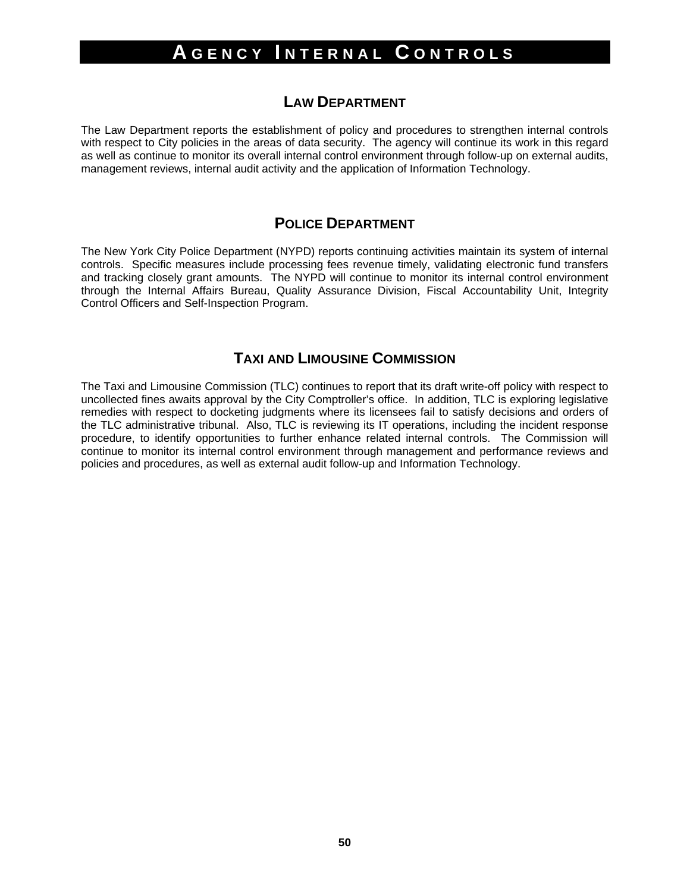# AGENCY INTERNAL CONTROLS

## LAW DEPARTMENT

The Law Department reports the establishment of policy and procedures to strengthen internal controls with respect to City policies in the areas of data security. The agency will continue its work in this regard as well as continue to monitor its overall internal control environment through follow-up on external audits, management reviews, internal audit activity and the application of Information Technology.

## POLICE DEPARTMENT

The New York City Police Department (NYPD) reports continuing activities maintain its system of internal controls. Specific measures include processing fees revenue timely, validating electronic fund transfers and tracking closely grant amounts. The NYPD will continue to monitor its internal control environment through the Internal Affairs Bureau, Quality Assurance Division, Fiscal Accountability Unit, Integrity Control Officers and Self-Inspection Program.

## TAXI AND LIMOUSINE COMMISSION

The Taxi and Limousine Commission (TLC) continues to report that its draft write-off policy with respect to uncollected fines awaits approval by the City Comptroller's office. In addition, TLC is exploring legislative remedies with respect to docketing judgments where its licensees fail to satisfy decisions and orders of the TLC administrative tribunal. Also, TLC is reviewing its IT operations, including the incident response procedure, to identify opportunities to further enhance related internal controls. The Commission will continue to monitor its internal control environment through management and performance reviews and policies and procedures, as well as external audit follow-up and Information Technology.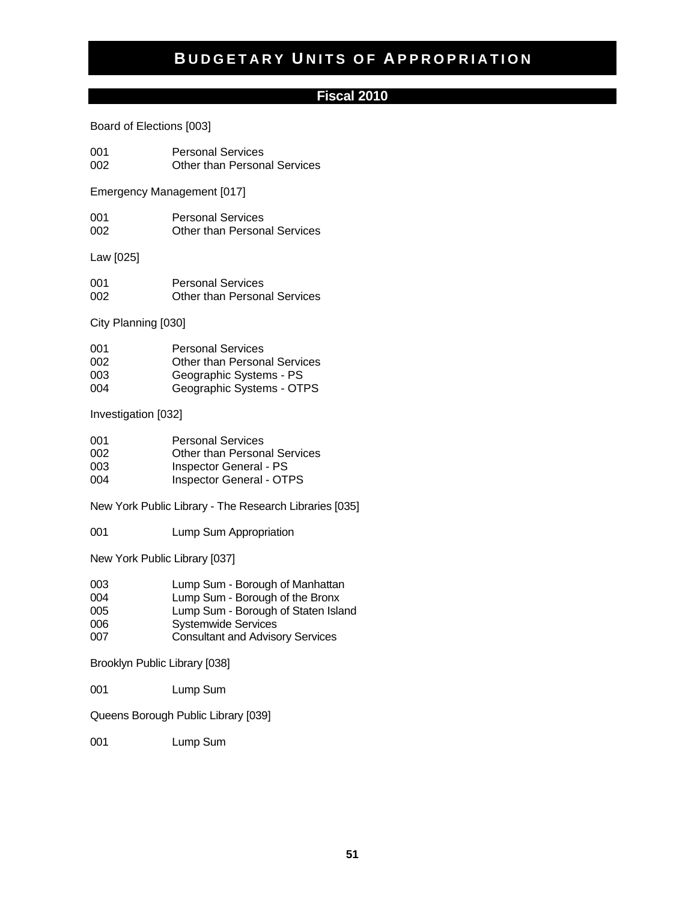# Budgetary Units of Appropriation

## Fiscal 2010

Board of Elections [003]

| | |
|---|---|
| 001 | Personal Services |
| 002 | Other than Personal Services |

Emergency Management [017]

| | |
|---|---|
| 001 | Personal Services |
| 002 | Other than Personal Services |

Law [025]

| | |
|---|---|
| 001 | Personal Services |
| 002 | Other than Personal Services |

City Planning [030]

| | |
|---|---|
| 001 | Personal Services |
| 002 | Other than Personal Services |
| 003 | Geographic Systems - PS |
| 004 | Geographic Systems - OTPS |

Investigation [032]

| | |
|---|---|
| 001 | Personal Services |
| 002 | Other than Personal Services |
| 003 | Inspector General - PS |
| 004 | Inspector General - OTPS |

New York Public Library - The Research Libraries [035]

| | |
|---|---|
| 001 | Lump Sum Appropriation |

New York Public Library [037]

| | |
|---|---|
| 003 | Lump Sum - Borough of Manhattan |
| 004 | Lump Sum - Borough of the Bronx |
| 005 | Lump Sum - Borough of Staten Island |
| 006 | Systemwide Services |
| 007 | Consultant and Advisory Services |

Brooklyn Public Library [038]

| | |
|---|---|
| 001 | Lump Sum |

Queens Borough Public Library [039]

| | |
|---|---|
| 001 | Lump Sum |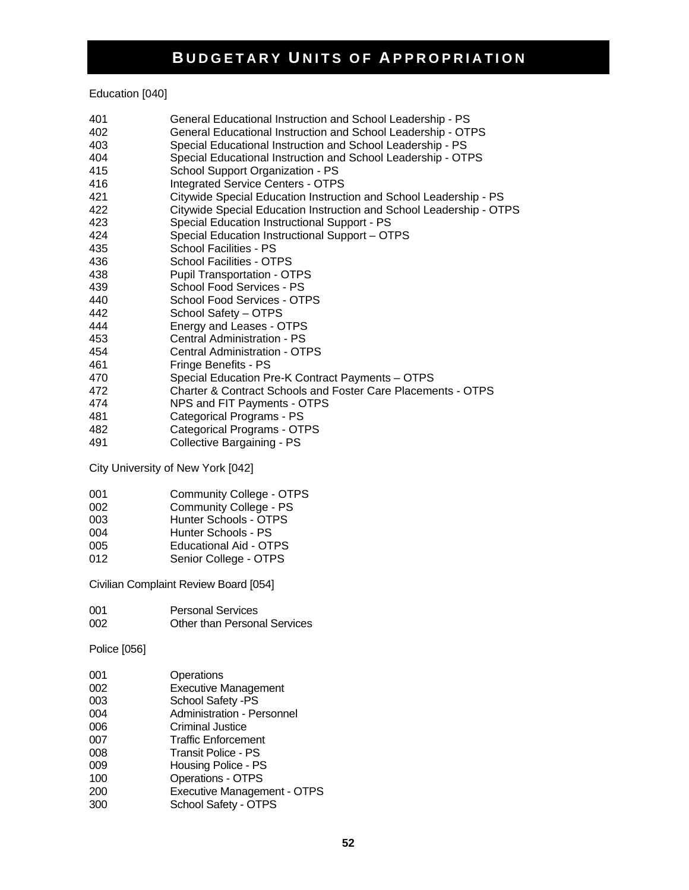# Budgetary Units of Appropriation

Education [040]

| | |
|---|---|
| 401 | General Educational Instruction and School Leadership - PS |
| 402 | General Educational Instruction and School Leadership - OTPS |
| 403 | Special Educational Instruction and School Leadership - PS |
| 404 | Special Educational Instruction and School Leadership - OTPS |
| 415 | School Support Organization - PS |
| 416 | Integrated Service Centers - OTPS |
| 421 | Citywide Special Education Instruction and School Leadership - PS |
| 422 | Citywide Special Education Instruction and School Leadership - OTPS |
| 423 | Special Education Instructional Support - PS |
| 424 | Special Education Instructional Support – OTPS |
| 435 | School Facilities - PS |
| 436 | School Facilities - OTPS |
| 438 | Pupil Transportation - OTPS |
| 439 | School Food Services - PS |
| 440 | School Food Services - OTPS |
| 442 | School Safety – OTPS |
| 444 | Energy and Leases - OTPS |
| 453 | Central Administration - PS |
| 454 | Central Administration - OTPS |
| 461 | Fringe Benefits - PS |
| 470 | Special Education Pre-K Contract Payments – OTPS |
| 472 | Charter & Contract Schools and Foster Care Placements - OTPS |
| 474 | NPS and FIT Payments - OTPS |
| 481 | Categorical Programs - PS |
| 482 | Categorical Programs - OTPS |
| 491 | Collective Bargaining - PS |

City University of New York [042]

| | |
|---|---|
| 001 | Community College - OTPS |
| 002 | Community College - PS |
| 003 | Hunter Schools - OTPS |
| 004 | Hunter Schools - PS |
| 005 | Educational Aid - OTPS |
| 012 | Senior College - OTPS |

Civilian Complaint Review Board [054]

| | |
|---|---|
| 001 | Personal Services |
| 002 | Other than Personal Services |

Police [056]

| | |
|---|---|
| 001 | Operations |
| 002 | Executive Management |
| 003 | School Safety -PS |
| 004 | Administration - Personnel |
| 006 | Criminal Justice |
| 007 | Traffic Enforcement |
| 008 | Transit Police - PS |
| 009 | Housing Police - PS |
| 100 | Operations - OTPS |
| 200 | Executive Management - OTPS |
| 300 | School Safety - OTPS |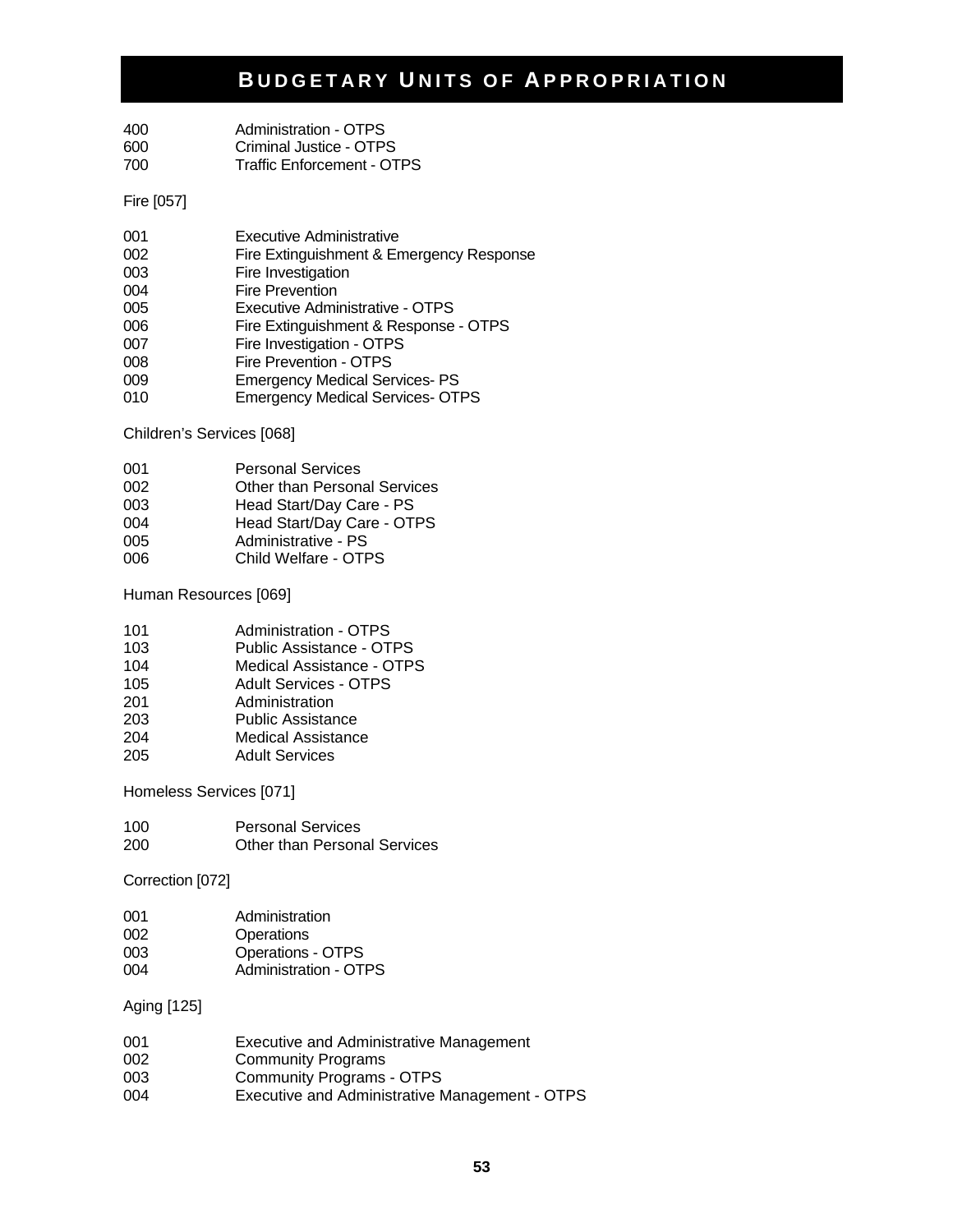# BUDGETARY UNITS OF APPROPRIATION

| | |
|---|---|
| 400 | Administration - OTPS |
| 600 | Criminal Justice - OTPS |
| 700 | Traffic Enforcement - OTPS |

Fire [057]

| | |
|---|---|
| 001 | Executive Administrative |
| 002 | Fire Extinguishment & Emergency Response |
| 003 | Fire Investigation |
| 004 | Fire Prevention |
| 005 | Executive Administrative - OTPS |
| 006 | Fire Extinguishment & Response - OTPS |
| 007 | Fire Investigation - OTPS |
| 008 | Fire Prevention - OTPS |
| 009 | Emergency Medical Services- PS |
| 010 | Emergency Medical Services- OTPS |

Children's Services [068]

| | |
|---|---|
| 001 | Personal Services |
| 002 | Other than Personal Services |
| 003 | Head Start/Day Care - PS |
| 004 | Head Start/Day Care - OTPS |
| 005 | Administrative - PS |
| 006 | Child Welfare - OTPS |

Human Resources [069]

| | |
|---|---|
| 101 | Administration - OTPS |
| 103 | Public Assistance - OTPS |
| 104 | Medical Assistance - OTPS |
| 105 | Adult Services - OTPS |
| 201 | Administration |
| 203 | Public Assistance |
| 204 | Medical Assistance |
| 205 | Adult Services |

Homeless Services [071]

| | |
|---|---|
| 100 | Personal Services |
| 200 | Other than Personal Services |

Correction [072]

| | |
|---|---|
| 001 | Administration |
| 002 | Operations |
| 003 | Operations - OTPS |
| 004 | Administration - OTPS |

Aging [125]

| | |
|---|---|
| 001 | Executive and Administrative Management |
| 002 | Community Programs |
| 003 | Community Programs - OTPS |
| 004 | Executive and Administrative Management - OTPS |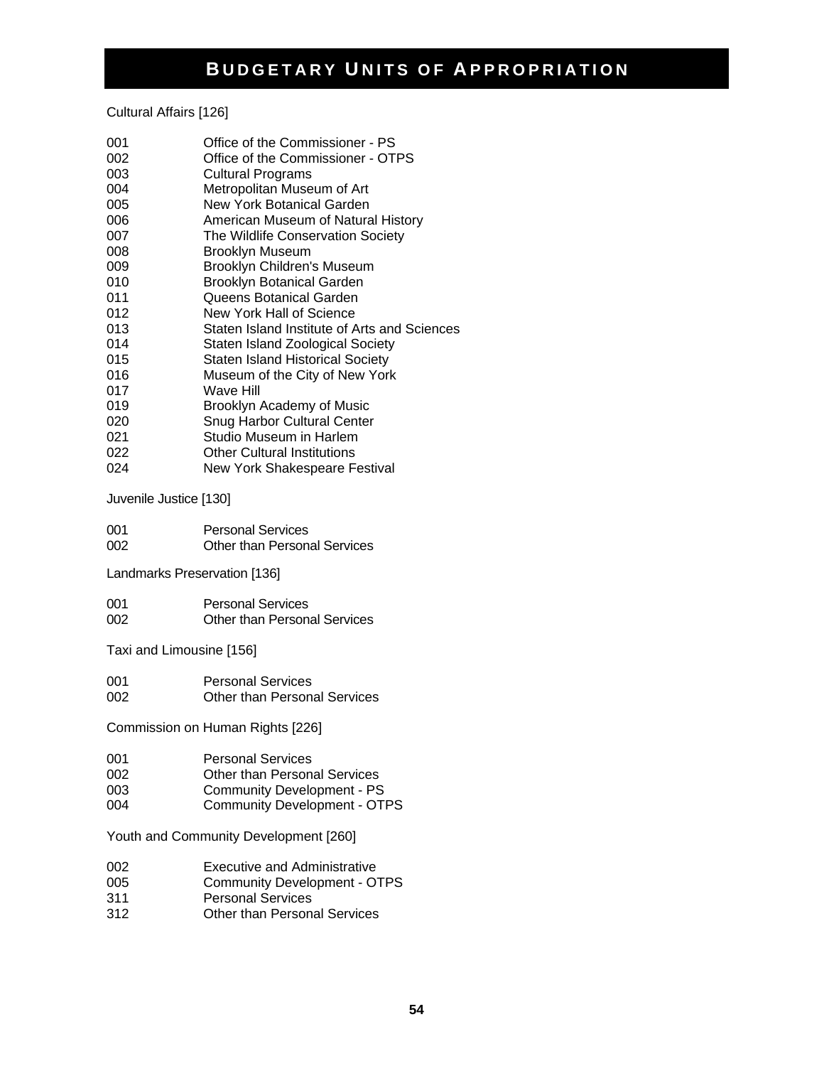# Budgetary Units of Appropriation

Cultural Affairs [126]

| | |
|---|---|
| 001 | Office of the Commissioner - PS |
| 002 | Office of the Commissioner - OTPS |
| 003 | Cultural Programs |
| 004 | Metropolitan Museum of Art |
| 005 | New York Botanical Garden |
| 006 | American Museum of Natural History |
| 007 | The Wildlife Conservation Society |
| 008 | Brooklyn Museum |
| 009 | Brooklyn Children's Museum |
| 010 | Brooklyn Botanical Garden |
| 011 | Queens Botanical Garden |
| 012 | New York Hall of Science |
| 013 | Staten Island Institute of Arts and Sciences |
| 014 | Staten Island Zoological Society |
| 015 | Staten Island Historical Society |
| 016 | Museum of the City of New York |
| 017 | Wave Hill |
| 019 | Brooklyn Academy of Music |
| 020 | Snug Harbor Cultural Center |
| 021 | Studio Museum in Harlem |
| 022 | Other Cultural Institutions |
| 024 | New York Shakespeare Festival |

Juvenile Justice [130]

| | |
|---|---|
| 001 | Personal Services |
| 002 | Other than Personal Services |

Landmarks Preservation [136]

| | |
|---|---|
| 001 | Personal Services |
| 002 | Other than Personal Services |

Taxi and Limousine [156]

| | |
|---|---|
| 001 | Personal Services |
| 002 | Other than Personal Services |

Commission on Human Rights [226]

| | |
|---|---|
| 001 | Personal Services |
| 002 | Other than Personal Services |
| 003 | Community Development - PS |
| 004 | Community Development - OTPS |

Youth and Community Development [260]

| | |
|---|---|
| 002 | Executive and Administrative |
| 005 | Community Development - OTPS |
| 311 | Personal Services |
| 312 | Other than Personal Services |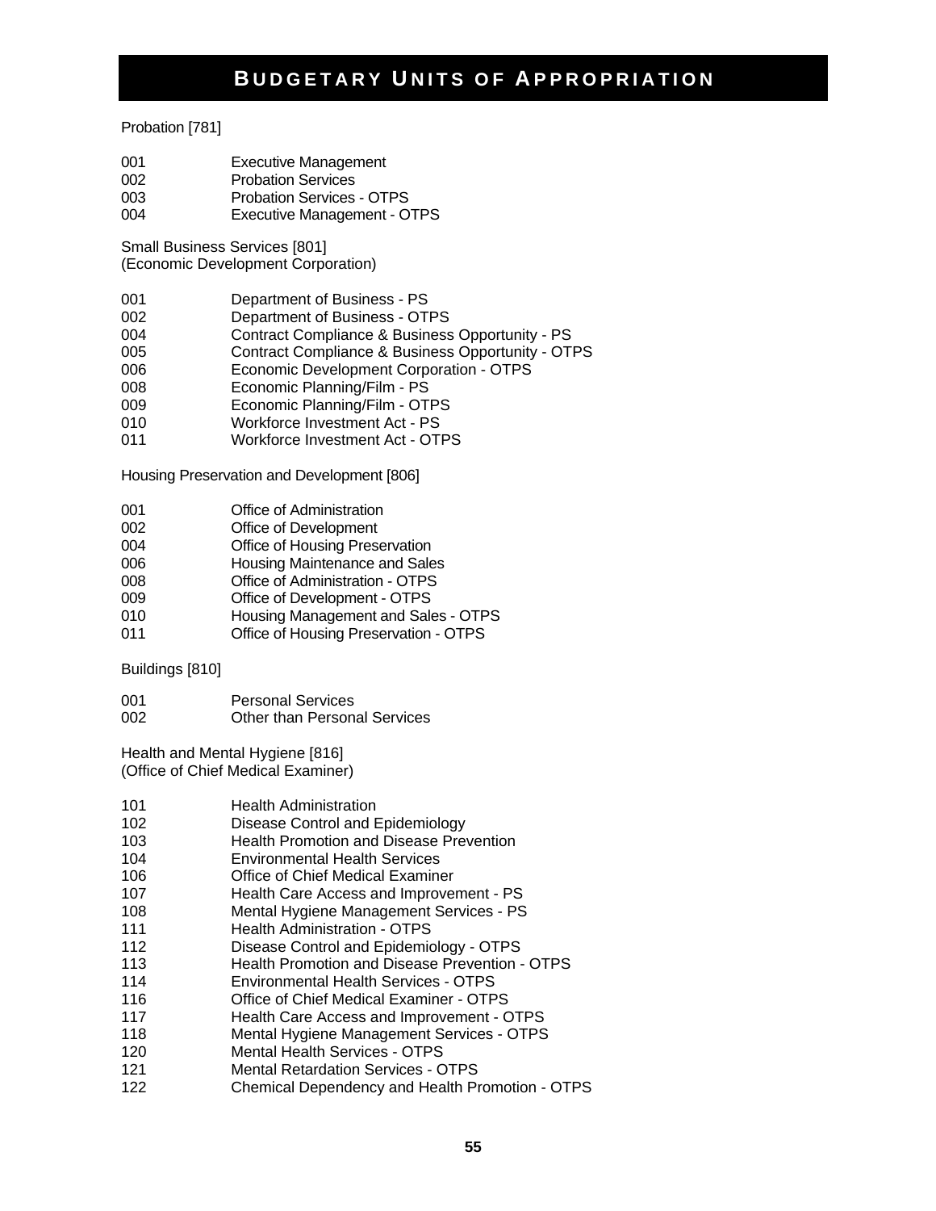# Budgetary Units of Appropriation

Probation [781]

| | |
|---|---|
| 001 | Executive Management |
| 002 | Probation Services |
| 003 | Probation Services - OTPS |
| 004 | Executive Management - OTPS |

Small Business Services [801]
(Economic Development Corporation)

| | |
|---|---|
| 001 | Department of Business - PS |
| 002 | Department of Business - OTPS |
| 004 | Contract Compliance & Business Opportunity - PS |
| 005 | Contract Compliance & Business Opportunity - OTPS |
| 006 | Economic Development Corporation - OTPS |
| 008 | Economic Planning/Film - PS |
| 009 | Economic Planning/Film - OTPS |
| 010 | Workforce Investment Act - PS |
| 011 | Workforce Investment Act - OTPS |

Housing Preservation and Development [806]

| | |
|---|---|
| 001 | Office of Administration |
| 002 | Office of Development |
| 004 | Office of Housing Preservation |
| 006 | Housing Maintenance and Sales |
| 008 | Office of Administration - OTPS |
| 009 | Office of Development - OTPS |
| 010 | Housing Management and Sales - OTPS |
| 011 | Office of Housing Preservation - OTPS |

Buildings [810]

| | |
|---|---|
| 001 | Personal Services |
| 002 | Other than Personal Services |

Health and Mental Hygiene [816]
(Office of Chief Medical Examiner)

| | |
|---|---|
| 101 | Health Administration |
| 102 | Disease Control and Epidemiology |
| 103 | Health Promotion and Disease Prevention |
| 104 | Environmental Health Services |
| 106 | Office of Chief Medical Examiner |
| 107 | Health Care Access and Improvement - PS |
| 108 | Mental Hygiene Management Services - PS |
| 111 | Health Administration - OTPS |
| 112 | Disease Control and Epidemiology - OTPS |
| 113 | Health Promotion and Disease Prevention - OTPS |
| 114 | Environmental Health Services - OTPS |
| 116 | Office of Chief Medical Examiner - OTPS |
| 117 | Health Care Access and Improvement - OTPS |
| 118 | Mental Hygiene Management Services - OTPS |
| 120 | Mental Health Services - OTPS |
| 121 | Mental Retardation Services - OTPS |
| 122 | Chemical Dependency and Health Promotion - OTPS |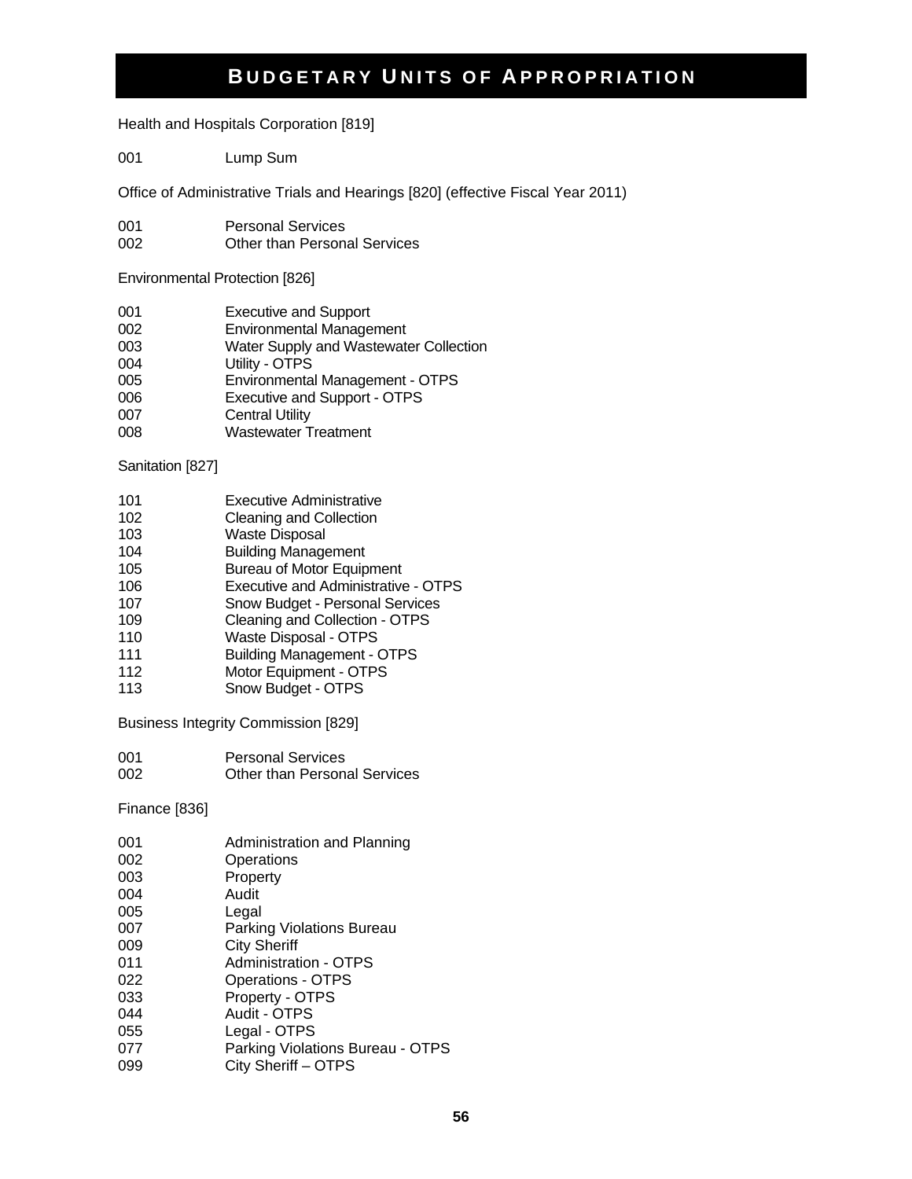# BUDGETARY UNITS OF APPROPRIATION

Health and Hospitals Corporation [819]

| | |
|---|---|
| 001 | Lump Sum |

Office of Administrative Trials and Hearings [820] (effective Fiscal Year 2011)

| | |
|---|---|
| 001 | Personal Services |
| 002 | Other than Personal Services |

Environmental Protection [826]

| | |
|---|---|
| 001 | Executive and Support |
| 002 | Environmental Management |
| 003 | Water Supply and Wastewater Collection |
| 004 | Utility - OTPS |
| 005 | Environmental Management - OTPS |
| 006 | Executive and Support - OTPS |
| 007 | Central Utility |
| 008 | Wastewater Treatment |

Sanitation [827]

| | |
|---|---|
| 101 | Executive Administrative |
| 102 | Cleaning and Collection |
| 103 | Waste Disposal |
| 104 | Building Management |
| 105 | Bureau of Motor Equipment |
| 106 | Executive and Administrative - OTPS |
| 107 | Snow Budget - Personal Services |
| 109 | Cleaning and Collection - OTPS |
| 110 | Waste Disposal - OTPS |
| 111 | Building Management - OTPS |
| 112 | Motor Equipment - OTPS |
| 113 | Snow Budget - OTPS |

Business Integrity Commission [829]

| | |
|---|---|
| 001 | Personal Services |
| 002 | Other than Personal Services |

Finance [836]

| | |
|---|---|
| 001 | Administration and Planning |
| 002 | Operations |
| 003 | Property |
| 004 | Audit |
| 005 | Legal |
| 007 | Parking Violations Bureau |
| 009 | City Sheriff |
| 011 | Administration - OTPS |
| 022 | Operations - OTPS |
| 033 | Property - OTPS |
| 044 | Audit - OTPS |
| 055 | Legal - OTPS |
| 077 | Parking Violations Bureau - OTPS |
| 099 | City Sheriff – OTPS |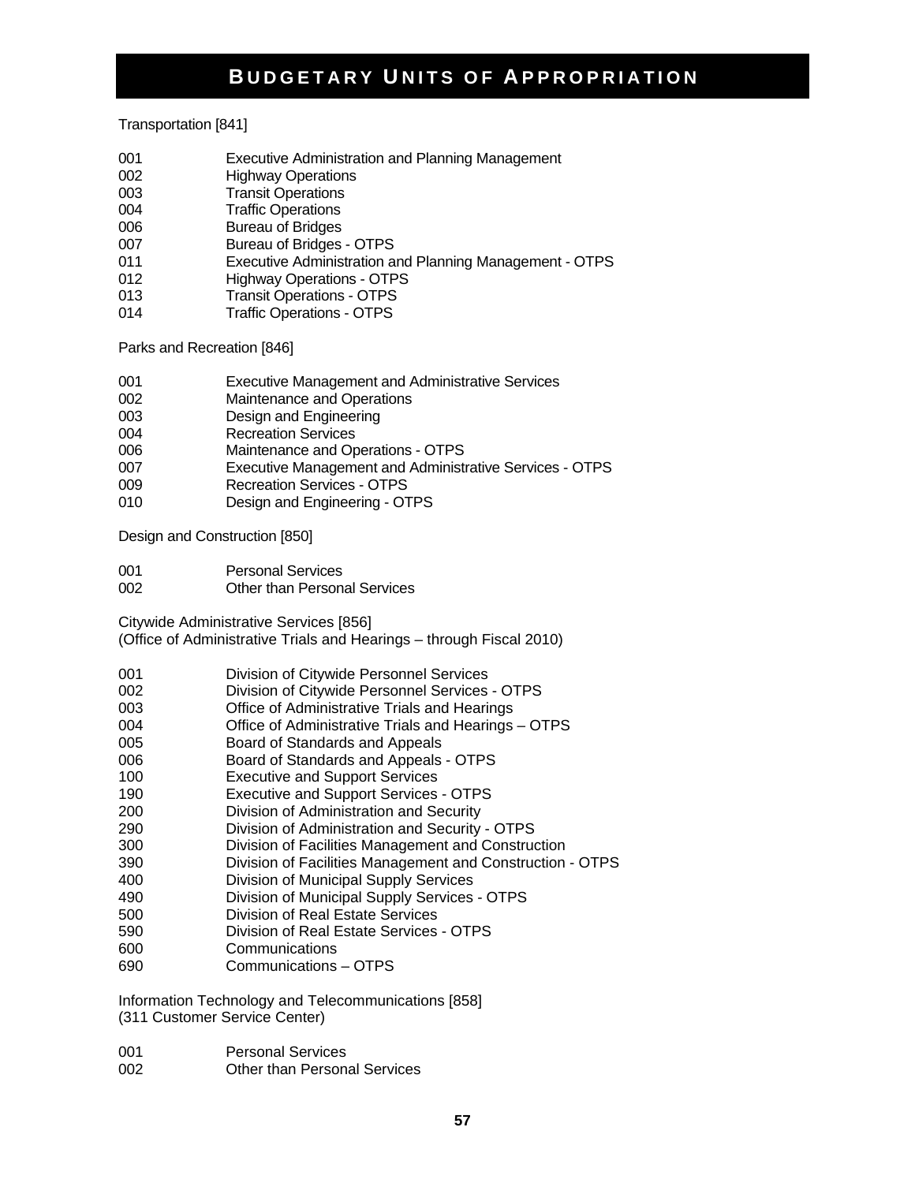# BUDGETARY UNITS OF APPROPRIATION

Transportation [841]

| | |
|---|---|
| 001 | Executive Administration and Planning Management |
| 002 | Highway Operations |
| 003 | Transit Operations |
| 004 | Traffic Operations |
| 006 | Bureau of Bridges |
| 007 | Bureau of Bridges - OTPS |
| 011 | Executive Administration and Planning Management - OTPS |
| 012 | Highway Operations - OTPS |
| 013 | Transit Operations - OTPS |
| 014 | Traffic Operations - OTPS |

Parks and Recreation [846]

| | |
|---|---|
| 001 | Executive Management and Administrative Services |
| 002 | Maintenance and Operations |
| 003 | Design and Engineering |
| 004 | Recreation Services |
| 006 | Maintenance and Operations - OTPS |
| 007 | Executive Management and Administrative Services - OTPS |
| 009 | Recreation Services - OTPS |
| 010 | Design and Engineering - OTPS |

Design and Construction [850]

| | |
|---|---|
| 001 | Personal Services |
| 002 | Other than Personal Services |

Citywide Administrative Services [856]
(Office of Administrative Trials and Hearings – through Fiscal 2010)

| | |
|---|---|
| 001 | Division of Citywide Personnel Services |
| 002 | Division of Citywide Personnel Services - OTPS |
| 003 | Office of Administrative Trials and Hearings |
| 004 | Office of Administrative Trials and Hearings – OTPS |
| 005 | Board of Standards and Appeals |
| 006 | Board of Standards and Appeals - OTPS |
| 100 | Executive and Support Services |
| 190 | Executive and Support Services - OTPS |
| 200 | Division of Administration and Security |
| 290 | Division of Administration and Security - OTPS |
| 300 | Division of Facilities Management and Construction |
| 390 | Division of Facilities Management and Construction - OTPS |
| 400 | Division of Municipal Supply Services |
| 490 | Division of Municipal Supply Services - OTPS |
| 500 | Division of Real Estate Services |
| 590 | Division of Real Estate Services - OTPS |
| 600 | Communications |
| 690 | Communications – OTPS |

Information Technology and Telecommunications [858]
(311 Customer Service Center)

| | |
|---|---|
| 001 | Personal Services |
| 002 | Other than Personal Services |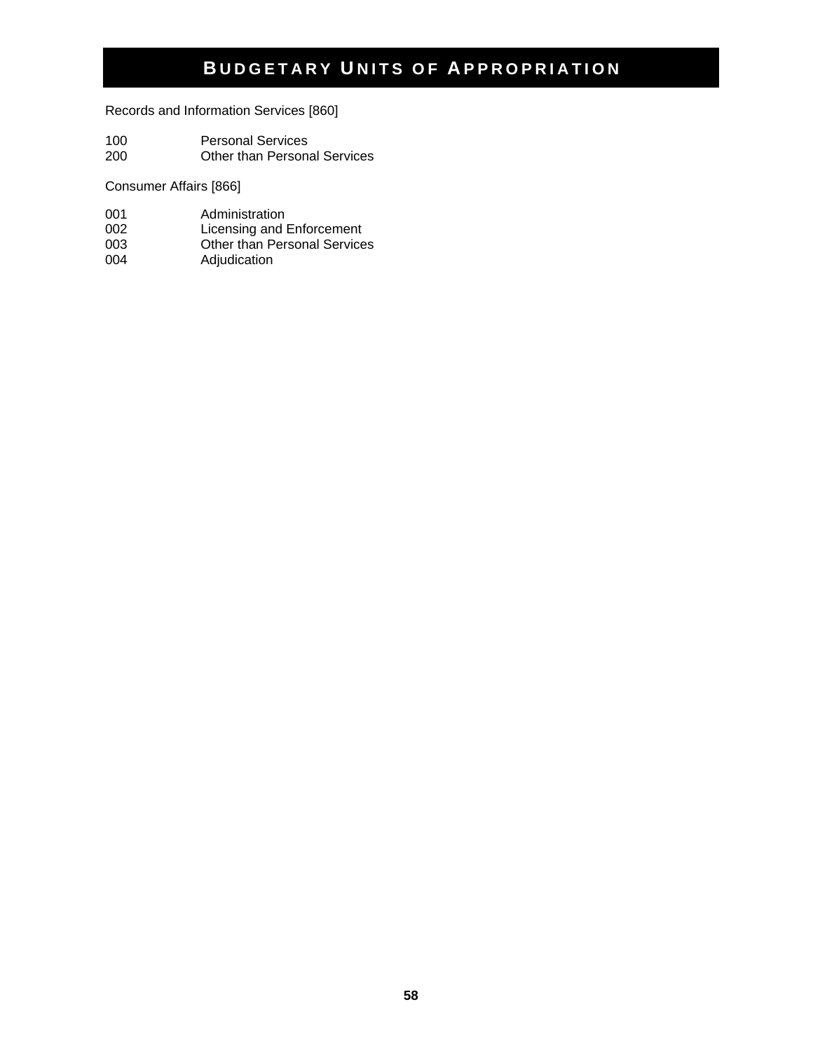# BUDGETARY UNITS OF APPROPRIATION

Records and Information Services [860]

| | |
|---|---|
| 100 | Personal Services |
| 200 | Other than Personal Services |

Consumer Affairs [866]

| | |
|---|---|
| 001 | Administration |
| 002 | Licensing and Enforcement |
| 003 | Other than Personal Services |
| 004 | Adjudication |